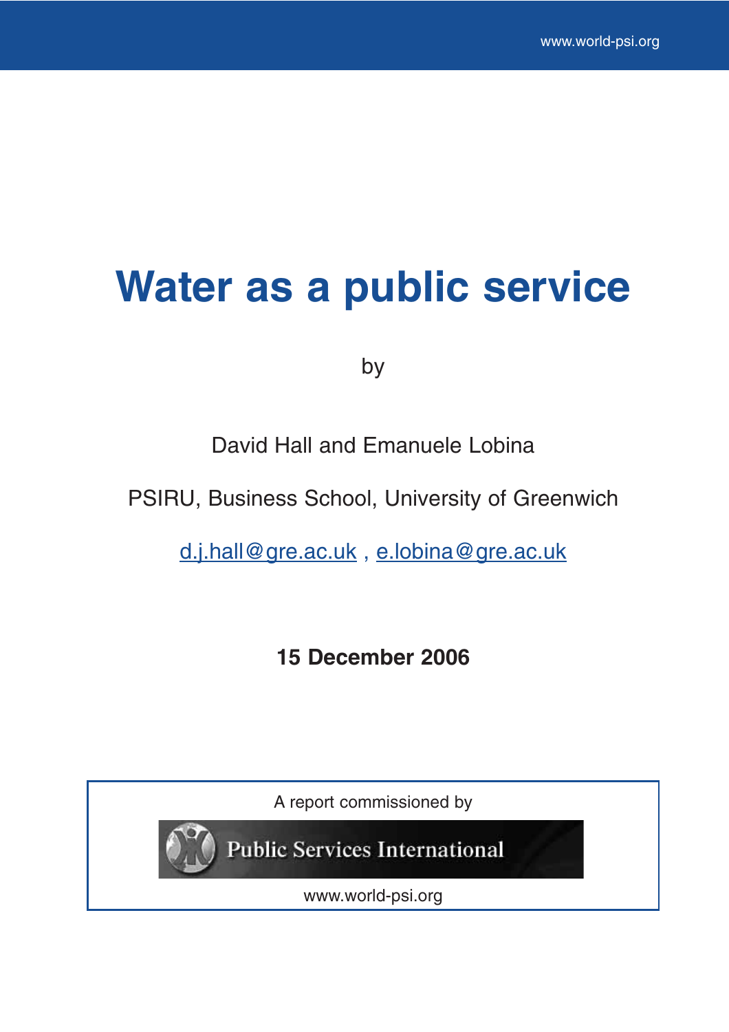# Water as a public service

by

David Hall and Emanuele Lobina

PSIRU, Business School, University of Greenwich

d.j.hall@gre.ac.uk , e.lobina@gre.ac.uk

**15 December 2006**

A report commissioned by

Public Services International

www.world-psi.org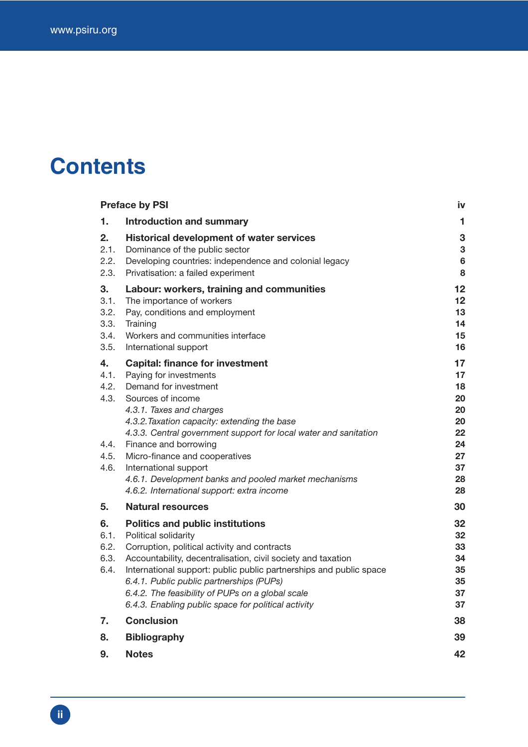# Contents

| | | |
|---|---|---|
| **Preface by PSI** | | **iv** |
| **1.** | **Introduction and summary** | **1** |
| **2.** | **Historical development of water services** | **3** |
| 2.1. | Dominance of the public sector | **3** |
| 2.2. | Developing countries: independence and colonial legacy | **6** |
| 2.3. | Privatisation: a failed experiment | **8** |
| **3.** | **Labour: workers, training and communities** | **12** |
| 3.1. | The importance of workers | **12** |
| 3.2. | Pay, conditions and employment | **13** |
| 3.3. | Training | **14** |
| 3.4. | Workers and communities interface | **15** |
| 3.5. | International support | **16** |
| **4.** | **Capital: finance for investment** | **17** |
| 4.1. | Paying for investments | **17** |
| 4.2. | Demand for investment | **18** |
| 4.3. | Sources of income | **20** |
| | *4.3.1. Taxes and charges* | **20** |
| | *4.3.2.Taxation capacity: extending the base* | **20** |
| | *4.3.3. Central government support for local water and sanitation* | **22** |
| 4.4. | Finance and borrowing | **24** |
| 4.5. | Micro-finance and cooperatives | **27** |
| 4.6. | International support | **37** |
| | *4.6.1. Development banks and pooled market mechanisms* | **28** |
| | *4.6.2. International support: extra income* | **28** |
| **5.** | **Natural resources** | **30** |
| **6.** | **Politics and public institutions** | **32** |
| 6.1. | Political solidarity | **32** |
| 6.2. | Corruption, political activity and contracts | **33** |
| 6.3. | Accountability, decentralisation, civil society and taxation | **34** |
| 6.4. | International support: public public partnerships and public space | **35** |
| | *6.4.1. Public public partnerships (PUPs)* | **35** |
| | *6.4.2. The feasibility of PUPs on a global scale* | **37** |
| | *6.4.3. Enabling public space for political activity* | **37** |
| **7.** | **Conclusion** | **38** |
| **8.** | **Bibliography** | **39** |
| **9.** | **Notes** | **42** |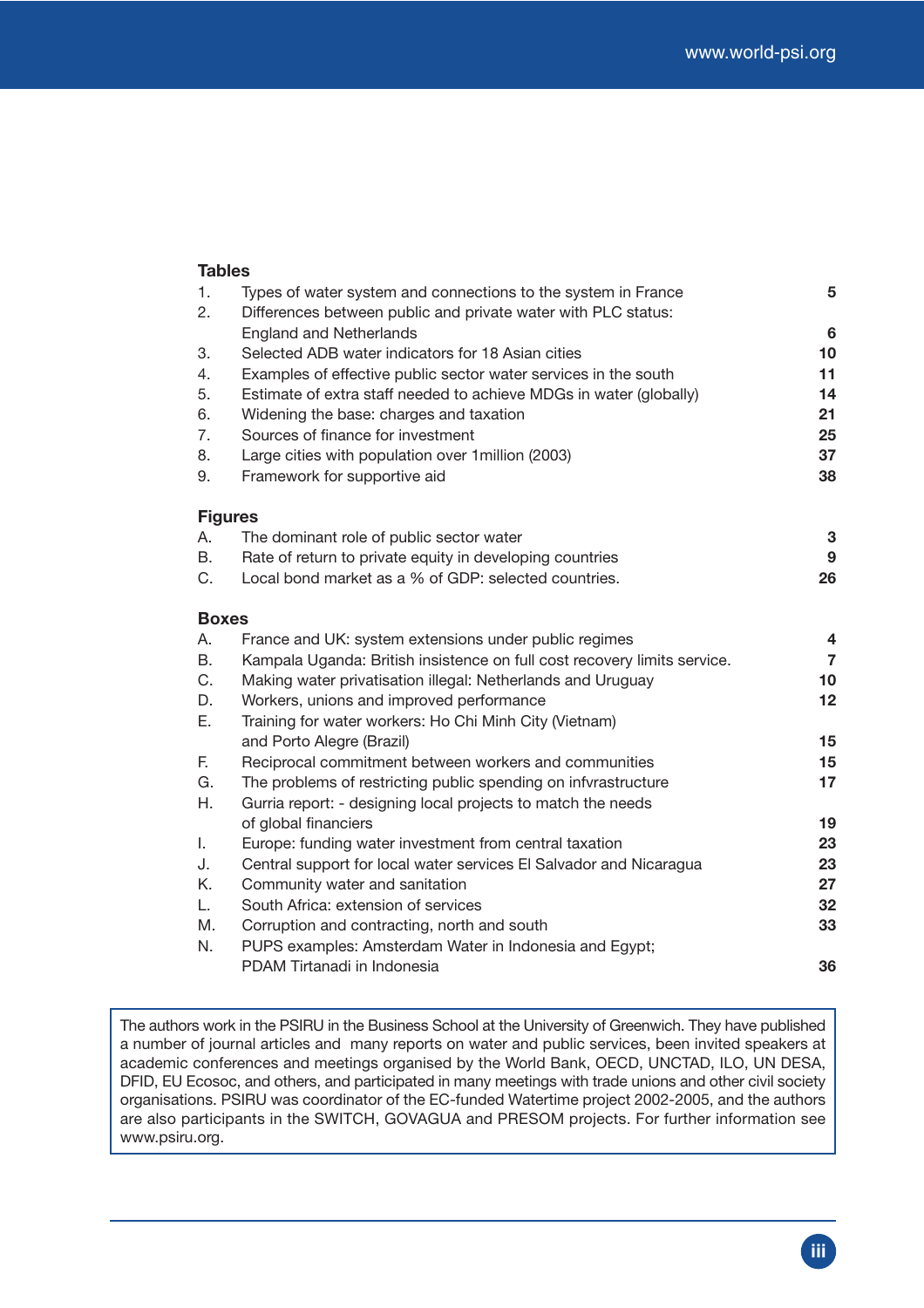## Tables

| | | |
|---|---|---|
| 1. | Types of water system and connections to the system in France | 5 |
| 2. | Differences between public and private water with PLC status: England and Netherlands | 6 |
| 3. | Selected ADB water indicators for 18 Asian cities | 10 |
| 4. | Examples of effective public sector water services in the south | 11 |
| 5. | Estimate of extra staff needed to achieve MDGs in water (globally) | 14 |
| 6. | Widening the base: charges and taxation | 21 |
| 7. | Sources of finance for investment | 25 |
| 8. | Large cities with population over 1million (2003) | 37 |
| 9. | Framework for supportive aid | 38 |

## Figures

| | | |
|---|---|---|
| A. | The dominant role of public sector water | 3 |
| B. | Rate of return to private equity in developing countries | 9 |
| C. | Local bond market as a % of GDP: selected countries. | 26 |

## Boxes

| | | |
|---|---|---|
| A. | France and UK: system extensions under public regimes | 4 |
| B. | Kampala Uganda: British insistence on full cost recovery limits service. | 7 |
| C. | Making water privatisation illegal: Netherlands and Uruguay | 10 |
| D. | Workers, unions and improved performance | 12 |
| E. | Training for water workers: Ho Chi Minh City (Vietnam) and Porto Alegre (Brazil) | 15 |
| F. | Reciprocal commitment between workers and communities | 15 |
| G. | The problems of restricting public spending on infvrastructure | 17 |
| H. | Gurria report: - designing local projects to match the needs of global financiers | 19 |
| I. | Europe: funding water investment from central taxation | 23 |
| J. | Central support for local water services El Salvador and Nicaragua | 23 |
| K. | Community water and sanitation | 27 |
| L. | South Africa: extension of services | 32 |
| M. | Corruption and contracting, north and south | 33 |
| N. | PUPS examples: Amsterdam Water in Indonesia and Egypt; PDAM Tirtanadi in Indonesia | 36 |

The authors work in the PSIRU in the Business School at the University of Greenwich. They have published a number of journal articles and many reports on water and public services, been invited speakers at academic conferences and meetings organised by the World Bank, OECD, UNCTAD, ILO, UN DESA, DFID, EU Ecosoc, and others, and participated in many meetings with trade unions and other civil society organisations. PSIRU was coordinator of the EC-funded Watertime project 2002-2005, and the authors are also participants in the SWITCH, GOVAGUA and PRESOM projects. For further information see www.psiru.org.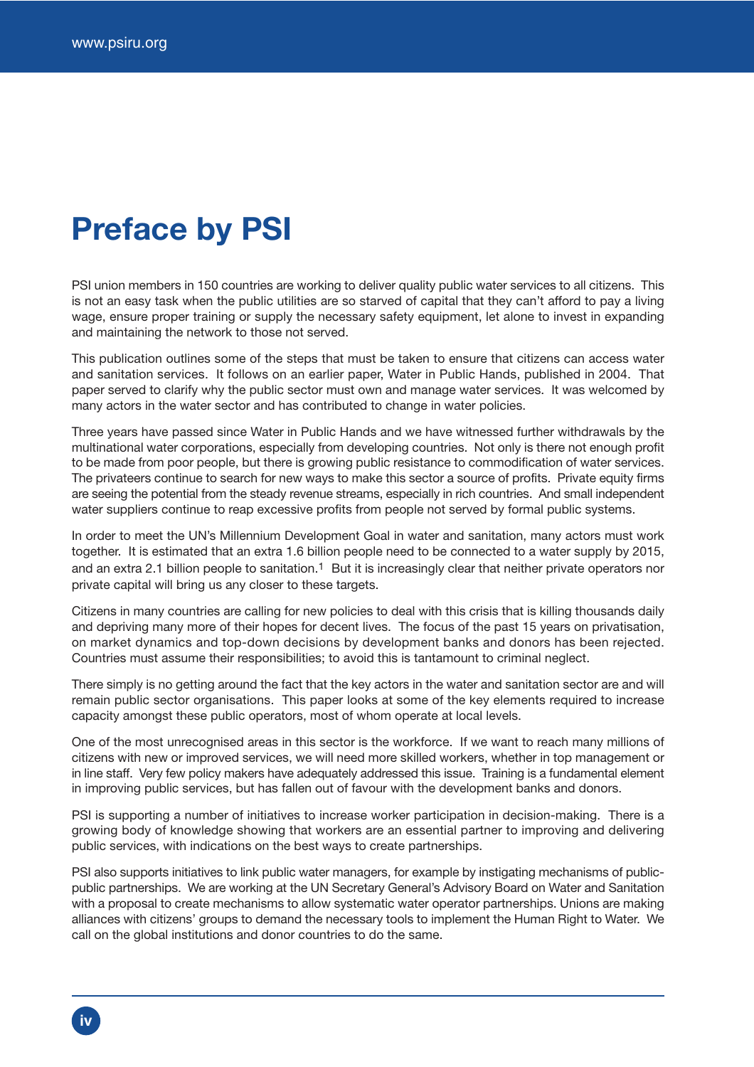# Preface by PSI

PSI union members in 150 countries are working to deliver quality public water services to all citizens. This is not an easy task when the public utilities are so starved of capital that they can't afford to pay a living wage, ensure proper training or supply the necessary safety equipment, let alone to invest in expanding and maintaining the network to those not served.

This publication outlines some of the steps that must be taken to ensure that citizens can access water and sanitation services. It follows on an earlier paper, Water in Public Hands, published in 2004. That paper served to clarify why the public sector must own and manage water services. It was welcomed by many actors in the water sector and has contributed to change in water policies.

Three years have passed since Water in Public Hands and we have witnessed further withdrawals by the multinational water corporations, especially from developing countries. Not only is there not enough profit to be made from poor people, but there is growing public resistance to commodification of water services. The privateers continue to search for new ways to make this sector a source of profits. Private equity firms are seeing the potential from the steady revenue streams, especially in rich countries. And small independent water suppliers continue to reap excessive profits from people not served by formal public systems.

In order to meet the UN's Millennium Development Goal in water and sanitation, many actors must work together. It is estimated that an extra 1.6 billion people need to be connected to a water supply by 2015, and an extra 2.1 billion people to sanitation.[1] But it is increasingly clear that neither private operators nor private capital will bring us any closer to these targets.

Citizens in many countries are calling for new policies to deal with this crisis that is killing thousands daily and depriving many more of their hopes for decent lives. The focus of the past 15 years on privatisation, on market dynamics and top-down decisions by development banks and donors has been rejected. Countries must assume their responsibilities; to avoid this is tantamount to criminal neglect.

There simply is no getting around the fact that the key actors in the water and sanitation sector are and will remain public sector organisations. This paper looks at some of the key elements required to increase capacity amongst these public operators, most of whom operate at local levels.

One of the most unrecognised areas in this sector is the workforce. If we want to reach many millions of citizens with new or improved services, we will need more skilled workers, whether in top management or in line staff. Very few policy makers have adequately addressed this issue. Training is a fundamental element in improving public services, but has fallen out of favour with the development banks and donors.

PSI is supporting a number of initiatives to increase worker participation in decision-making. There is a growing body of knowledge showing that workers are an essential partner to improving and delivering public services, with indications on the best ways to create partnerships.

PSI also supports initiatives to link public water managers, for example by instigating mechanisms of public-public partnerships. We are working at the UN Secretary General's Advisory Board on Water and Sanitation with a proposal to create mechanisms to allow systematic water operator partnerships. Unions are making alliances with citizens' groups to demand the necessary tools to implement the Human Right to Water. We call on the global institutions and donor countries to do the same.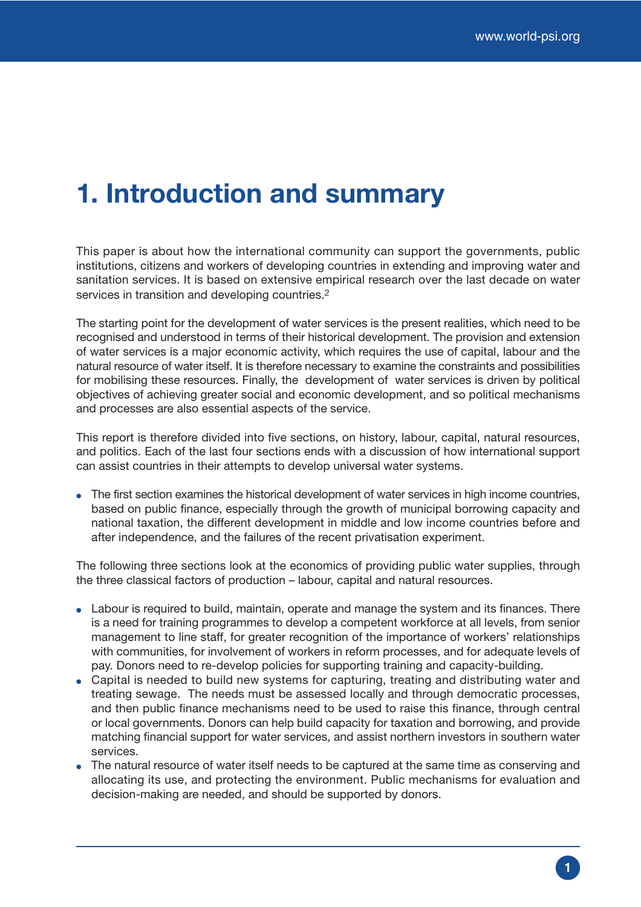# 1. Introduction and summary

This paper is about how the international community can support the governments, public institutions, citizens and workers of developing countries in extending and improving water and sanitation services. It is based on extensive empirical research over the last decade on water services in transition and developing countries.[2]

The starting point for the development of water services is the present realities, which need to be recognised and understood in terms of their historical development. The provision and extension of water services is a major economic activity, which requires the use of capital, labour and the natural resource of water itself. It is therefore necessary to examine the constraints and possibilities for mobilising these resources. Finally, the development of water services is driven by political objectives of achieving greater social and economic development, and so political mechanisms and processes are also essential aspects of the service.

This report is therefore divided into five sections, on history, labour, capital, natural resources, and politics. Each of the last four sections ends with a discussion of how international support can assist countries in their attempts to develop universal water systems.

- The first section examines the historical development of water services in high income countries, based on public finance, especially through the growth of municipal borrowing capacity and national taxation, the different development in middle and low income countries before and after independence, and the failures of the recent privatisation experiment.

The following three sections look at the economics of providing public water supplies, through the three classical factors of production – labour, capital and natural resources.

- Labour is required to build, maintain, operate and manage the system and its finances. There is a need for training programmes to develop a competent workforce at all levels, from senior management to line staff, for greater recognition of the importance of workers' relationships with communities, for involvement of workers in reform processes, and for adequate levels of pay. Donors need to re-develop policies for supporting training and capacity-building.
- Capital is needed to build new systems for capturing, treating and distributing water and treating sewage. The needs must be assessed locally and through democratic processes, and then public finance mechanisms need to be used to raise this finance, through central or local governments. Donors can help build capacity for taxation and borrowing, and provide matching financial support for water services, and assist northern investors in southern water services.
- The natural resource of water itself needs to be captured at the same time as conserving and allocating its use, and protecting the environment. Public mechanisms for evaluation and decision-making are needed, and should be supported by donors.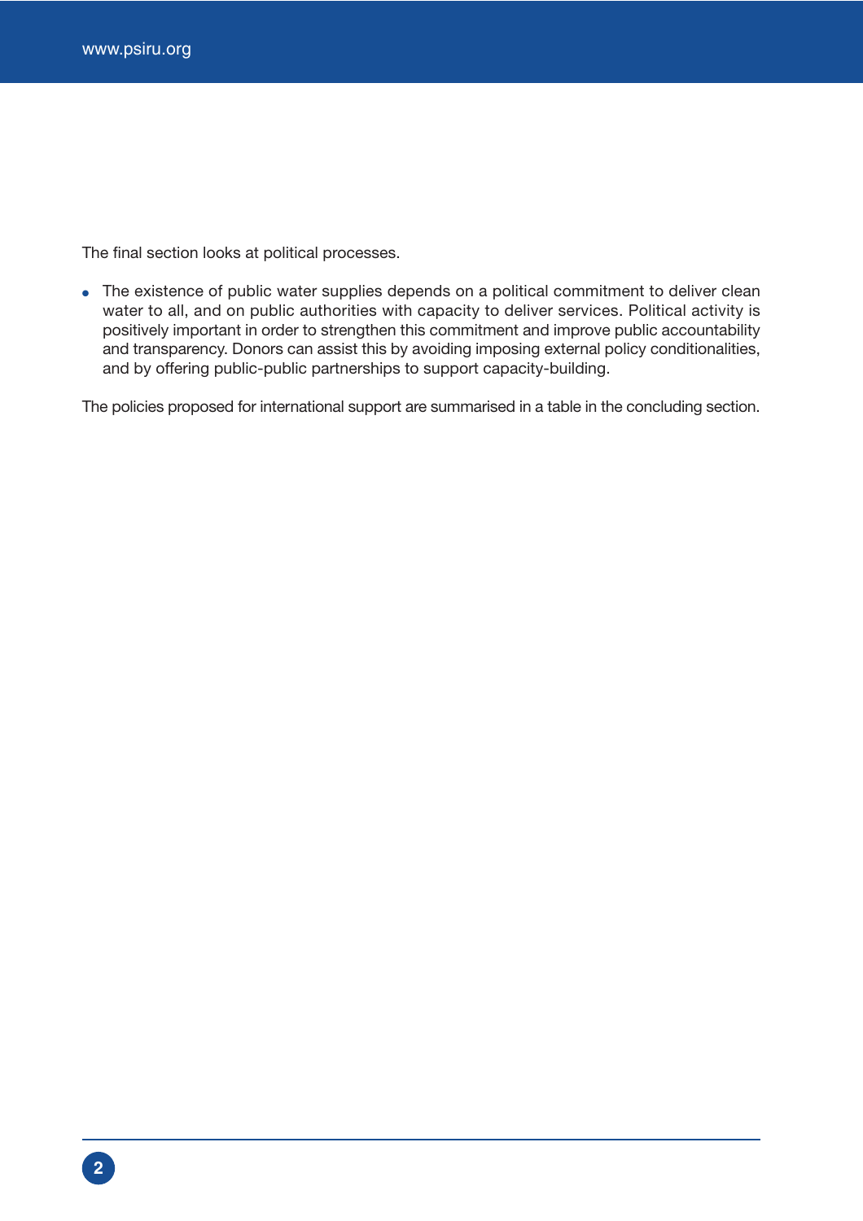The final section looks at political processes.

- The existence of public water supplies depends on a political commitment to deliver clean water to all, and on public authorities with capacity to deliver services. Political activity is positively important in order to strengthen this commitment and improve public accountability and transparency. Donors can assist this by avoiding imposing external policy conditionalities, and by offering public-public partnerships to support capacity-building.

The policies proposed for international support are summarised in a table in the concluding section.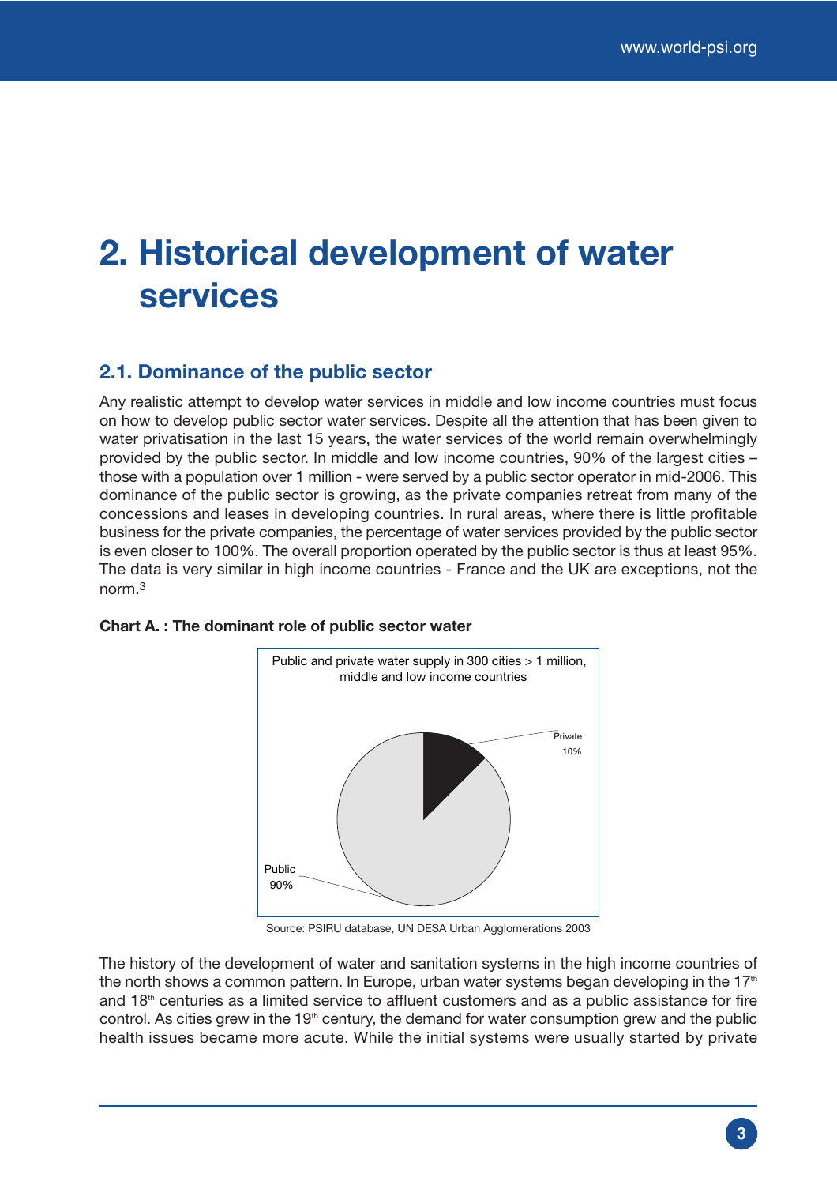# 2. Historical development of water services

## 2.1. Dominance of the public sector

Any realistic attempt to develop water services in middle and low income countries must focus on how to develop public sector water services. Despite all the attention that has been given to water privatisation in the last 15 years, the water services of the world remain overwhelmingly provided by the public sector. In middle and low income countries, 90% of the largest cities – those with a population over 1 million - were served by a public sector operator in mid-2006. This dominance of the public sector is growing, as the private companies retreat from many of the concessions and leases in developing countries. In rural areas, where there is little profitable business for the private companies, the percentage of water services provided by the public sector is even closer to 100%. The overall proportion operated by the public sector is thus at least 95%. The data is very similar in high income countries - France and the UK are exceptions, not the norm.[3]

**Chart A. : The dominant role of public sector water**

Public and private water supply in 300 cities > 1 million, middle and low income countries

Private 10%

Public 90%

Source: PSIRU database, UN DESA Urban Agglomerations 2003

The history of the development of water and sanitation systems in the high income countries of the north shows a common pattern. In Europe, urban water systems began developing in the 17th and 18th centuries as a limited service to affluent customers and as a public assistance for fire control. As cities grew in the 19th century, the demand for water consumption grew and the public health issues became more acute. While the initial systems were usually started by private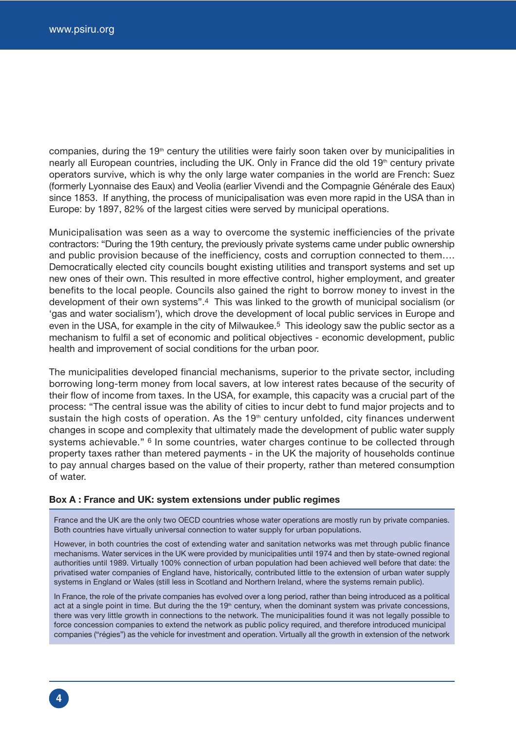companies, during the 19th century the utilities were fairly soon taken over by municipalities in nearly all European countries, including the UK. Only in France did the old 19th century private operators survive, which is why the only large water companies in the world are French: Suez (formerly Lyonnaise des Eaux) and Veolia (earlier Vivendi and the Compagnie Générale des Eaux) since 1853. If anything, the process of municipalisation was even more rapid in the USA than in Europe: by 1897, 82% of the largest cities were served by municipal operations.

Municipalisation was seen as a way to overcome the systemic inefficiencies of the private contractors: "During the 19th century, the previously private systems came under public ownership and public provision because of the inefficiency, costs and corruption connected to them…. Democratically elected city councils bought existing utilities and transport systems and set up new ones of their own. This resulted in more effective control, higher employment, and greater benefits to the local people. Councils also gained the right to borrow money to invest in the development of their own systems".[4] This was linked to the growth of municipal socialism (or 'gas and water socialism'), which drove the development of local public services in Europe and even in the USA, for example in the city of Milwaukee.[5] This ideology saw the public sector as a mechanism to fulfil a set of economic and political objectives - economic development, public health and improvement of social conditions for the urban poor.

The municipalities developed financial mechanisms, superior to the private sector, including borrowing long-term money from local savers, at low interest rates because of the security of their flow of income from taxes. In the USA, for example, this capacity was a crucial part of the process: "The central issue was the ability of cities to incur debt to fund major projects and to sustain the high costs of operation. As the 19th century unfolded, city finances underwent changes in scope and complexity that ultimately made the development of public water supply systems achievable." [6] In some countries, water charges continue to be collected through property taxes rather than metered payments - in the UK the majority of households continue to pay annual charges based on the value of their property, rather than metered consumption of water.

**Box A : France and UK: system extensions under public regimes**

France and the UK are the only two OECD countries whose water operations are mostly run by private companies. Both countries have virtually universal connection to water supply for urban populations.

However, in both countries the cost of extending water and sanitation networks was met through public finance mechanisms. Water services in the UK were provided by municipalities until 1974 and then by state-owned regional authorities until 1989. Virtually 100% connection of urban population had been achieved well before that date: the privatised water companies of England have, historically, contributed little to the extension of urban water supply systems in England or Wales (still less in Scotland and Northern Ireland, where the systems remain public).

In France, the role of the private companies has evolved over a long period, rather than being introduced as a political act at a single point in time. But during the the 19th century, when the dominant system was private concessions, there was very little growth in connections to the network. The municipalities found it was not legally possible to force concession companies to extend the network as public policy required, and therefore introduced municipal companies ("régies") as the vehicle for investment and operation. Virtually all the growth in extension of the network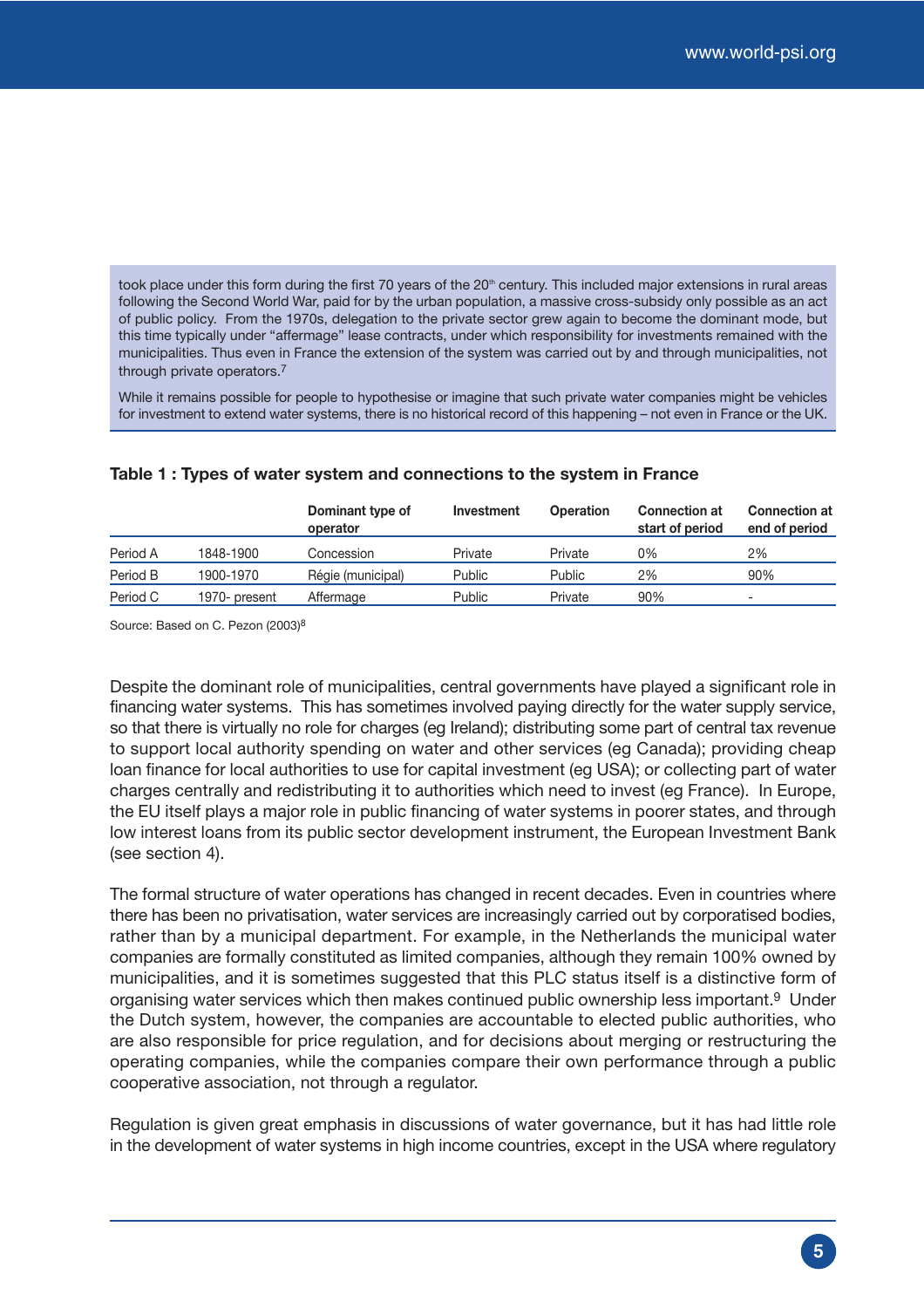took place under this form during the first 70 years of the 20th century. This included major extensions in rural areas following the Second World War, paid for by the urban population, a massive cross-subsidy only possible as an act of public policy. From the 1970s, delegation to the private sector grew again to become the dominant mode, but this time typically under "affermage" lease contracts, under which responsibility for investments remained with the municipalities. Thus even in France the extension of the system was carried out by and through municipalities, not through private operators.[7]

While it remains possible for people to hypothesise or imagine that such private water companies might be vehicles for investment to extend water systems, there is no historical record of this happening – not even in France or the UK.

**Table 1 : Types of water system and connections to the system in France**

| | | Dominant type of operator | Investment | Operation | Connection at start of period | Connection at end of period |
|---|---|---|---|---|---|---|
| Period A | 1848-1900 | Concession | Private | Private | 0% | 2% |
| Period B | 1900-1970 | Régie (municipal) | Public | Public | 2% | 90% |
| Period C | 1970- present | Affermage | Public | Private | 90% | - |

Source: Based on C. Pezon (2003)[8]

Despite the dominant role of municipalities, central governments have played a significant role in financing water systems. This has sometimes involved paying directly for the water supply service, so that there is virtually no role for charges (eg Ireland); distributing some part of central tax revenue to support local authority spending on water and other services (eg Canada); providing cheap loan finance for local authorities to use for capital investment (eg USA); or collecting part of water charges centrally and redistributing it to authorities which need to invest (eg France). In Europe, the EU itself plays a major role in public financing of water systems in poorer states, and through low interest loans from its public sector development instrument, the European Investment Bank (see section 4).

The formal structure of water operations has changed in recent decades. Even in countries where there has been no privatisation, water services are increasingly carried out by corporatised bodies, rather than by a municipal department. For example, in the Netherlands the municipal water companies are formally constituted as limited companies, although they remain 100% owned by municipalities, and it is sometimes suggested that this PLC status itself is a distinctive form of organising water services which then makes continued public ownership less important.[9] Under the Dutch system, however, the companies are accountable to elected public authorities, who are also responsible for price regulation, and for decisions about merging or restructuring the operating companies, while the companies compare their own performance through a public cooperative association, not through a regulator.

Regulation is given great emphasis in discussions of water governance, but it has had little role in the development of water systems in high income countries, except in the USA where regulatory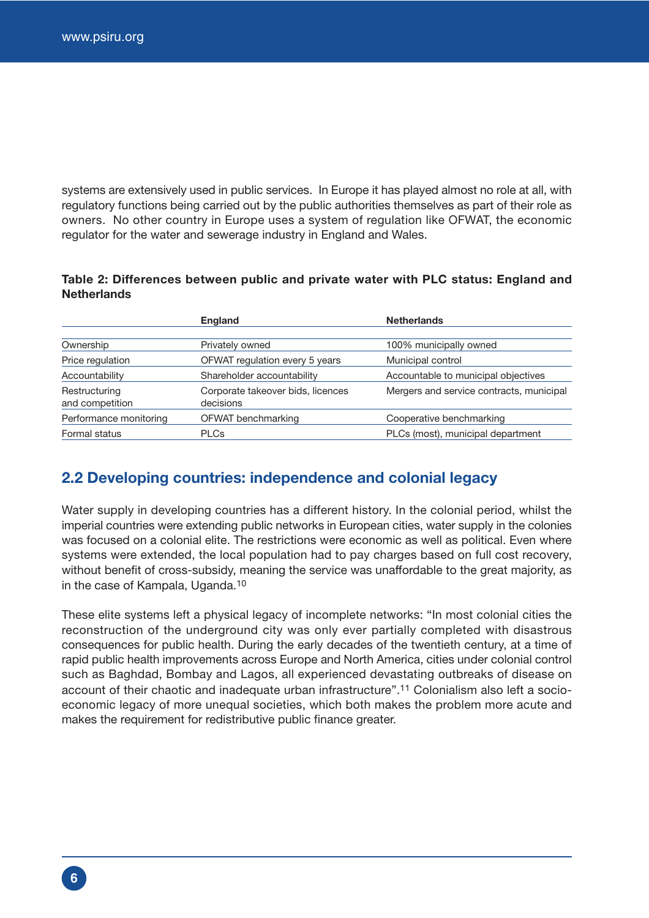systems are extensively used in public services. In Europe it has played almost no role at all, with regulatory functions being carried out by the public authorities themselves as part of their role as owners. No other country in Europe uses a system of regulation like OFWAT, the economic regulator for the water and sewerage industry in England and Wales.

**Table 2: Differences between public and private water with PLC status: England and Netherlands**

| | England | Netherlands |
|---|---|---|
| Ownership | Privately owned | 100% municipally owned |
| Price regulation | OFWAT regulation every 5 years | Municipal control |
| Accountability | Shareholder accountability | Accountable to municipal objectives |
| Restructuring and competition | Corporate takeover bids, licences decisions | Mergers and service contracts, municipal |
| Performance monitoring | OFWAT benchmarking | Cooperative benchmarking |
| Formal status | PLCs | PLCs (most), municipal department |

## 2.2 Developing countries: independence and colonial legacy

Water supply in developing countries has a different history. In the colonial period, whilst the imperial countries were extending public networks in European cities, water supply in the colonies was focused on a colonial elite. The restrictions were economic as well as political. Even where systems were extended, the local population had to pay charges based on full cost recovery, without benefit of cross-subsidy, meaning the service was unaffordable to the great majority, as in the case of Kampala, Uganda.[10]

These elite systems left a physical legacy of incomplete networks: "In most colonial cities the reconstruction of the underground city was only ever partially completed with disastrous consequences for public health. During the early decades of the twentieth century, at a time of rapid public health improvements across Europe and North America, cities under colonial control such as Baghdad, Bombay and Lagos, all experienced devastating outbreaks of disease on account of their chaotic and inadequate urban infrastructure".[11] Colonialism also left a socio-economic legacy of more unequal societies, which both makes the problem more acute and makes the requirement for redistributive public finance greater.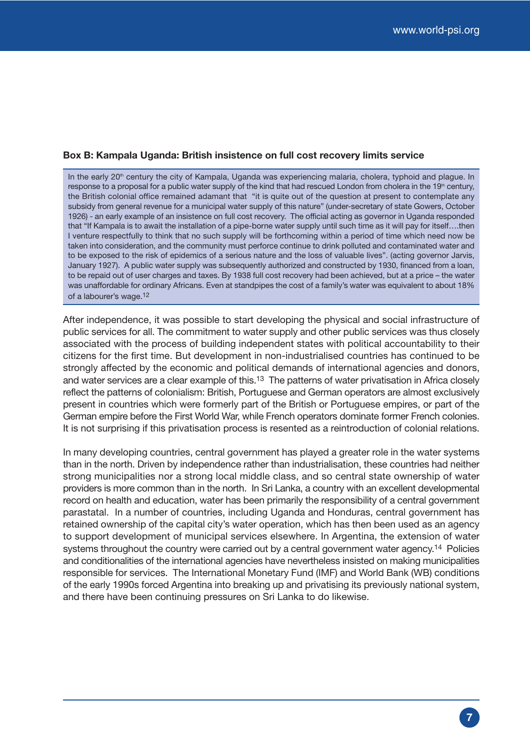**Box B: Kampala Uganda: British insistence on full cost recovery limits service**

In the early 20th century the city of Kampala, Uganda was experiencing malaria, cholera, typhoid and plague. In response to a proposal for a public water supply of the kind that had rescued London from cholera in the 19th century, the British colonial office remained adamant that "it is quite out of the question at present to contemplate any subsidy from general revenue for a municipal water supply of this nature" (under-secretary of state Gowers, October 1926) - an early example of an insistence on full cost recovery. The official acting as governor in Uganda responded that "If Kampala is to await the installation of a pipe-borne water supply until such time as it will pay for itself….then I venture respectfully to think that no such supply will be forthcoming within a period of time which need now be taken into consideration, and the community must perforce continue to drink polluted and contaminated water and to be exposed to the risk of epidemics of a serious nature and the loss of valuable lives". (acting governor Jarvis, January 1927). A public water supply was subsequently authorized and constructed by 1930, financed from a loan, to be repaid out of user charges and taxes. By 1938 full cost recovery had been achieved, but at a price – the water was unaffordable for ordinary Africans. Even at standpipes the cost of a family's water was equivalent to about 18% of a labourer's wage.[12]

After independence, it was possible to start developing the physical and social infrastructure of public services for all. The commitment to water supply and other public services was thus closely associated with the process of building independent states with political accountability to their citizens for the first time. But development in non-industrialised countries has continued to be strongly affected by the economic and political demands of international agencies and donors, and water services are a clear example of this.[13] The patterns of water privatisation in Africa closely reflect the patterns of colonialism: British, Portuguese and German operators are almost exclusively present in countries which were formerly part of the British or Portuguese empires, or part of the German empire before the First World War, while French operators dominate former French colonies. It is not surprising if this privatisation process is resented as a reintroduction of colonial relations.

In many developing countries, central government has played a greater role in the water systems than in the north. Driven by independence rather than industrialisation, these countries had neither strong municipalities nor a strong local middle class, and so central state ownership of water providers is more common than in the north. In Sri Lanka, a country with an excellent developmental record on health and education, water has been primarily the responsibility of a central government parastatal. In a number of countries, including Uganda and Honduras, central government has retained ownership of the capital city's water operation, which has then been used as an agency to support development of municipal services elsewhere. In Argentina, the extension of water systems throughout the country were carried out by a central government water agency.[14] Policies and conditionalities of the international agencies have nevertheless insisted on making municipalities responsible for services. The International Monetary Fund (IMF) and World Bank (WB) conditions of the early 1990s forced Argentina into breaking up and privatising its previously national system, and there have been continuing pressures on Sri Lanka to do likewise.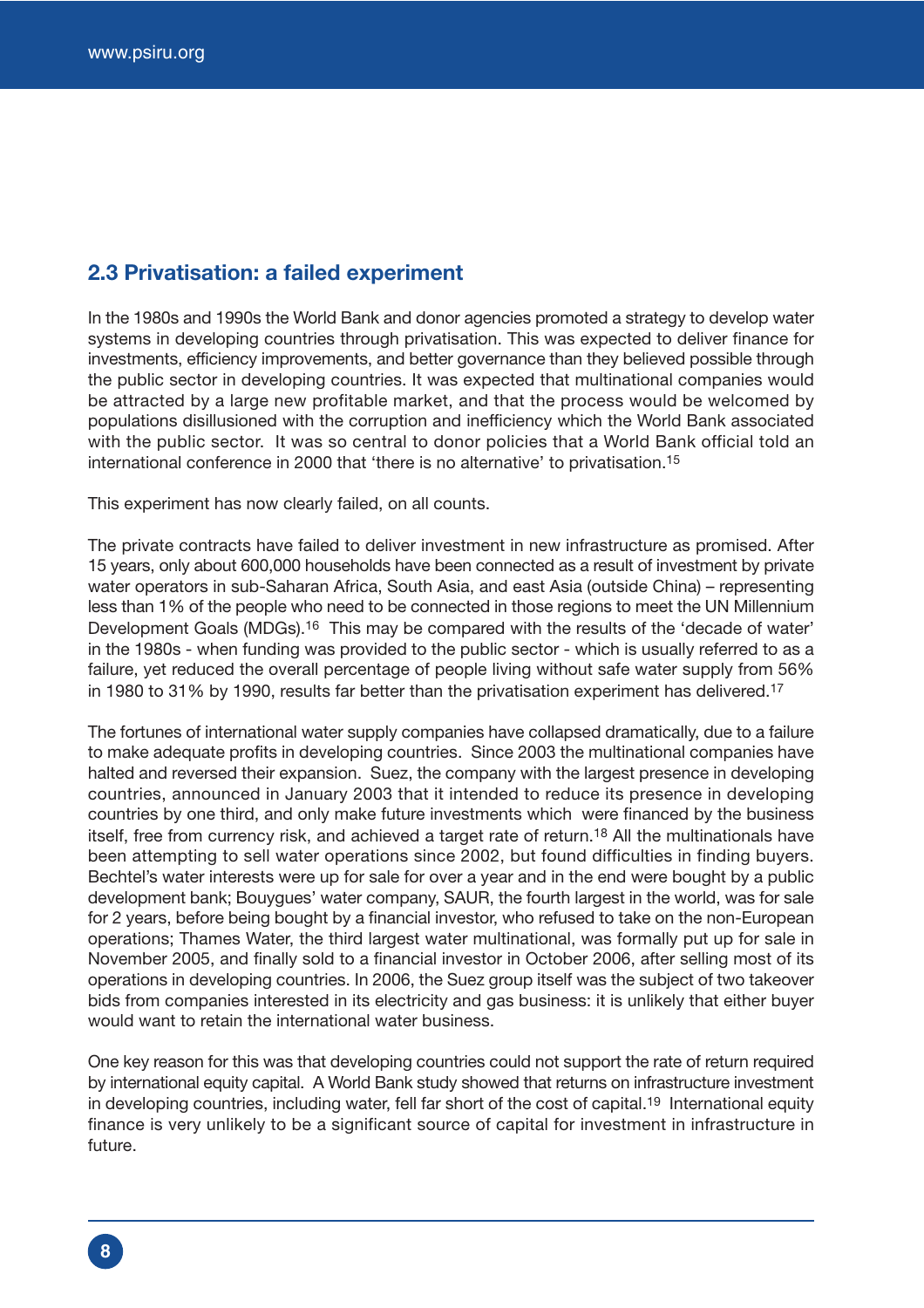## 2.3 Privatisation: a failed experiment

In the 1980s and 1990s the World Bank and donor agencies promoted a strategy to develop water systems in developing countries through privatisation. This was expected to deliver finance for investments, efficiency improvements, and better governance than they believed possible through the public sector in developing countries. It was expected that multinational companies would be attracted by a large new profitable market, and that the process would be welcomed by populations disillusioned with the corruption and inefficiency which the World Bank associated with the public sector. It was so central to donor policies that a World Bank official told an international conference in 2000 that 'there is no alternative' to privatisation.[15]

This experiment has now clearly failed, on all counts.

The private contracts have failed to deliver investment in new infrastructure as promised. After 15 years, only about 600,000 households have been connected as a result of investment by private water operators in sub-Saharan Africa, South Asia, and east Asia (outside China) – representing less than 1% of the people who need to be connected in those regions to meet the UN Millennium Development Goals (MDGs).[16] This may be compared with the results of the 'decade of water' in the 1980s - when funding was provided to the public sector - which is usually referred to as a failure, yet reduced the overall percentage of people living without safe water supply from 56% in 1980 to 31% by 1990, results far better than the privatisation experiment has delivered.[17]

The fortunes of international water supply companies have collapsed dramatically, due to a failure to make adequate profits in developing countries. Since 2003 the multinational companies have halted and reversed their expansion. Suez, the company with the largest presence in developing countries, announced in January 2003 that it intended to reduce its presence in developing countries by one third, and only make future investments which were financed by the business itself, free from currency risk, and achieved a target rate of return.[18] All the multinationals have been attempting to sell water operations since 2002, but found difficulties in finding buyers. Bechtel's water interests were up for sale for over a year and in the end were bought by a public development bank; Bouygues' water company, SAUR, the fourth largest in the world, was for sale for 2 years, before being bought by a financial investor, who refused to take on the non-European operations; Thames Water, the third largest water multinational, was formally put up for sale in November 2005, and finally sold to a financial investor in October 2006, after selling most of its operations in developing countries. In 2006, the Suez group itself was the subject of two takeover bids from companies interested in its electricity and gas business: it is unlikely that either buyer would want to retain the international water business.

One key reason for this was that developing countries could not support the rate of return required by international equity capital. A World Bank study showed that returns on infrastructure investment in developing countries, including water, fell far short of the cost of capital.[19] International equity finance is very unlikely to be a significant source of capital for investment in infrastructure in future.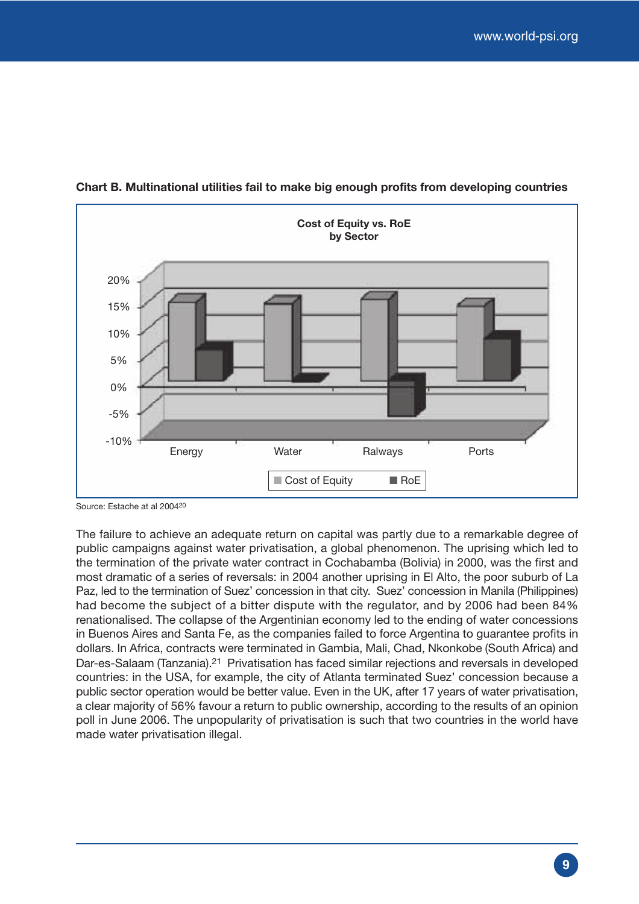**Chart B. Multinational utilities fail to make big enough profits from developing countries**

Cost of Equity vs. RoE by Sector

Source: Estache at al 2004[20]

The failure to achieve an adequate return on capital was partly due to a remarkable degree of public campaigns against water privatisation, a global phenomenon. The uprising which led to the termination of the private water contract in Cochabamba (Bolivia) in 2000, was the first and most dramatic of a series of reversals: in 2004 another uprising in El Alto, the poor suburb of La Paz, led to the termination of Suez' concession in that city. Suez' concession in Manila (Philippines) had become the subject of a bitter dispute with the regulator, and by 2006 had been 84% renationalised. The collapse of the Argentinian economy led to the ending of water concessions in Buenos Aires and Santa Fe, as the companies failed to force Argentina to guarantee profits in dollars. In Africa, contracts were terminated in Gambia, Mali, Chad, Nkonkobe (South Africa) and Dar-es-Salaam (Tanzania).[21] Privatisation has faced similar rejections and reversals in developed countries: in the USA, for example, the city of Atlanta terminated Suez' concession because a public sector operation would be better value. Even in the UK, after 17 years of water privatisation, a clear majority of 56% favour a return to public ownership, according to the results of an opinion poll in June 2006. The unpopularity of privatisation is such that two countries in the world have made water privatisation illegal.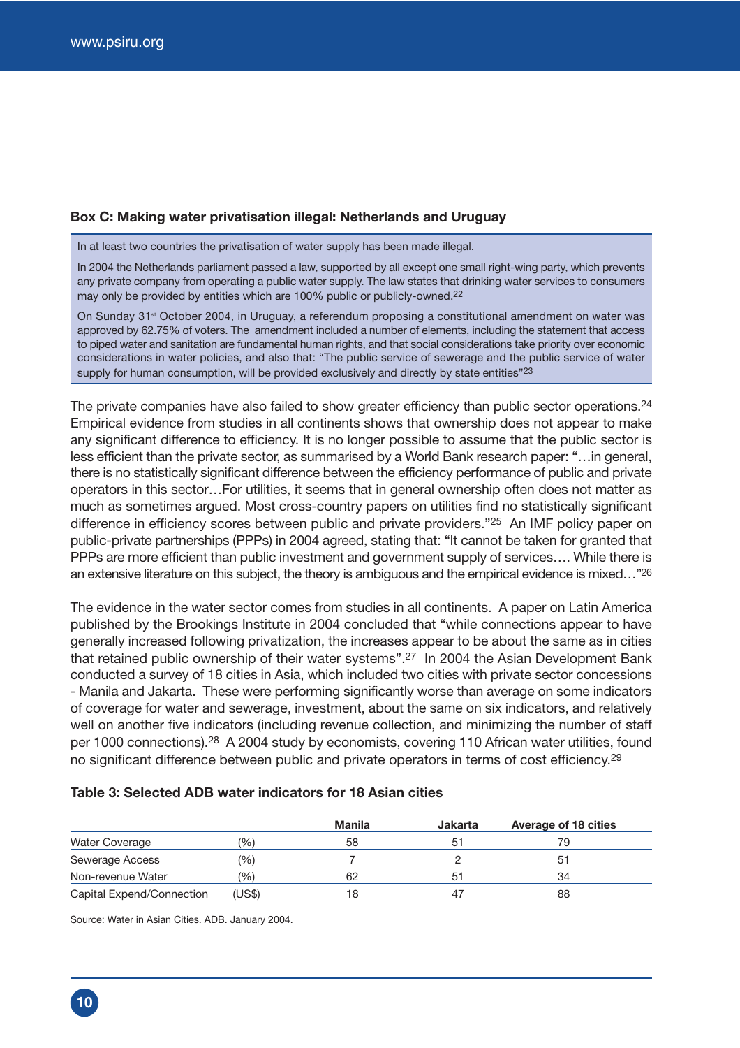### Box C: Making water privatisation illegal: Netherlands and Uruguay

In at least two countries the privatisation of water supply has been made illegal.

In 2004 the Netherlands parliament passed a law, supported by all except one small right-wing party, which prevents any private company from operating a public water supply. The law states that drinking water services to consumers may only be provided by entities which are 100% public or publicly-owned.[22]

On Sunday 31st October 2004, in Uruguay, a referendum proposing a constitutional amendment on water was approved by 62.75% of voters. The amendment included a number of elements, including the statement that access to piped water and sanitation are fundamental human rights, and that social considerations take priority over economic considerations in water policies, and also that: "The public service of sewerage and the public service of water supply for human consumption, will be provided exclusively and directly by state entities"[23]

The private companies have also failed to show greater efficiency than public sector operations.[24] Empirical evidence from studies in all continents shows that ownership does not appear to make any significant difference to efficiency. It is no longer possible to assume that the public sector is less efficient than the private sector, as summarised by a World Bank research paper: "…in general, there is no statistically significant difference between the efficiency performance of public and private operators in this sector…For utilities, it seems that in general ownership often does not matter as much as sometimes argued. Most cross-country papers on utilities find no statistically significant difference in efficiency scores between public and private providers."[25] An IMF policy paper on public-private partnerships (PPPs) in 2004 agreed, stating that: "It cannot be taken for granted that PPPs are more efficient than public investment and government supply of services…. While there is an extensive literature on this subject, the theory is ambiguous and the empirical evidence is mixed…"[26]

The evidence in the water sector comes from studies in all continents. A paper on Latin America published by the Brookings Institute in 2004 concluded that "while connections appear to have generally increased following privatization, the increases appear to be about the same as in cities that retained public ownership of their water systems".[27] In 2004 the Asian Development Bank conducted a survey of 18 cities in Asia, which included two cities with private sector concessions - Manila and Jakarta. These were performing significantly worse than average on some indicators of coverage for water and sewerage, investment, about the same on six indicators, and relatively well on another five indicators (including revenue collection, and minimizing the number of staff per 1000 connections).[28] A 2004 study by economists, covering 110 African water utilities, found no significant difference between public and private operators in terms of cost efficiency.[29]

**Table 3: Selected ADB water indicators for 18 Asian cities**

| | | Manila | Jakarta | Average of 18 cities |
|---|---|---|---|---|
| Water Coverage | (%) | 58 | 51 | 79 |
| Sewerage Access | (%) | 7 | 2 | 51 |
| Non-revenue Water | (%) | 62 | 51 | 34 |
| Capital Expend/Connection | (US$) | 18 | 47 | 88 |

Source: Water in Asian Cities. ADB. January 2004.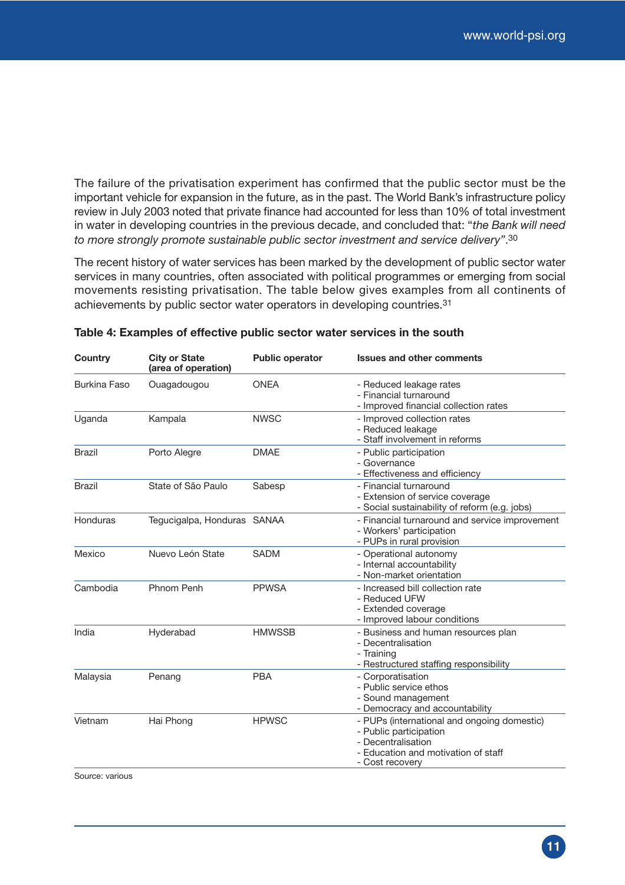The failure of the privatisation experiment has confirmed that the public sector must be the important vehicle for expansion in the future, as in the past. The World Bank's infrastructure policy review in July 2003 noted that private finance had accounted for less than 10% of total investment in water in developing countries in the previous decade, and concluded that: "*the Bank will need to more strongly promote sustainable public sector investment and service delivery*".[30]

The recent history of water services has been marked by the development of public sector water services in many countries, often associated with political programmes or emerging from social movements resisting privatisation. The table below gives examples from all continents of achievements by public sector water operators in developing countries.[31]

**Table 4: Examples of effective public sector water services in the south**

| Country | City or State (area of operation) | Public operator | Issues and other comments |
|---|---|---|---|
| Burkina Faso | Ouagadougou | ONEA | - Reduced leakage rates<br>- Financial turnaround<br>- Improved financial collection rates |
| Uganda | Kampala | NWSC | - Improved collection rates<br>- Reduced leakage<br>- Staff involvement in reforms |
| Brazil | Porto Alegre | DMAE | - Public participation<br>- Governance<br>- Effectiveness and efficiency |
| Brazil | State of São Paulo | Sabesp | - Financial turnaround<br>- Extension of service coverage<br>- Social sustainability of reform (e.g. jobs) |
| Honduras | Tegucigalpa, Honduras | SANAA | - Financial turnaround and service improvement<br>- Workers' participation<br>- PUPs in rural provision |
| Mexico | Nuevo León State | SADM | - Operational autonomy<br>- Internal accountability<br>- Non-market orientation |
| Cambodia | Phnom Penh | PPWSA | - Increased bill collection rate<br>- Reduced UFW<br>- Extended coverage<br>- Improved labour conditions |
| India | Hyderabad | HMWSSB | - Business and human resources plan<br>- Decentralisation<br>- Training<br>- Restructured staffing responsibility |
| Malaysia | Penang | PBA | - Corporatisation<br>- Public service ethos<br>- Sound management<br>- Democracy and accountability |
| Vietnam | Hai Phong | HPWSC | - PUPs (international and ongoing domestic)<br>- Public participation<br>- Decentralisation<br>- Education and motivation of staff<br>- Cost recovery |

Source: various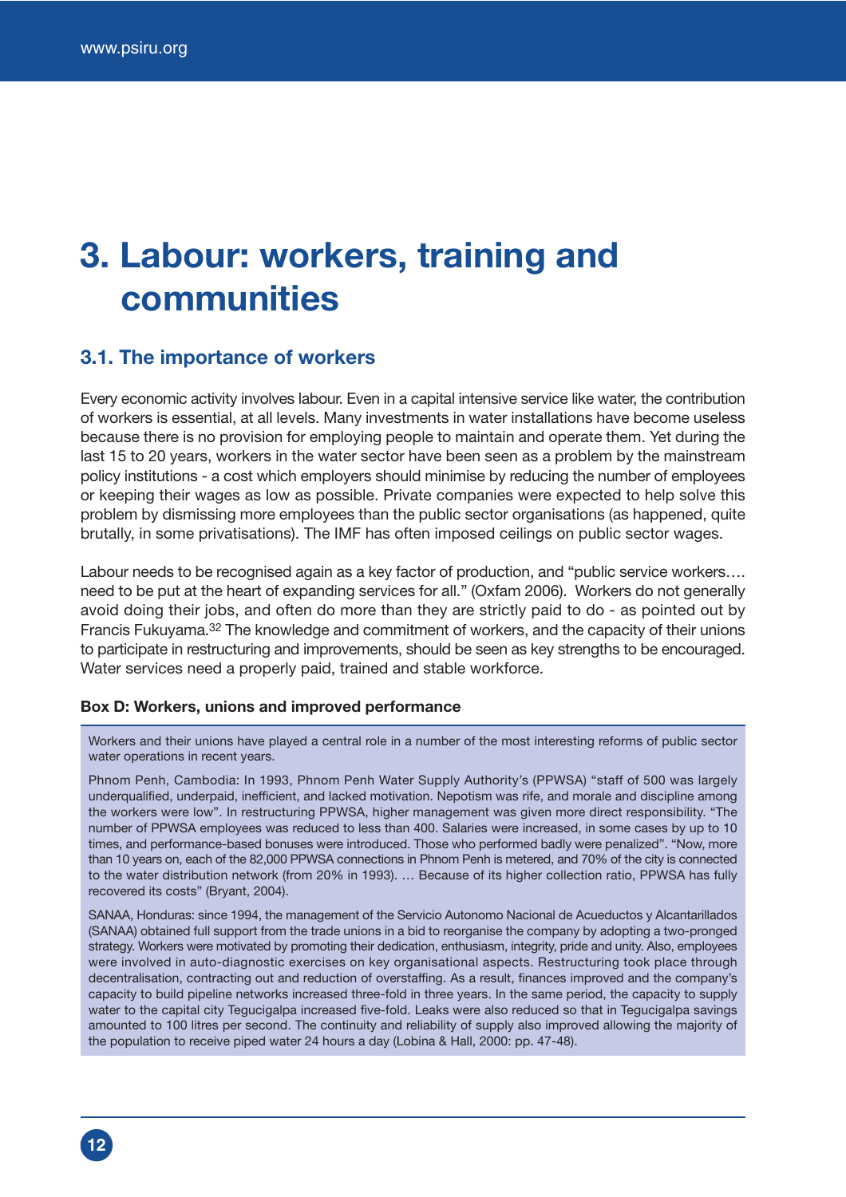# 3. Labour: workers, training and communities

## 3.1. The importance of workers

Every economic activity involves labour. Even in a capital intensive service like water, the contribution of workers is essential, at all levels. Many investments in water installations have become useless because there is no provision for employing people to maintain and operate them. Yet during the last 15 to 20 years, workers in the water sector have been seen as a problem by the mainstream policy institutions - a cost which employers should minimise by reducing the number of employees or keeping their wages as low as possible. Private companies were expected to help solve this problem by dismissing more employees than the public sector organisations (as happened, quite brutally, in some privatisations). The IMF has often imposed ceilings on public sector wages.

Labour needs to be recognised again as a key factor of production, and "public service workers…. need to be put at the heart of expanding services for all." (Oxfam 2006). Workers do not generally avoid doing their jobs, and often do more than they are strictly paid to do - as pointed out by Francis Fukuyama.[32] The knowledge and commitment of workers, and the capacity of their unions to participate in restructuring and improvements, should be seen as key strengths to be encouraged. Water services need a properly paid, trained and stable workforce.

**Box D: Workers, unions and improved performance**

Workers and their unions have played a central role in a number of the most interesting reforms of public sector water operations in recent years.

Phnom Penh, Cambodia: In 1993, Phnom Penh Water Supply Authority's (PPWSA) "staff of 500 was largely underqualified, underpaid, inefficient, and lacked motivation. Nepotism was rife, and morale and discipline among the workers were low". In restructuring PPWSA, higher management was given more direct responsibility. "The number of PPWSA employees was reduced to less than 400. Salaries were increased, in some cases by up to 10 times, and performance-based bonuses were introduced. Those who performed badly were penalized". "Now, more than 10 years on, each of the 82,000 PPWSA connections in Phnom Penh is metered, and 70% of the city is connected to the water distribution network (from 20% in 1993). … Because of its higher collection ratio, PPWSA has fully recovered its costs" (Bryant, 2004).

SANAA, Honduras: since 1994, the management of the Servicio Autonomo Nacional de Acueductos y Alcantarillados (SANAA) obtained full support from the trade unions in a bid to reorganise the company by adopting a two-pronged strategy. Workers were motivated by promoting their dedication, enthusiasm, integrity, pride and unity. Also, employees were involved in auto-diagnostic exercises on key organisational aspects. Restructuring took place through decentralisation, contracting out and reduction of overstaffing. As a result, finances improved and the company's capacity to build pipeline networks increased three-fold in three years. In the same period, the capacity to supply water to the capital city Tegucigalpa increased five-fold. Leaks were also reduced so that in Tegucigalpa savings amounted to 100 litres per second. The continuity and reliability of supply also improved allowing the majority of the population to receive piped water 24 hours a day (Lobina & Hall, 2000: pp. 47-48).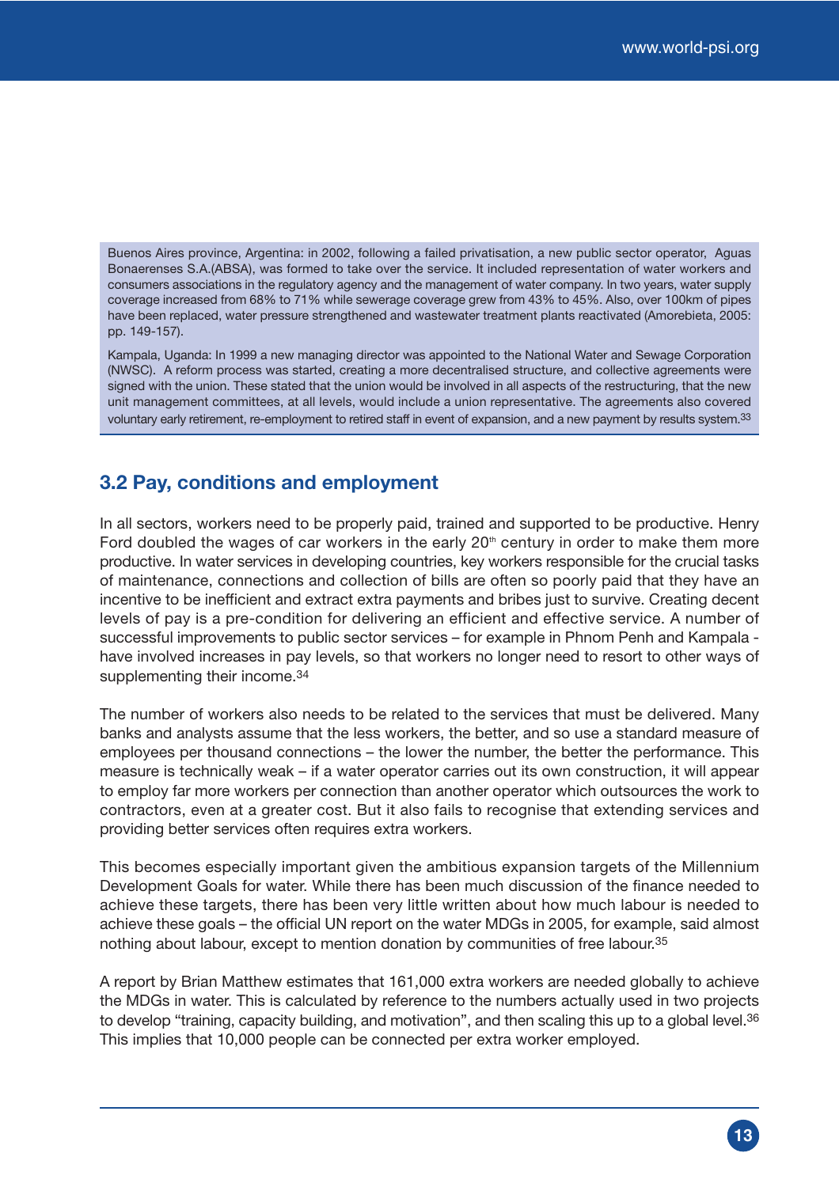Buenos Aires province, Argentina: in 2002, following a failed privatisation, a new public sector operator, Aguas Bonaerenses S.A.(ABSA), was formed to take over the service. It included representation of water workers and consumers associations in the regulatory agency and the management of water company. In two years, water supply coverage increased from 68% to 71% while sewerage coverage grew from 43% to 45%. Also, over 100km of pipes have been replaced, water pressure strengthened and wastewater treatment plants reactivated (Amorebieta, 2005: pp. 149-157).

Kampala, Uganda: In 1999 a new managing director was appointed to the National Water and Sewage Corporation (NWSC). A reform process was started, creating a more decentralised structure, and collective agreements were signed with the union. These stated that the union would be involved in all aspects of the restructuring, that the new unit management committees, at all levels, would include a union representative. The agreements also covered voluntary early retirement, re-employment to retired staff in event of expansion, and a new payment by results system.[33]

## 3.2 Pay, conditions and employment

In all sectors, workers need to be properly paid, trained and supported to be productive. Henry Ford doubled the wages of car workers in the early 20th century in order to make them more productive. In water services in developing countries, key workers responsible for the crucial tasks of maintenance, connections and collection of bills are often so poorly paid that they have an incentive to be inefficient and extract extra payments and bribes just to survive. Creating decent levels of pay is a pre-condition for delivering an efficient and effective service. A number of successful improvements to public sector services – for example in Phnom Penh and Kampala - have involved increases in pay levels, so that workers no longer need to resort to other ways of supplementing their income.[34]

The number of workers also needs to be related to the services that must be delivered. Many banks and analysts assume that the less workers, the better, and so use a standard measure of employees per thousand connections – the lower the number, the better the performance. This measure is technically weak – if a water operator carries out its own construction, it will appear to employ far more workers per connection than another operator which outsources the work to contractors, even at a greater cost. But it also fails to recognise that extending services and providing better services often requires extra workers.

This becomes especially important given the ambitious expansion targets of the Millennium Development Goals for water. While there has been much discussion of the finance needed to achieve these targets, there has been very little written about how much labour is needed to achieve these goals – the official UN report on the water MDGs in 2005, for example, said almost nothing about labour, except to mention donation by communities of free labour.[35]

A report by Brian Matthew estimates that 161,000 extra workers are needed globally to achieve the MDGs in water. This is calculated by reference to the numbers actually used in two projects to develop "training, capacity building, and motivation", and then scaling this up to a global level.[36] This implies that 10,000 people can be connected per extra worker employed.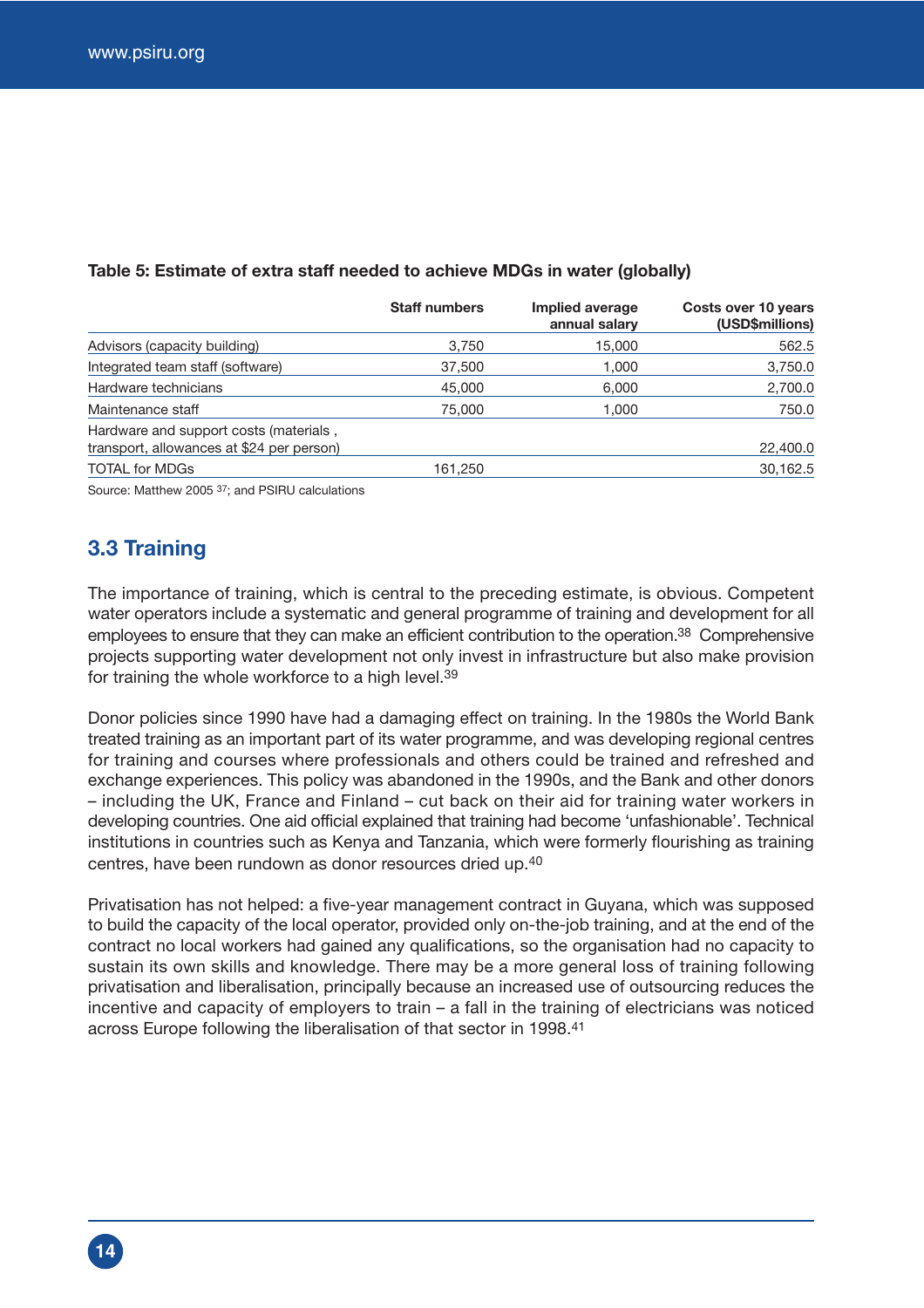**Table 5: Estimate of extra staff needed to achieve MDGs in water (globally)**

| | Staff numbers | Implied average annual salary | Costs over 10 years (USD$millions) |
|---|---|---|---|
| Advisors (capacity building) | 3,750 | 15,000 | 562.5 |
| Integrated team staff (software) | 37,500 | 1,000 | 3,750.0 |
| Hardware technicians | 45,000 | 6,000 | 2,700.0 |
| Maintenance staff | 75,000 | 1,000 | 750.0 |
| Hardware and support costs (materials , transport, allowances at $24 per person) | | | 22,400.0 |
| TOTAL for MDGs | 161,250 | | 30,162.5 |

Source: Matthew 2005 [37]; and PSIRU calculations

## 3.3 Training

The importance of training, which is central to the preceding estimate, is obvious. Competent water operators include a systematic and general programme of training and development for all employees to ensure that they can make an efficient contribution to the operation.[38] Comprehensive projects supporting water development not only invest in infrastructure but also make provision for training the whole workforce to a high level.[39]

Donor policies since 1990 have had a damaging effect on training. In the 1980s the World Bank treated training as an important part of its water programme, and was developing regional centres for training and courses where professionals and others could be trained and refreshed and exchange experiences. This policy was abandoned in the 1990s, and the Bank and other donors – including the UK, France and Finland – cut back on their aid for training water workers in developing countries. One aid official explained that training had become 'unfashionable'. Technical institutions in countries such as Kenya and Tanzania, which were formerly flourishing as training centres, have been rundown as donor resources dried up.[40]

Privatisation has not helped: a five-year management contract in Guyana, which was supposed to build the capacity of the local operator, provided only on-the-job training, and at the end of the contract no local workers had gained any qualifications, so the organisation had no capacity to sustain its own skills and knowledge. There may be a more general loss of training following privatisation and liberalisation, principally because an increased use of outsourcing reduces the incentive and capacity of employers to train – a fall in the training of electricians was noticed across Europe following the liberalisation of that sector in 1998.[41]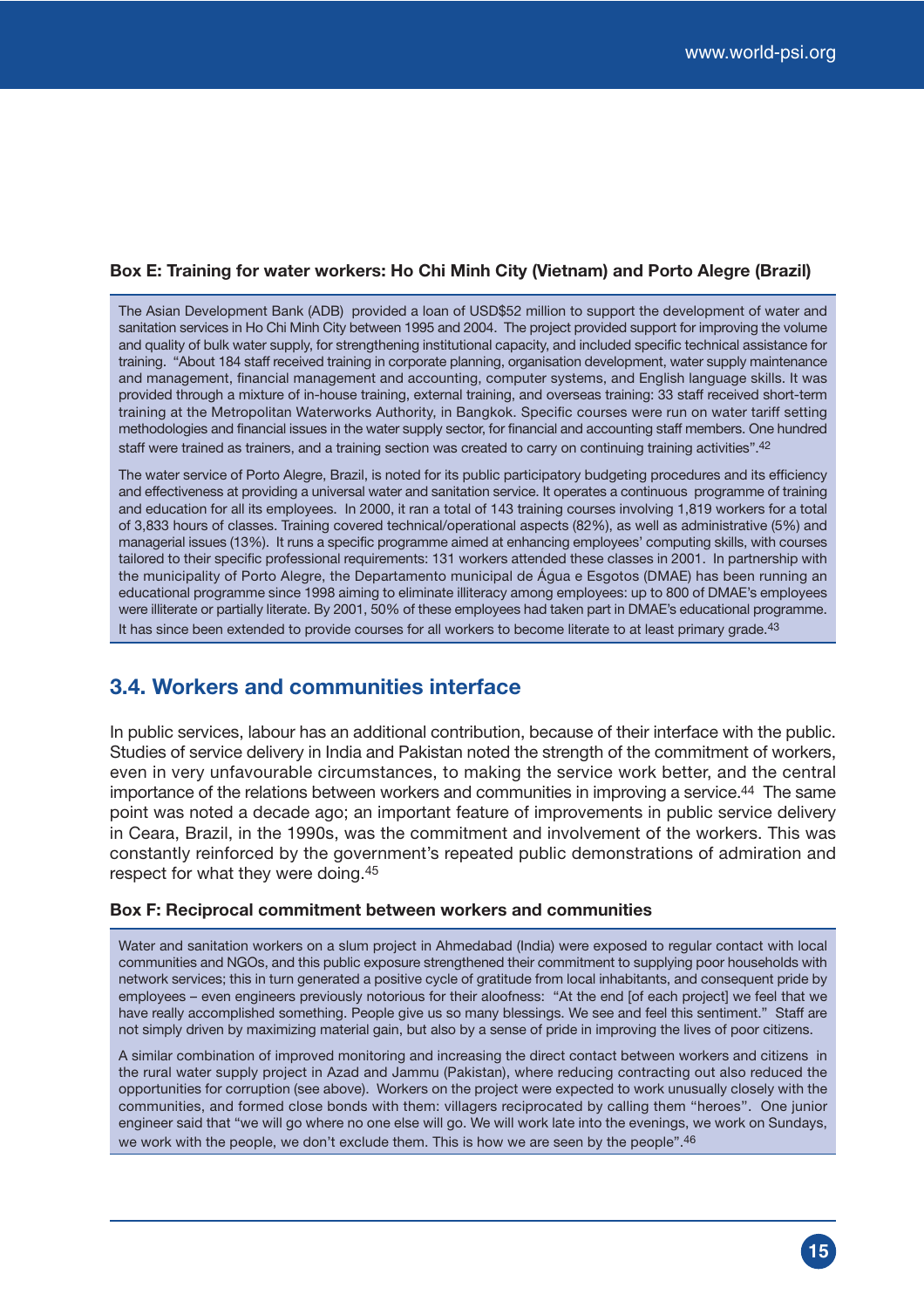**Box E: Training for water workers: Ho Chi Minh City (Vietnam) and Porto Alegre (Brazil)**

The Asian Development Bank (ADB) provided a loan of USD$52 million to support the development of water and sanitation services in Ho Chi Minh City between 1995 and 2004. The project provided support for improving the volume and quality of bulk water supply, for strengthening institutional capacity, and included specific technical assistance for training. "About 184 staff received training in corporate planning, organisation development, water supply maintenance and management, financial management and accounting, computer systems, and English language skills. It was provided through a mixture of in-house training, external training, and overseas training: 33 staff received short-term training at the Metropolitan Waterworks Authority, in Bangkok. Specific courses were run on water tariff setting methodologies and financial issues in the water supply sector, for financial and accounting staff members. One hundred staff were trained as trainers, and a training section was created to carry on continuing training activities".[42]

The water service of Porto Alegre, Brazil, is noted for its public participatory budgeting procedures and its efficiency and effectiveness at providing a universal water and sanitation service. It operates a continuous programme of training and education for all its employees. In 2000, it ran a total of 143 training courses involving 1,819 workers for a total of 3,833 hours of classes. Training covered technical/operational aspects (82%), as well as administrative (5%) and managerial issues (13%). It runs a specific programme aimed at enhancing employees' computing skills, with courses tailored to their specific professional requirements: 131 workers attended these classes in 2001. In partnership with the municipality of Porto Alegre, the Departamento municipal de Água e Esgotos (DMAE) has been running an educational programme since 1998 aiming to eliminate illiteracy among employees: up to 800 of DMAE's employees were illiterate or partially literate. By 2001, 50% of these employees had taken part in DMAE's educational programme. It has since been extended to provide courses for all workers to become literate to at least primary grade.[43]

## 3.4. Workers and communities interface

In public services, labour has an additional contribution, because of their interface with the public. Studies of service delivery in India and Pakistan noted the strength of the commitment of workers, even in very unfavourable circumstances, to making the service work better, and the central importance of the relations between workers and communities in improving a service.[44] The same point was noted a decade ago; an important feature of improvements in public service delivery in Ceara, Brazil, in the 1990s, was the commitment and involvement of the workers. This was constantly reinforced by the government's repeated public demonstrations of admiration and respect for what they were doing.[45]

**Box F: Reciprocal commitment between workers and communities**

Water and sanitation workers on a slum project in Ahmedabad (India) were exposed to regular contact with local communities and NGOs, and this public exposure strengthened their commitment to supplying poor households with network services; this in turn generated a positive cycle of gratitude from local inhabitants, and consequent pride by employees – even engineers previously notorious for their aloofness: "At the end [of each project] we feel that we have really accomplished something. People give us so many blessings. We see and feel this sentiment." Staff are not simply driven by maximizing material gain, but also by a sense of pride in improving the lives of poor citizens.

A similar combination of improved monitoring and increasing the direct contact between workers and citizens in the rural water supply project in Azad and Jammu (Pakistan), where reducing contracting out also reduced the opportunities for corruption (see above). Workers on the project were expected to work unusually closely with the communities, and formed close bonds with them: villagers reciprocated by calling them "heroes". One junior engineer said that "we will go where no one else will go. We will work late into the evenings, we work on Sundays, we work with the people, we don't exclude them. This is how we are seen by the people".[46]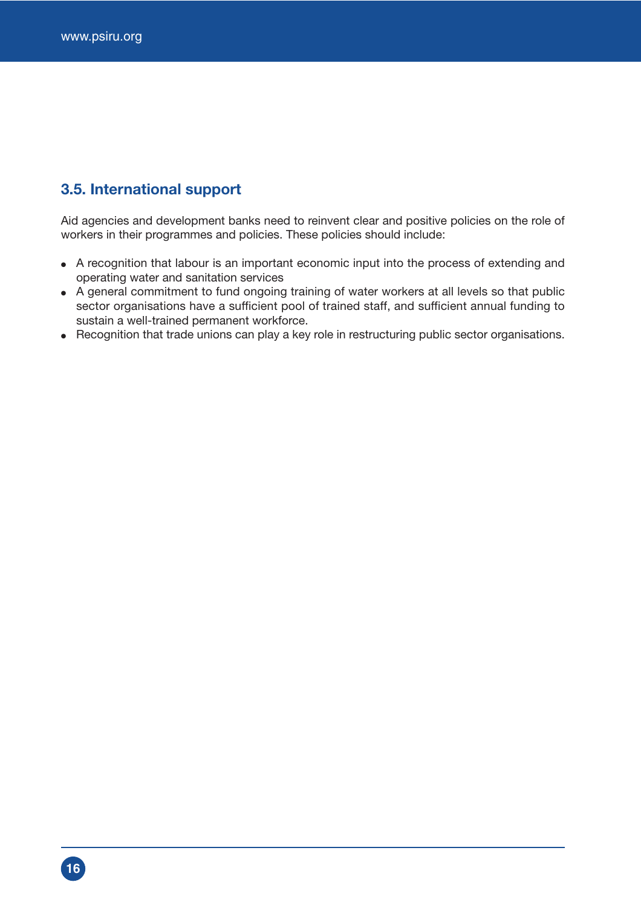## 3.5. International support

Aid agencies and development banks need to reinvent clear and positive policies on the role of workers in their programmes and policies. These policies should include:

- A recognition that labour is an important economic input into the process of extending and operating water and sanitation services
- A general commitment to fund ongoing training of water workers at all levels so that public sector organisations have a sufficient pool of trained staff, and sufficient annual funding to sustain a well-trained permanent workforce.
- Recognition that trade unions can play a key role in restructuring public sector organisations.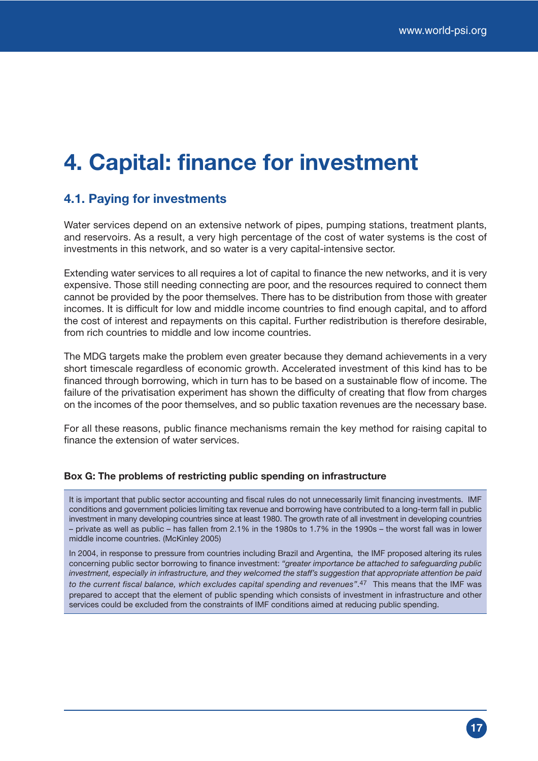# 4. Capital: finance for investment

## 4.1. Paying for investments

Water services depend on an extensive network of pipes, pumping stations, treatment plants, and reservoirs. As a result, a very high percentage of the cost of water systems is the cost of investments in this network, and so water is a very capital-intensive sector.

Extending water services to all requires a lot of capital to finance the new networks, and it is very expensive. Those still needing connecting are poor, and the resources required to connect them cannot be provided by the poor themselves. There has to be distribution from those with greater incomes. It is difficult for low and middle income countries to find enough capital, and to afford the cost of interest and repayments on this capital. Further redistribution is therefore desirable, from rich countries to middle and low income countries.

The MDG targets make the problem even greater because they demand achievements in a very short timescale regardless of economic growth. Accelerated investment of this kind has to be financed through borrowing, which in turn has to be based on a sustainable flow of income. The failure of the privatisation experiment has shown the difficulty of creating that flow from charges on the incomes of the poor themselves, and so public taxation revenues are the necessary base.

For all these reasons, public finance mechanisms remain the key method for raising capital to finance the extension of water services.

**Box G: The problems of restricting public spending on infrastructure**

It is important that public sector accounting and fiscal rules do not unnecessarily limit financing investments. IMF conditions and government policies limiting tax revenue and borrowing have contributed to a long-term fall in public investment in many developing countries since at least 1980. The growth rate of all investment in developing countries – private as well as public – has fallen from 2.1% in the 1980s to 1.7% in the 1990s – the worst fall was in lower middle income countries. (McKinley 2005)

In 2004, in response to pressure from countries including Brazil and Argentina, the IMF proposed altering its rules concerning public sector borrowing to finance investment: *"greater importance be attached to safeguarding public investment, especially in infrastructure, and they welcomed the staff's suggestion that appropriate attention be paid to the current fiscal balance, which excludes capital spending and revenues"*.[47] This means that the IMF was prepared to accept that the element of public spending which consists of investment in infrastructure and other services could be excluded from the constraints of IMF conditions aimed at reducing public spending.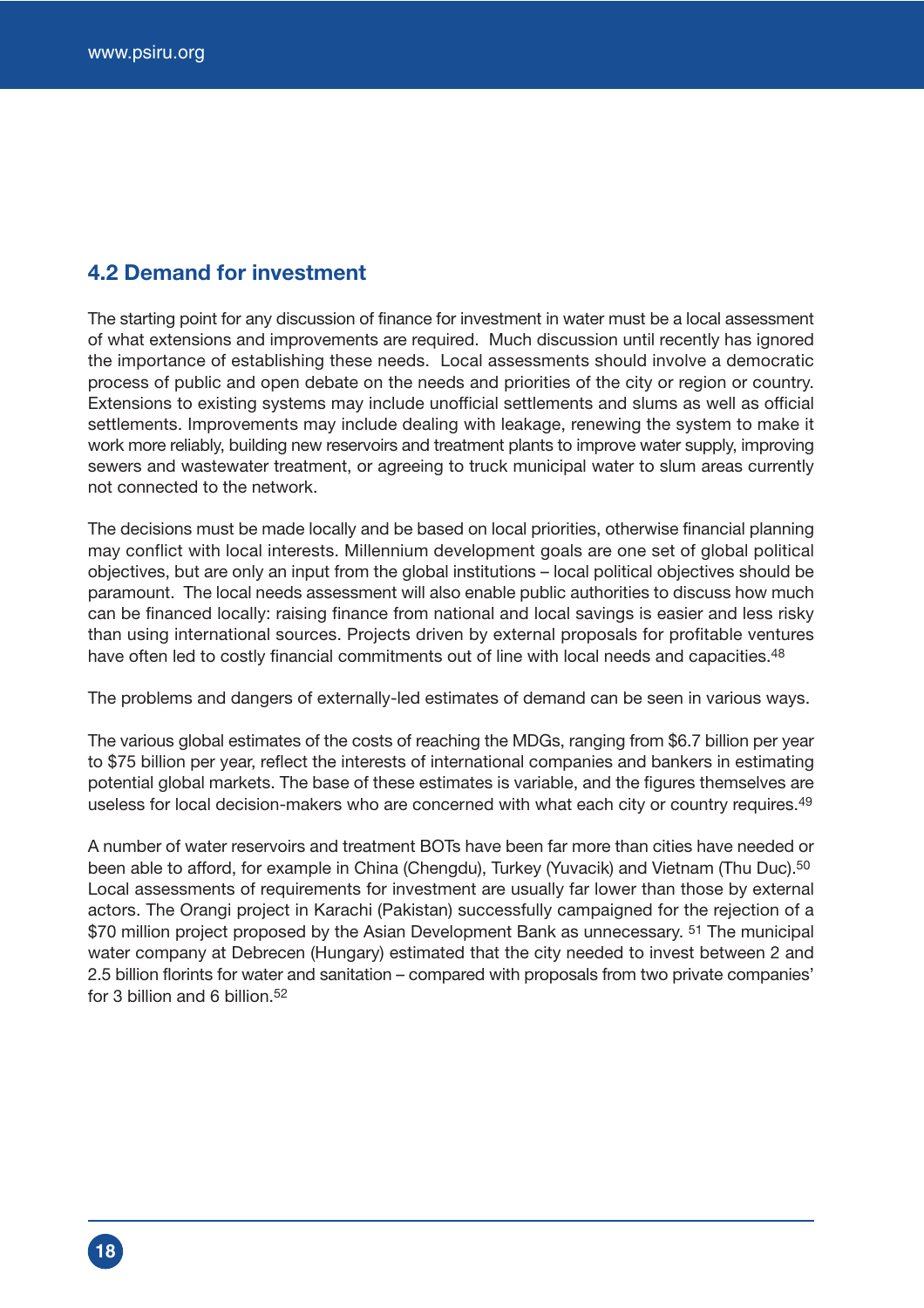## 4.2 Demand for investment

The starting point for any discussion of finance for investment in water must be a local assessment of what extensions and improvements are required. Much discussion until recently has ignored the importance of establishing these needs. Local assessments should involve a democratic process of public and open debate on the needs and priorities of the city or region or country. Extensions to existing systems may include unofficial settlements and slums as well as official settlements. Improvements may include dealing with leakage, renewing the system to make it work more reliably, building new reservoirs and treatment plants to improve water supply, improving sewers and wastewater treatment, or agreeing to truck municipal water to slum areas currently not connected to the network.

The decisions must be made locally and be based on local priorities, otherwise financial planning may conflict with local interests. Millennium development goals are one set of global political objectives, but are only an input from the global institutions – local political objectives should be paramount. The local needs assessment will also enable public authorities to discuss how much can be financed locally: raising finance from national and local savings is easier and less risky than using international sources. Projects driven by external proposals for profitable ventures have often led to costly financial commitments out of line with local needs and capacities.[48]

The problems and dangers of externally-led estimates of demand can be seen in various ways.

The various global estimates of the costs of reaching the MDGs, ranging from $6.7 billion per year to $75 billion per year, reflect the interests of international companies and bankers in estimating potential global markets. The base of these estimates is variable, and the figures themselves are useless for local decision-makers who are concerned with what each city or country requires.[49]

A number of water reservoirs and treatment BOTs have been far more than cities have needed or been able to afford, for example in China (Chengdu), Turkey (Yuvacik) and Vietnam (Thu Duc).[50] Local assessments of requirements for investment are usually far lower than those by external actors. The Orangi project in Karachi (Pakistan) successfully campaigned for the rejection of a $70 million project proposed by the Asian Development Bank as unnecessary. [51] The municipal water company at Debrecen (Hungary) estimated that the city needed to invest between 2 and 2.5 billion florints for water and sanitation – compared with proposals from two private companies' for 3 billion and 6 billion.[52]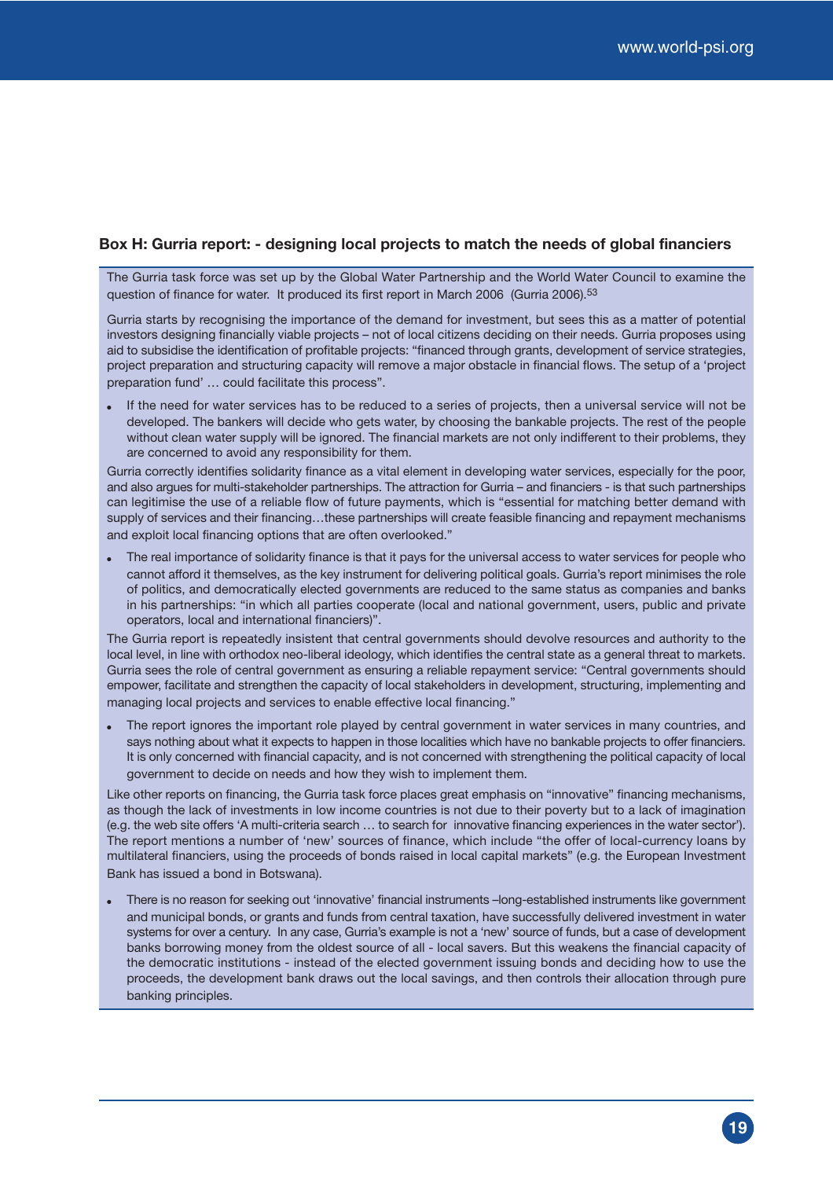### Box H: Gurria report: - designing local projects to match the needs of global financiers

The Gurria task force was set up by the Global Water Partnership and the World Water Council to examine the question of finance for water. It produced its first report in March 2006 (Gurria 2006).[53]

Gurria starts by recognising the importance of the demand for investment, but sees this as a matter of potential investors designing financially viable projects – not of local citizens deciding on their needs. Gurria proposes using aid to subsidise the identification of profitable projects: "financed through grants, development of service strategies, project preparation and structuring capacity will remove a major obstacle in financial flows. The setup of a 'project preparation fund' … could facilitate this process".

- If the need for water services has to be reduced to a series of projects, then a universal service will not be developed. The bankers will decide who gets water, by choosing the bankable projects. The rest of the people without clean water supply will be ignored. The financial markets are not only indifferent to their problems, they are concerned to avoid any responsibility for them.

Gurria correctly identifies solidarity finance as a vital element in developing water services, especially for the poor, and also argues for multi-stakeholder partnerships. The attraction for Gurria – and financiers - is that such partnerships can legitimise the use of a reliable flow of future payments, which is "essential for matching better demand with supply of services and their financing…these partnerships will create feasible financing and repayment mechanisms and exploit local financing options that are often overlooked."

- The real importance of solidarity finance is that it pays for the universal access to water services for people who cannot afford it themselves, as the key instrument for delivering political goals. Gurria's report minimises the role of politics, and democratically elected governments are reduced to the same status as companies and banks in his partnerships: "in which all parties cooperate (local and national government, users, public and private operators, local and international financiers)".

The Gurria report is repeatedly insistent that central governments should devolve resources and authority to the local level, in line with orthodox neo-liberal ideology, which identifies the central state as a general threat to markets. Gurria sees the role of central government as ensuring a reliable repayment service: "Central governments should empower, facilitate and strengthen the capacity of local stakeholders in development, structuring, implementing and managing local projects and services to enable effective local financing."

- The report ignores the important role played by central government in water services in many countries, and says nothing about what it expects to happen in those localities which have no bankable projects to offer financiers. It is only concerned with financial capacity, and is not concerned with strengthening the political capacity of local government to decide on needs and how they wish to implement them.

Like other reports on financing, the Gurria task force places great emphasis on "innovative" financing mechanisms, as though the lack of investments in low income countries is not due to their poverty but to a lack of imagination (e.g. the web site offers 'A multi-criteria search … to search for innovative financing experiences in the water sector'). The report mentions a number of 'new' sources of finance, which include "the offer of local-currency loans by multilateral financiers, using the proceeds of bonds raised in local capital markets" (e.g. the European Investment Bank has issued a bond in Botswana).

- There is no reason for seeking out 'innovative' financial instruments –long-established instruments like government and municipal bonds, or grants and funds from central taxation, have successfully delivered investment in water systems for over a century. In any case, Gurria's example is not a 'new' source of funds, but a case of development banks borrowing money from the oldest source of all - local savers. But this weakens the financial capacity of the democratic institutions - instead of the elected government issuing bonds and deciding how to use the proceeds, the development bank draws out the local savings, and then controls their allocation through pure banking principles.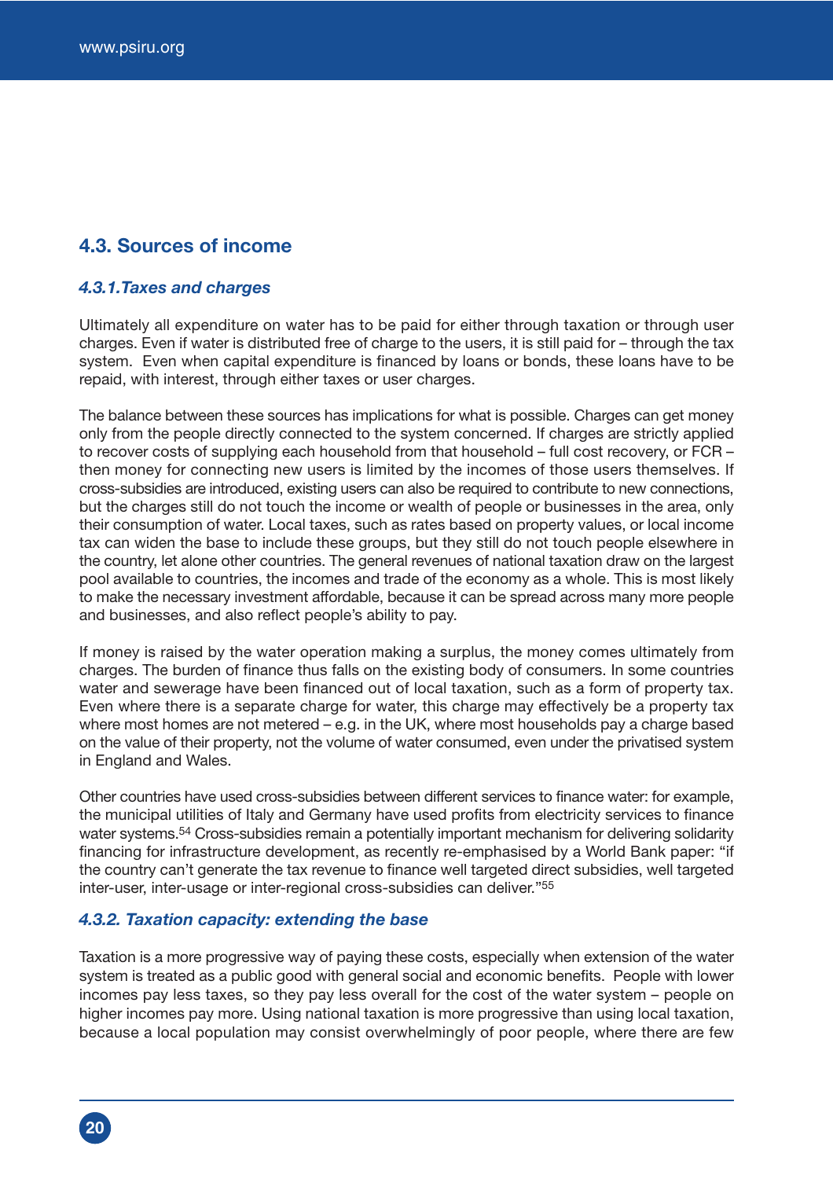## 4.3. Sources of income

### *4.3.1.Taxes and charges*

Ultimately all expenditure on water has to be paid for either through taxation or through user charges. Even if water is distributed free of charge to the users, it is still paid for – through the tax system. Even when capital expenditure is financed by loans or bonds, these loans have to be repaid, with interest, through either taxes or user charges.

The balance between these sources has implications for what is possible. Charges can get money only from the people directly connected to the system concerned. If charges are strictly applied to recover costs of supplying each household from that household – full cost recovery, or FCR – then money for connecting new users is limited by the incomes of those users themselves. If cross-subsidies are introduced, existing users can also be required to contribute to new connections, but the charges still do not touch the income or wealth of people or businesses in the area, only their consumption of water. Local taxes, such as rates based on property values, or local income tax can widen the base to include these groups, but they still do not touch people elsewhere in the country, let alone other countries. The general revenues of national taxation draw on the largest pool available to countries, the incomes and trade of the economy as a whole. This is most likely to make the necessary investment affordable, because it can be spread across many more people and businesses, and also reflect people's ability to pay.

If money is raised by the water operation making a surplus, the money comes ultimately from charges. The burden of finance thus falls on the existing body of consumers. In some countries water and sewerage have been financed out of local taxation, such as a form of property tax. Even where there is a separate charge for water, this charge may effectively be a property tax where most homes are not metered – e.g. in the UK, where most households pay a charge based on the value of their property, not the volume of water consumed, even under the privatised system in England and Wales.

Other countries have used cross-subsidies between different services to finance water: for example, the municipal utilities of Italy and Germany have used profits from electricity services to finance water systems.[54] Cross-subsidies remain a potentially important mechanism for delivering solidarity financing for infrastructure development, as recently re-emphasised by a World Bank paper: "if the country can't generate the tax revenue to finance well targeted direct subsidies, well targeted inter-user, inter-usage or inter-regional cross-subsidies can deliver."[55]

### *4.3.2. Taxation capacity: extending the base*

Taxation is a more progressive way of paying these costs, especially when extension of the water system is treated as a public good with general social and economic benefits. People with lower incomes pay less taxes, so they pay less overall for the cost of the water system – people on higher incomes pay more. Using national taxation is more progressive than using local taxation, because a local population may consist overwhelmingly of poor people, where there are few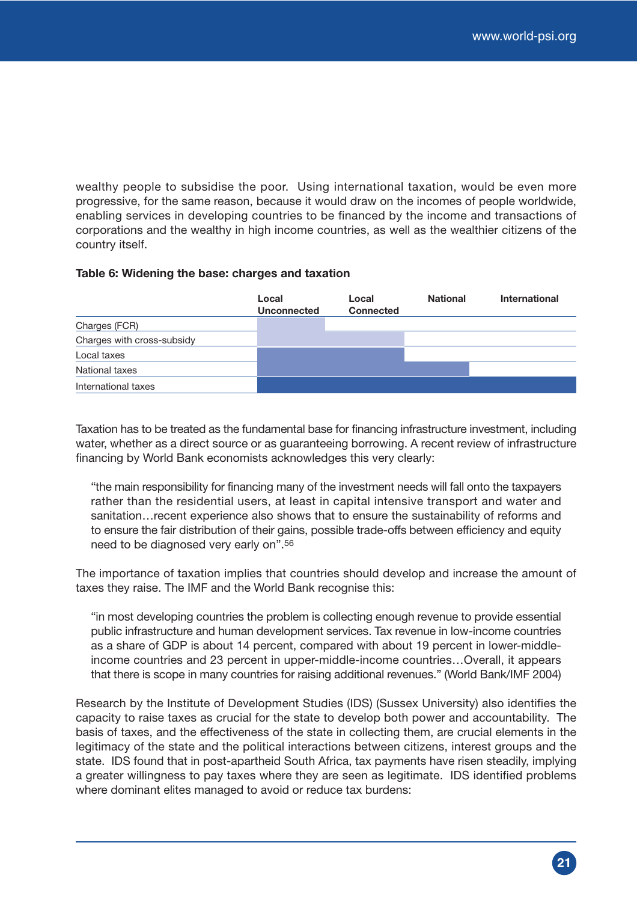wealthy people to subsidise the poor. Using international taxation, would be even more progressive, for the same reason, because it would draw on the incomes of people worldwide, enabling services in developing countries to be financed by the income and transactions of corporations and the wealthy in high income countries, as well as the wealthier citizens of the country itself.

**Table 6: Widening the base: charges and taxation**

|  | Local Unconnected | Local Connected | National | International |
|---|---|---|---|---|
| Charges (FCR) | ■ |  |  |  |
| Charges with cross-subsidy | ■ | ■ |  |  |
| Local taxes | ■ | ■ |  |  |
| National taxes | ■ | ■ | ■ |  |
| International taxes | ■ | ■ | ■ | ■ |

Taxation has to be treated as the fundamental base for financing infrastructure investment, including water, whether as a direct source or as guaranteeing borrowing. A recent review of infrastructure financing by World Bank economists acknowledges this very clearly:

> "the main responsibility for financing many of the investment needs will fall onto the taxpayers rather than the residential users, at least in capital intensive transport and water and sanitation…recent experience also shows that to ensure the sustainability of reforms and to ensure the fair distribution of their gains, possible trade-offs between efficiency and equity need to be diagnosed very early on".[56]

The importance of taxation implies that countries should develop and increase the amount of taxes they raise. The IMF and the World Bank recognise this:

> "in most developing countries the problem is collecting enough revenue to provide essential public infrastructure and human development services. Tax revenue in low-income countries as a share of GDP is about 14 percent, compared with about 19 percent in lower-middle-income countries and 23 percent in upper-middle-income countries…Overall, it appears that there is scope in many countries for raising additional revenues." (World Bank/IMF 2004)

Research by the Institute of Development Studies (IDS) (Sussex University) also identifies the capacity to raise taxes as crucial for the state to develop both power and accountability. The basis of taxes, and the effectiveness of the state in collecting them, are crucial elements in the legitimacy of the state and the political interactions between citizens, interest groups and the state. IDS found that in post-apartheid South Africa, tax payments have risen steadily, implying a greater willingness to pay taxes where they are seen as legitimate. IDS identified problems where dominant elites managed to avoid or reduce tax burdens: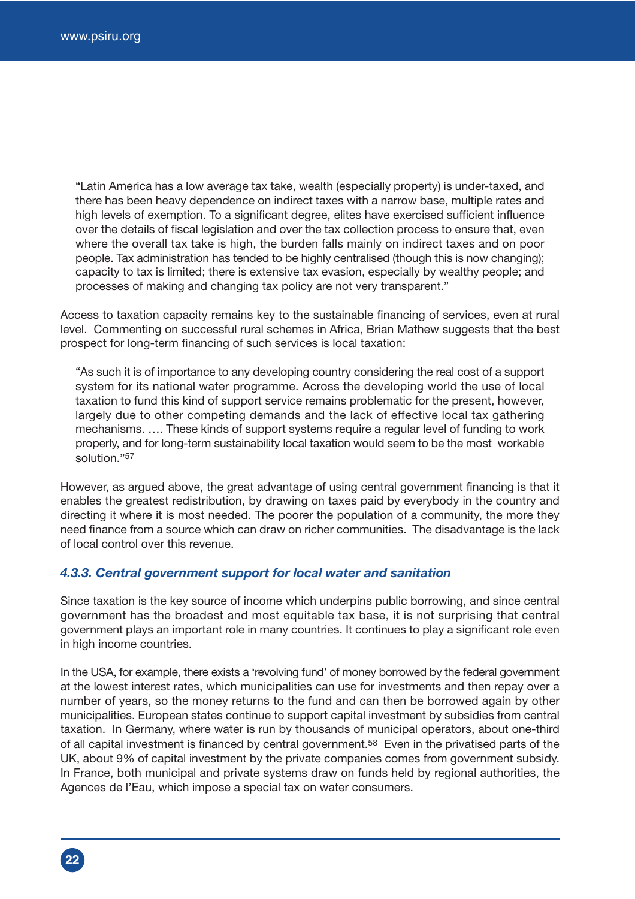> "Latin America has a low average tax take, wealth (especially property) is under-taxed, and there has been heavy dependence on indirect taxes with a narrow base, multiple rates and high levels of exemption. To a significant degree, elites have exercised sufficient influence over the details of fiscal legislation and over the tax collection process to ensure that, even where the overall tax take is high, the burden falls mainly on indirect taxes and on poor people. Tax administration has tended to be highly centralised (though this is now changing); capacity to tax is limited; there is extensive tax evasion, especially by wealthy people; and processes of making and changing tax policy are not very transparent."

Access to taxation capacity remains key to the sustainable financing of services, even at rural level. Commenting on successful rural schemes in Africa, Brian Mathew suggests that the best prospect for long-term financing of such services is local taxation:

> "As such it is of importance to any developing country considering the real cost of a support system for its national water programme. Across the developing world the use of local taxation to fund this kind of support service remains problematic for the present, however, largely due to other competing demands and the lack of effective local tax gathering mechanisms. …. These kinds of support systems require a regular level of funding to work properly, and for long-term sustainability local taxation would seem to be the most workable solution."[57]

However, as argued above, the great advantage of using central government financing is that it enables the greatest redistribution, by drawing on taxes paid by everybody in the country and directing it where it is most needed. The poorer the population of a community, the more they need finance from a source which can draw on richer communities. The disadvantage is the lack of local control over this revenue.

### *4.3.3. Central government support for local water and sanitation*

Since taxation is the key source of income which underpins public borrowing, and since central government has the broadest and most equitable tax base, it is not surprising that central government plays an important role in many countries. It continues to play a significant role even in high income countries.

In the USA, for example, there exists a 'revolving fund' of money borrowed by the federal government at the lowest interest rates, which municipalities can use for investments and then repay over a number of years, so the money returns to the fund and can then be borrowed again by other municipalities. European states continue to support capital investment by subsidies from central taxation. In Germany, where water is run by thousands of municipal operators, about one-third of all capital investment is financed by central government.[58] Even in the privatised parts of the UK, about 9% of capital investment by the private companies comes from government subsidy. In France, both municipal and private systems draw on funds held by regional authorities, the Agences de l'Eau, which impose a special tax on water consumers.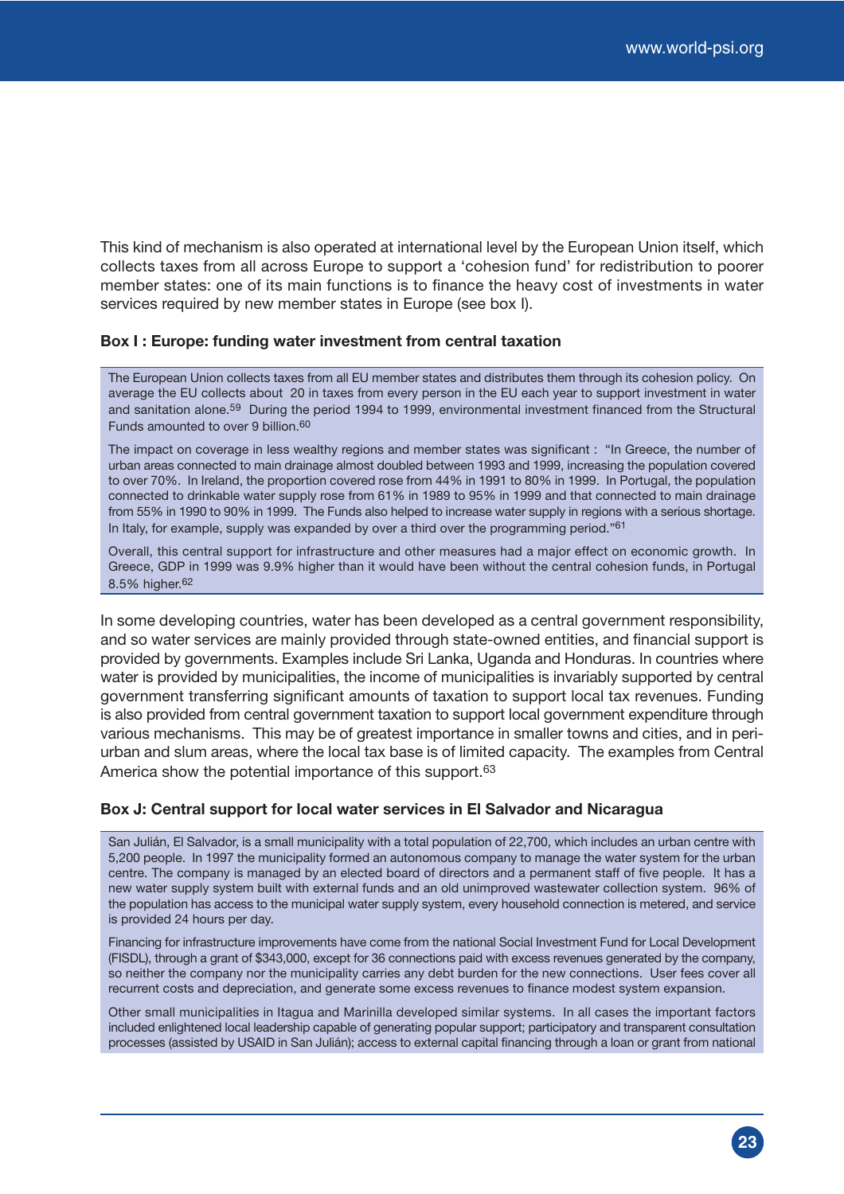This kind of mechanism is also operated at international level by the European Union itself, which collects taxes from all across Europe to support a 'cohesion fund' for redistribution to poorer member states: one of its main functions is to finance the heavy cost of investments in water services required by new member states in Europe (see box I).

**Box I : Europe: funding water investment from central taxation**

The European Union collects taxes from all EU member states and distributes them through its cohesion policy. On average the EU collects about 20 in taxes from every person in the EU each year to support investment in water and sanitation alone.[59] During the period 1994 to 1999, environmental investment financed from the Structural Funds amounted to over 9 billion.[60]

The impact on coverage in less wealthy regions and member states was significant : "In Greece, the number of urban areas connected to main drainage almost doubled between 1993 and 1999, increasing the population covered to over 70%. In Ireland, the proportion covered rose from 44% in 1991 to 80% in 1999. In Portugal, the population connected to drinkable water supply rose from 61% in 1989 to 95% in 1999 and that connected to main drainage from 55% in 1990 to 90% in 1999. The Funds also helped to increase water supply in regions with a serious shortage. In Italy, for example, supply was expanded by over a third over the programming period."[61]

Overall, this central support for infrastructure and other measures had a major effect on economic growth. In Greece, GDP in 1999 was 9.9% higher than it would have been without the central cohesion funds, in Portugal 8.5% higher.[62]

In some developing countries, water has been developed as a central government responsibility, and so water services are mainly provided through state-owned entities, and financial support is provided by governments. Examples include Sri Lanka, Uganda and Honduras. In countries where water is provided by municipalities, the income of municipalities is invariably supported by central government transferring significant amounts of taxation to support local tax revenues. Funding is also provided from central government taxation to support local government expenditure through various mechanisms. This may be of greatest importance in smaller towns and cities, and in peri-urban and slum areas, where the local tax base is of limited capacity. The examples from Central America show the potential importance of this support.[63]

**Box J: Central support for local water services in El Salvador and Nicaragua**

San Julián, El Salvador, is a small municipality with a total population of 22,700, which includes an urban centre with 5,200 people. In 1997 the municipality formed an autonomous company to manage the water system for the urban centre. The company is managed by an elected board of directors and a permanent staff of five people. It has a new water supply system built with external funds and an old unimproved wastewater collection system. 96% of the population has access to the municipal water supply system, every household connection is metered, and service is provided 24 hours per day.

Financing for infrastructure improvements have come from the national Social Investment Fund for Local Development (FISDL), through a grant of $343,000, except for 36 connections paid with excess revenues generated by the company, so neither the company nor the municipality carries any debt burden for the new connections. User fees cover all recurrent costs and depreciation, and generate some excess revenues to finance modest system expansion.

Other small municipalities in Itagua and Marinilla developed similar systems. In all cases the important factors included enlightened local leadership capable of generating popular support; participatory and transparent consultation processes (assisted by USAID in San Julián); access to external capital financing through a loan or grant from national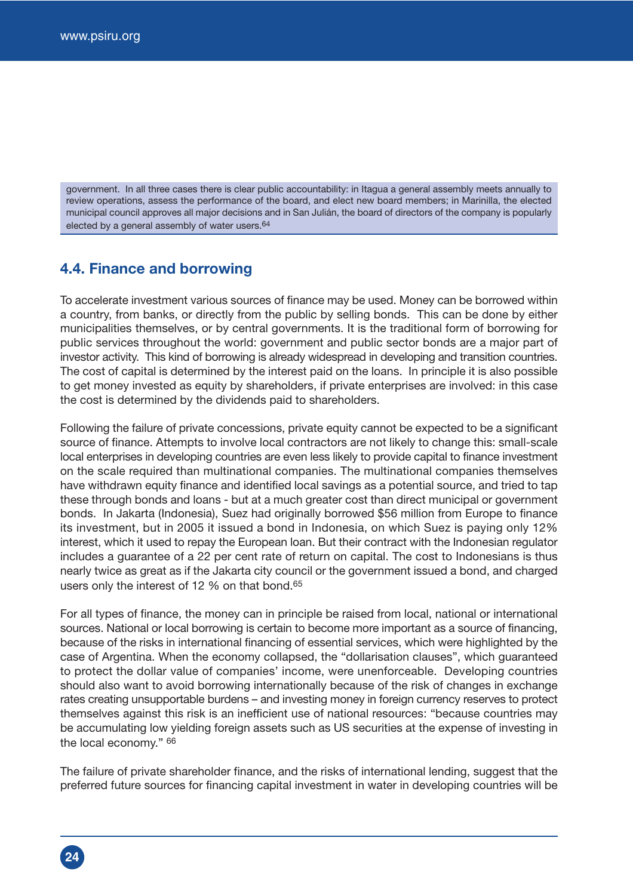government. In all three cases there is clear public accountability: in Itagua a general assembly meets annually to review operations, assess the performance of the board, and elect new board members; in Marinilla, the elected municipal council approves all major decisions and in San Julián, the board of directors of the company is popularly elected by a general assembly of water users.[64]

## 4.4. Finance and borrowing

To accelerate investment various sources of finance may be used. Money can be borrowed within a country, from banks, or directly from the public by selling bonds. This can be done by either municipalities themselves, or by central governments. It is the traditional form of borrowing for public services throughout the world: government and public sector bonds are a major part of investor activity. This kind of borrowing is already widespread in developing and transition countries. The cost of capital is determined by the interest paid on the loans. In principle it is also possible to get money invested as equity by shareholders, if private enterprises are involved: in this case the cost is determined by the dividends paid to shareholders.

Following the failure of private concessions, private equity cannot be expected to be a significant source of finance. Attempts to involve local contractors are not likely to change this: small-scale local enterprises in developing countries are even less likely to provide capital to finance investment on the scale required than multinational companies. The multinational companies themselves have withdrawn equity finance and identified local savings as a potential source, and tried to tap these through bonds and loans - but at a much greater cost than direct municipal or government bonds. In Jakarta (Indonesia), Suez had originally borrowed $56 million from Europe to finance its investment, but in 2005 it issued a bond in Indonesia, on which Suez is paying only 12% interest, which it used to repay the European loan. But their contract with the Indonesian regulator includes a guarantee of a 22 per cent rate of return on capital. The cost to Indonesians is thus nearly twice as great as if the Jakarta city council or the government issued a bond, and charged users only the interest of 12 % on that bond.[65]

For all types of finance, the money can in principle be raised from local, national or international sources. National or local borrowing is certain to become more important as a source of financing, because of the risks in international financing of essential services, which were highlighted by the case of Argentina. When the economy collapsed, the "dollarisation clauses", which guaranteed to protect the dollar value of companies' income, were unenforceable. Developing countries should also want to avoid borrowing internationally because of the risk of changes in exchange rates creating unsupportable burdens – and investing money in foreign currency reserves to protect themselves against this risk is an inefficient use of national resources: "because countries may be accumulating low yielding foreign assets such as US securities at the expense of investing in the local economy." [66]

The failure of private shareholder finance, and the risks of international lending, suggest that the preferred future sources for financing capital investment in water in developing countries will be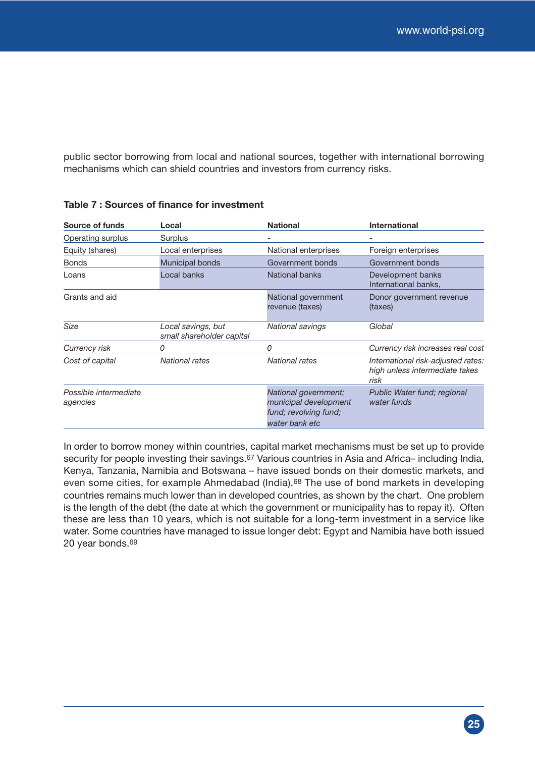public sector borrowing from local and national sources, together with international borrowing mechanisms which can shield countries and investors from currency risks.

**Table 7 : Sources of finance for investment**

| Source of funds | Local | National | International |
|---|---|---|---|
| Operating surplus | Surplus | - | - |
| Equity (shares) | Local enterprises | National enterprises | Foreign enterprises |
| Bonds | Municipal bonds | Government bonds | Government bonds |
| Loans | Local banks | National banks | Development banks International banks, |
| Grants and aid | | National government revenue (taxes) | Donor government revenue (taxes) |
| *Size* | *Local savings, but small shareholder capital* | *National savings* | *Global* |
| *Currency risk* | *0* | *0* | *Currency risk increases real cost* |
| *Cost of capital* | *National rates* | *National rates* | *International risk-adjusted rates: high unless intermediate takes risk* |
| *Possible intermediate agencies* | | *National government; municipal development fund; revolving fund; water bank etc* | *Public Water fund; regional water funds* |

In order to borrow money within countries, capital market mechanisms must be set up to provide security for people investing their savings.[67] Various countries in Asia and Africa– including India, Kenya, Tanzania, Namibia and Botswana – have issued bonds on their domestic markets, and even some cities, for example Ahmedabad (India).[68] The use of bond markets in developing countries remains much lower than in developed countries, as shown by the chart. One problem is the length of the debt (the date at which the government or municipality has to repay it). Often these are less than 10 years, which is not suitable for a long-term investment in a service like water. Some countries have managed to issue longer debt: Egypt and Namibia have both issued 20 year bonds.[69]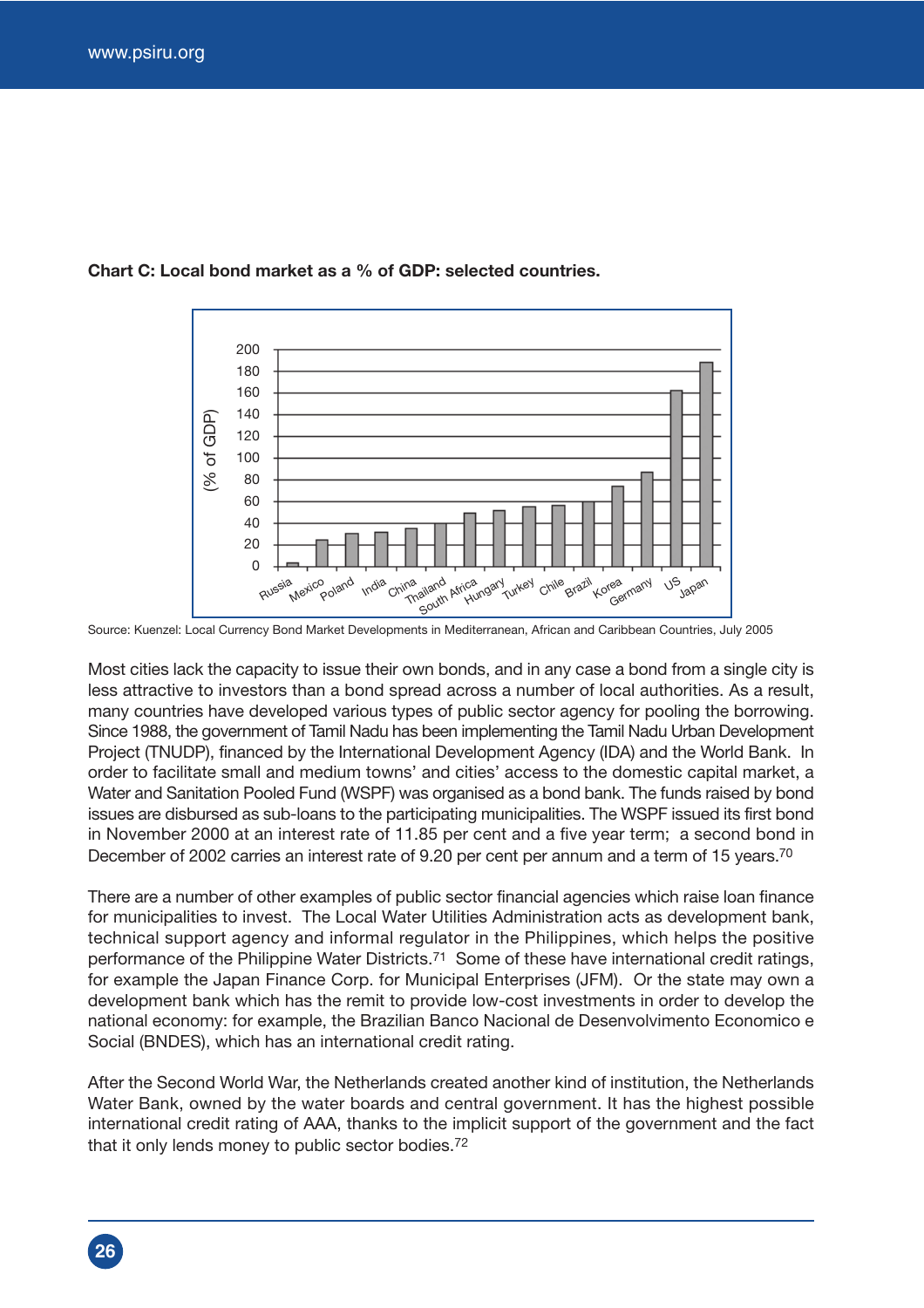**Chart C: Local bond market as a % of GDP: selected countries.**

Source: Kuenzel: Local Currency Bond Market Developments in Mediterranean, African and Caribbean Countries, July 2005

Most cities lack the capacity to issue their own bonds, and in any case a bond from a single city is less attractive to investors than a bond spread across a number of local authorities. As a result, many countries have developed various types of public sector agency for pooling the borrowing. Since 1988, the government of Tamil Nadu has been implementing the Tamil Nadu Urban Development Project (TNUDP), financed by the International Development Agency (IDA) and the World Bank. In order to facilitate small and medium towns' and cities' access to the domestic capital market, a Water and Sanitation Pooled Fund (WSPF) was organised as a bond bank. The funds raised by bond issues are disbursed as sub-loans to the participating municipalities. The WSPF issued its first bond in November 2000 at an interest rate of 11.85 per cent and a five year term; a second bond in December of 2002 carries an interest rate of 9.20 per cent per annum and a term of 15 years.[70]

There are a number of other examples of public sector financial agencies which raise loan finance for municipalities to invest. The Local Water Utilities Administration acts as development bank, technical support agency and informal regulator in the Philippines, which helps the positive performance of the Philippine Water Districts.[71] Some of these have international credit ratings, for example the Japan Finance Corp. for Municipal Enterprises (JFM). Or the state may own a development bank which has the remit to provide low-cost investments in order to develop the national economy: for example, the Brazilian Banco Nacional de Desenvolvimento Economico e Social (BNDES), which has an international credit rating.

After the Second World War, the Netherlands created another kind of institution, the Netherlands Water Bank, owned by the water boards and central government. It has the highest possible international credit rating of AAA, thanks to the implicit support of the government and the fact that it only lends money to public sector bodies.[72]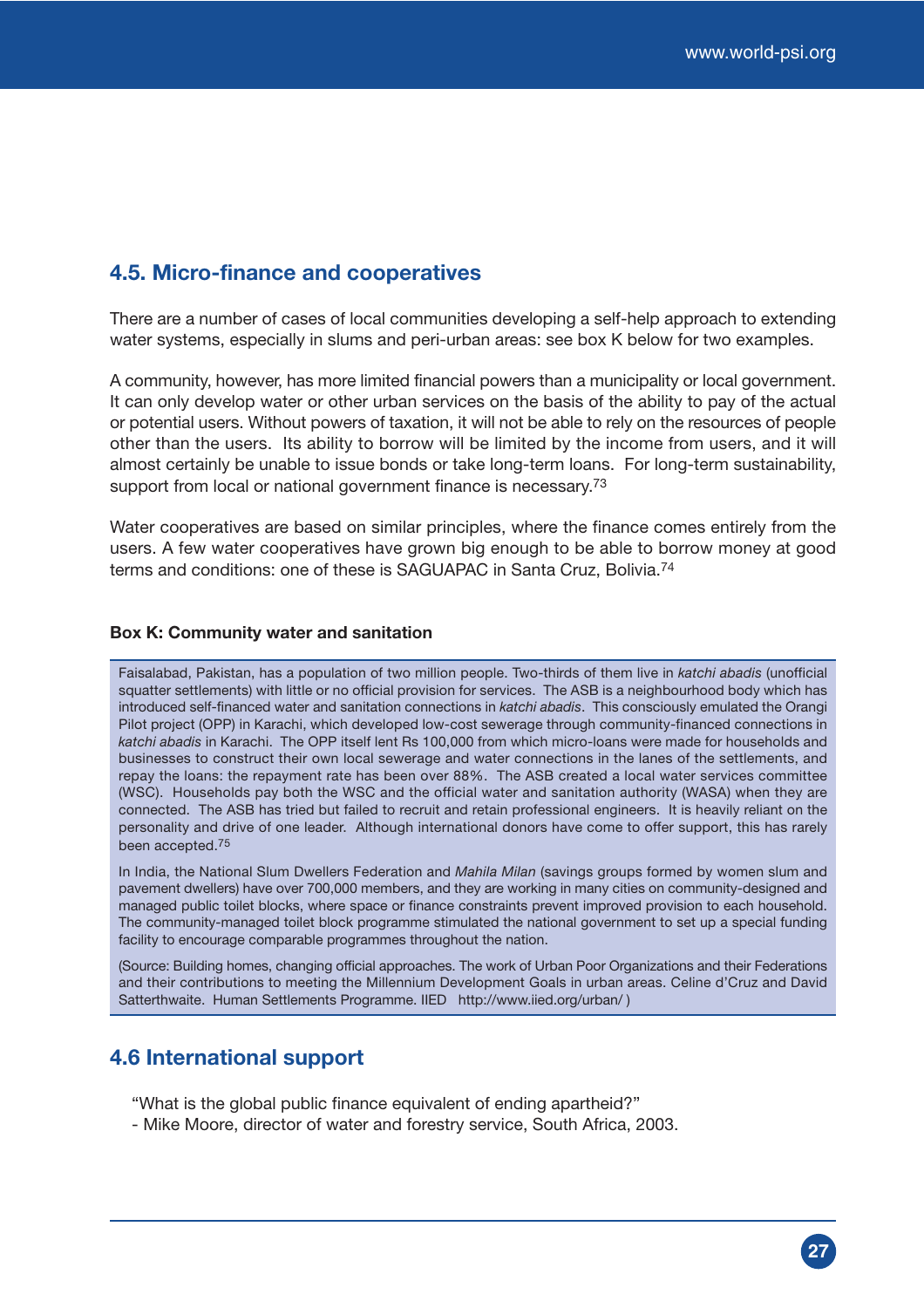## 4.5. Micro-finance and cooperatives

There are a number of cases of local communities developing a self-help approach to extending water systems, especially in slums and peri-urban areas: see box K below for two examples.

A community, however, has more limited financial powers than a municipality or local government. It can only develop water or other urban services on the basis of the ability to pay of the actual or potential users. Without powers of taxation, it will not be able to rely on the resources of people other than the users. Its ability to borrow will be limited by the income from users, and it will almost certainly be unable to issue bonds or take long-term loans. For long-term sustainability, support from local or national government finance is necessary.[73]

Water cooperatives are based on similar principles, where the finance comes entirely from the users. A few water cooperatives have grown big enough to be able to borrow money at good terms and conditions: one of these is SAGUAPAC in Santa Cruz, Bolivia.[74]

**Box K: Community water and sanitation**

Faisalabad, Pakistan, has a population of two million people. Two-thirds of them live in *katchi abadis* (unofficial squatter settlements) with little or no official provision for services. The ASB is a neighbourhood body which has introduced self-financed water and sanitation connections in *katchi abadis*. This consciously emulated the Orangi Pilot project (OPP) in Karachi, which developed low-cost sewerage through community-financed connections in *katchi abadis* in Karachi. The OPP itself lent Rs 100,000 from which micro-loans were made for households and businesses to construct their own local sewerage and water connections in the lanes of the settlements, and repay the loans: the repayment rate has been over 88%. The ASB created a local water services committee (WSC). Households pay both the WSC and the official water and sanitation authority (WASA) when they are connected. The ASB has tried but failed to recruit and retain professional engineers. It is heavily reliant on the personality and drive of one leader. Although international donors have come to offer support, this has rarely been accepted.[75]

In India, the National Slum Dwellers Federation and *Mahila Milan* (savings groups formed by women slum and pavement dwellers) have over 700,000 members, and they are working in many cities on community-designed and managed public toilet blocks, where space or finance constraints prevent improved provision to each household. The community-managed toilet block programme stimulated the national government to set up a special funding facility to encourage comparable programmes throughout the nation.

(Source: Building homes, changing official approaches. The work of Urban Poor Organizations and their Federations and their contributions to meeting the Millennium Development Goals in urban areas. Celine d'Cruz and David Satterthwaite. Human Settlements Programme. IIED http://www.iied.org/urban/ )

## 4.6 International support

"What is the global public finance equivalent of ending apartheid?"
- Mike Moore, director of water and forestry service, South Africa, 2003.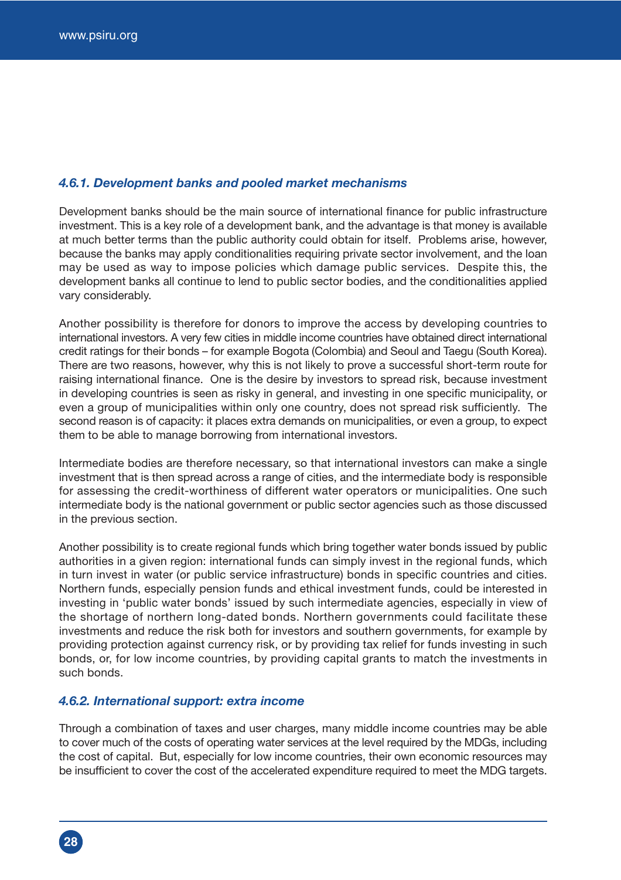#### *4.6.1. Development banks and pooled market mechanisms*

Development banks should be the main source of international finance for public infrastructure investment. This is a key role of a development bank, and the advantage is that money is available at much better terms than the public authority could obtain for itself. Problems arise, however, because the banks may apply conditionalities requiring private sector involvement, and the loan may be used as way to impose policies which damage public services. Despite this, the development banks all continue to lend to public sector bodies, and the conditionalities applied vary considerably.

Another possibility is therefore for donors to improve the access by developing countries to international investors. A very few cities in middle income countries have obtained direct international credit ratings for their bonds – for example Bogota (Colombia) and Seoul and Taegu (South Korea). There are two reasons, however, why this is not likely to prove a successful short-term route for raising international finance. One is the desire by investors to spread risk, because investment in developing countries is seen as risky in general, and investing in one specific municipality, or even a group of municipalities within only one country, does not spread risk sufficiently. The second reason is of capacity: it places extra demands on municipalities, or even a group, to expect them to be able to manage borrowing from international investors.

Intermediate bodies are therefore necessary, so that international investors can make a single investment that is then spread across a range of cities, and the intermediate body is responsible for assessing the credit-worthiness of different water operators or municipalities. One such intermediate body is the national government or public sector agencies such as those discussed in the previous section.

Another possibility is to create regional funds which bring together water bonds issued by public authorities in a given region: international funds can simply invest in the regional funds, which in turn invest in water (or public service infrastructure) bonds in specific countries and cities. Northern funds, especially pension funds and ethical investment funds, could be interested in investing in 'public water bonds' issued by such intermediate agencies, especially in view of the shortage of northern long-dated bonds. Northern governments could facilitate these investments and reduce the risk both for investors and southern governments, for example by providing protection against currency risk, or by providing tax relief for funds investing in such bonds, or, for low income countries, by providing capital grants to match the investments in such bonds.

#### *4.6.2. International support: extra income*

Through a combination of taxes and user charges, many middle income countries may be able to cover much of the costs of operating water services at the level required by the MDGs, including the cost of capital. But, especially for low income countries, their own economic resources may be insufficient to cover the cost of the accelerated expenditure required to meet the MDG targets.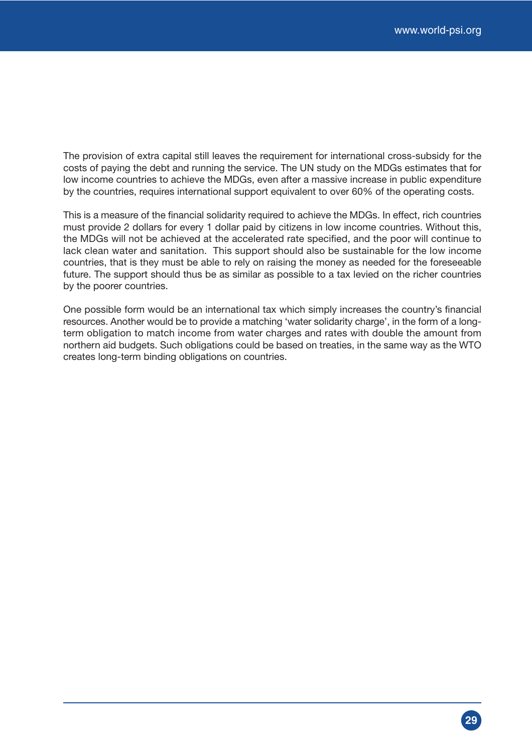The provision of extra capital still leaves the requirement for international cross-subsidy for the costs of paying the debt and running the service. The UN study on the MDGs estimates that for low income countries to achieve the MDGs, even after a massive increase in public expenditure by the countries, requires international support equivalent to over 60% of the operating costs.

This is a measure of the financial solidarity required to achieve the MDGs. In effect, rich countries must provide 2 dollars for every 1 dollar paid by citizens in low income countries. Without this, the MDGs will not be achieved at the accelerated rate specified, and the poor will continue to lack clean water and sanitation. This support should also be sustainable for the low income countries, that is they must be able to rely on raising the money as needed for the foreseeable future. The support should thus be as similar as possible to a tax levied on the richer countries by the poorer countries.

One possible form would be an international tax which simply increases the country's financial resources. Another would be to provide a matching 'water solidarity charge', in the form of a long-term obligation to match income from water charges and rates with double the amount from northern aid budgets. Such obligations could be based on treaties, in the same way as the WTO creates long-term binding obligations on countries.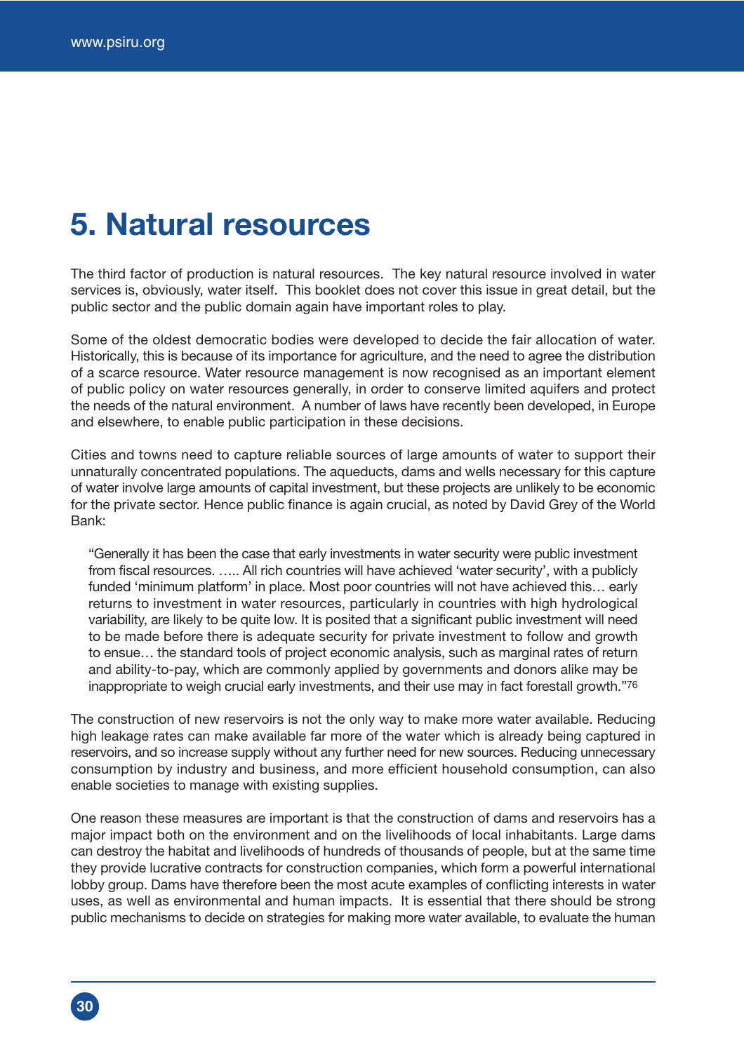# 5. Natural resources

The third factor of production is natural resources. The key natural resource involved in water services is, obviously, water itself. This booklet does not cover this issue in great detail, but the public sector and the public domain again have important roles to play.

Some of the oldest democratic bodies were developed to decide the fair allocation of water. Historically, this is because of its importance for agriculture, and the need to agree the distribution of a scarce resource. Water resource management is now recognised as an important element of public policy on water resources generally, in order to conserve limited aquifers and protect the needs of the natural environment. A number of laws have recently been developed, in Europe and elsewhere, to enable public participation in these decisions.

Cities and towns need to capture reliable sources of large amounts of water to support their unnaturally concentrated populations. The aqueducts, dams and wells necessary for this capture of water involve large amounts of capital investment, but these projects are unlikely to be economic for the private sector. Hence public finance is again crucial, as noted by David Grey of the World Bank:

> "Generally it has been the case that early investments in water security were public investment from fiscal resources. ….. All rich countries will have achieved 'water security', with a publicly funded 'minimum platform' in place. Most poor countries will not have achieved this… early returns to investment in water resources, particularly in countries with high hydrological variability, are likely to be quite low. It is posited that a significant public investment will need to be made before there is adequate security for private investment to follow and growth to ensue… the standard tools of project economic analysis, such as marginal rates of return and ability-to-pay, which are commonly applied by governments and donors alike may be inappropriate to weigh crucial early investments, and their use may in fact forestall growth."[76]

The construction of new reservoirs is not the only way to make more water available. Reducing high leakage rates can make available far more of the water which is already being captured in reservoirs, and so increase supply without any further need for new sources. Reducing unnecessary consumption by industry and business, and more efficient household consumption, can also enable societies to manage with existing supplies.

One reason these measures are important is that the construction of dams and reservoirs has a major impact both on the environment and on the livelihoods of local inhabitants. Large dams can destroy the habitat and livelihoods of hundreds of thousands of people, but at the same time they provide lucrative contracts for construction companies, which form a powerful international lobby group. Dams have therefore been the most acute examples of conflicting interests in water uses, as well as environmental and human impacts. It is essential that there should be strong public mechanisms to decide on strategies for making more water available, to evaluate the human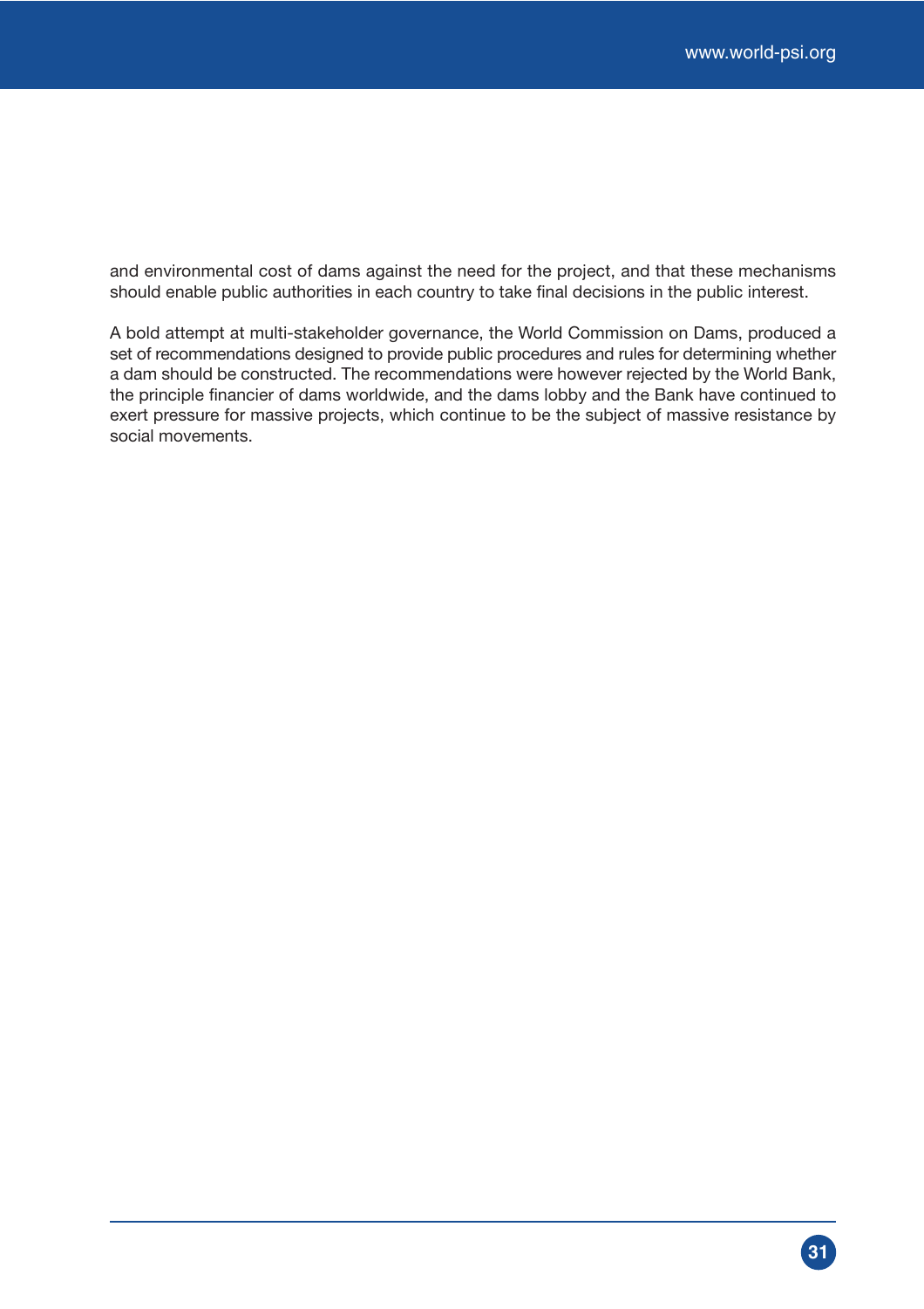and environmental cost of dams against the need for the project, and that these mechanisms should enable public authorities in each country to take final decisions in the public interest.

A bold attempt at multi-stakeholder governance, the World Commission on Dams, produced a set of recommendations designed to provide public procedures and rules for determining whether a dam should be constructed. The recommendations were however rejected by the World Bank, the principle financier of dams worldwide, and the dams lobby and the Bank have continued to exert pressure for massive projects, which continue to be the subject of massive resistance by social movements.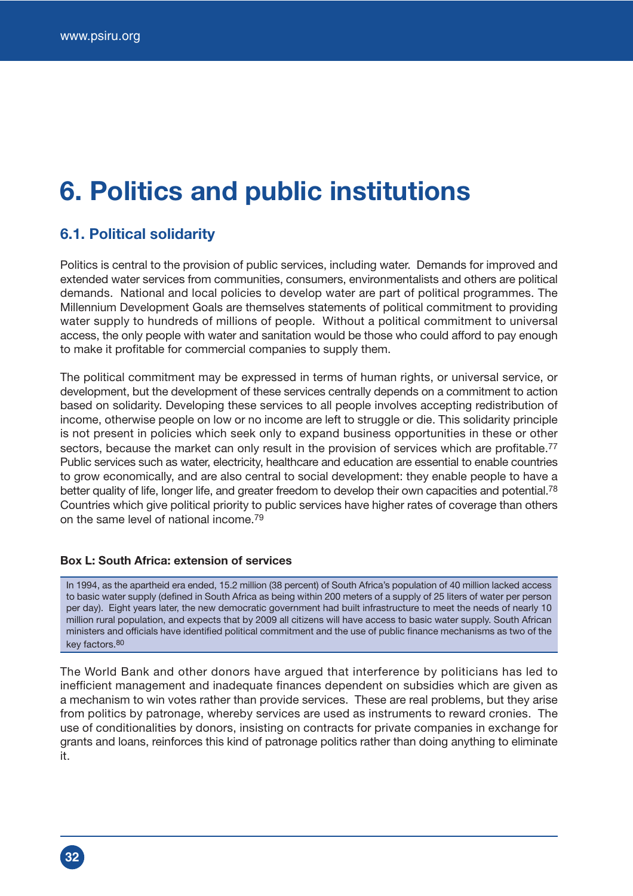# 6. Politics and public institutions

## 6.1. Political solidarity

Politics is central to the provision of public services, including water. Demands for improved and extended water services from communities, consumers, environmentalists and others are political demands. National and local policies to develop water are part of political programmes. The Millennium Development Goals are themselves statements of political commitment to providing water supply to hundreds of millions of people. Without a political commitment to universal access, the only people with water and sanitation would be those who could afford to pay enough to make it profitable for commercial companies to supply them.

The political commitment may be expressed in terms of human rights, or universal service, or development, but the development of these services centrally depends on a commitment to action based on solidarity. Developing these services to all people involves accepting redistribution of income, otherwise people on low or no income are left to struggle or die. This solidarity principle is not present in policies which seek only to expand business opportunities in these or other sectors, because the market can only result in the provision of services which are profitable.[77] Public services such as water, electricity, healthcare and education are essential to enable countries to grow economically, and are also central to social development: they enable people to have a better quality of life, longer life, and greater freedom to develop their own capacities and potential.[78] Countries which give political priority to public services have higher rates of coverage than others on the same level of national income.[79]

**Box L: South Africa: extension of services**

In 1994, as the apartheid era ended, 15.2 million (38 percent) of South Africa's population of 40 million lacked access to basic water supply (defined in South Africa as being within 200 meters of a supply of 25 liters of water per person per day). Eight years later, the new democratic government had built infrastructure to meet the needs of nearly 10 million rural population, and expects that by 2009 all citizens will have access to basic water supply. South African ministers and officials have identified political commitment and the use of public finance mechanisms as two of the key factors.[80]

The World Bank and other donors have argued that interference by politicians has led to inefficient management and inadequate finances dependent on subsidies which are given as a mechanism to win votes rather than provide services. These are real problems, but they arise from politics by patronage, whereby services are used as instruments to reward cronies. The use of conditionalities by donors, insisting on contracts for private companies in exchange for grants and loans, reinforces this kind of patronage politics rather than doing anything to eliminate it.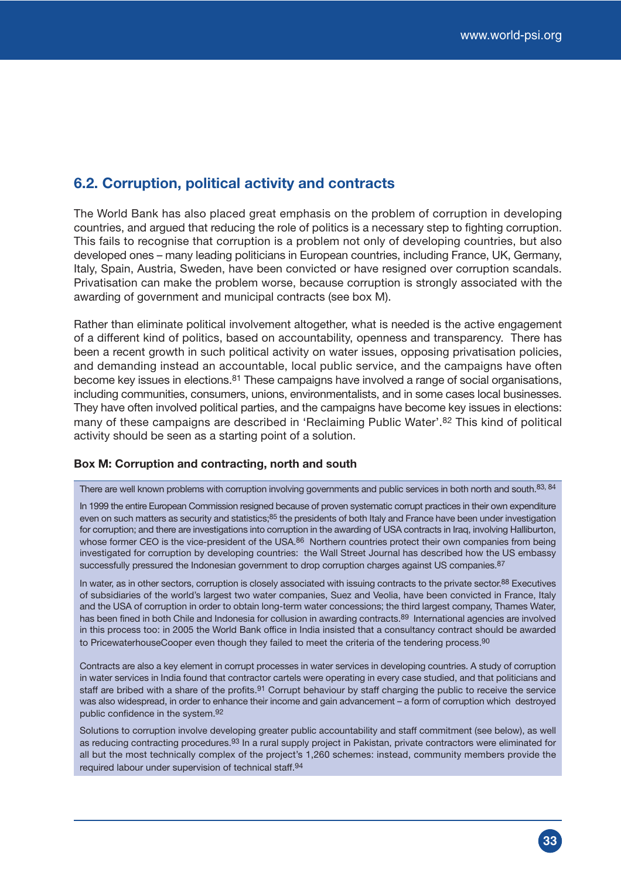## 6.2. Corruption, political activity and contracts

The World Bank has also placed great emphasis on the problem of corruption in developing countries, and argued that reducing the role of politics is a necessary step to fighting corruption. This fails to recognise that corruption is a problem not only of developing countries, but also developed ones – many leading politicians in European countries, including France, UK, Germany, Italy, Spain, Austria, Sweden, have been convicted or have resigned over corruption scandals. Privatisation can make the problem worse, because corruption is strongly associated with the awarding of government and municipal contracts (see box M).

Rather than eliminate political involvement altogether, what is needed is the active engagement of a different kind of politics, based on accountability, openness and transparency. There has been a recent growth in such political activity on water issues, opposing privatisation policies, and demanding instead an accountable, local public service, and the campaigns have often become key issues in elections.[81] These campaigns have involved a range of social organisations, including communities, consumers, unions, environmentalists, and in some cases local businesses. They have often involved political parties, and the campaigns have become key issues in elections: many of these campaigns are described in 'Reclaiming Public Water'.[82] This kind of political activity should be seen as a starting point of a solution.

**Box M: Corruption and contracting, north and south**

There are well known problems with corruption involving governments and public services in both north and south.[83, 84]

In 1999 the entire European Commission resigned because of proven systematic corrupt practices in their own expenditure even on such matters as security and statistics;[85] the presidents of both Italy and France have been under investigation for corruption; and there are investigations into corruption in the awarding of USA contracts in Iraq, involving Halliburton, whose former CEO is the vice-president of the USA.[86] Northern countries protect their own companies from being investigated for corruption by developing countries: the Wall Street Journal has described how the US embassy successfully pressured the Indonesian government to drop corruption charges against US companies.[87]

In water, as in other sectors, corruption is closely associated with issuing contracts to the private sector.[88] Executives of subsidiaries of the world's largest two water companies, Suez and Veolia, have been convicted in France, Italy and the USA of corruption in order to obtain long-term water concessions; the third largest company, Thames Water, has been fined in both Chile and Indonesia for collusion in awarding contracts.[89] International agencies are involved in this process too: in 2005 the World Bank office in India insisted that a consultancy contract should be awarded to PricewaterhouseCooper even though they failed to meet the criteria of the tendering process.[90]

Contracts are also a key element in corrupt processes in water services in developing countries. A study of corruption in water services in India found that contractor cartels were operating in every case studied, and that politicians and staff are bribed with a share of the profits.[91] Corrupt behaviour by staff charging the public to receive the service was also widespread, in order to enhance their income and gain advancement – a form of corruption which destroyed public confidence in the system.[92]

Solutions to corruption involve developing greater public accountability and staff commitment (see below), as well as reducing contracting procedures.[93] In a rural supply project in Pakistan, private contractors were eliminated for all but the most technically complex of the project's 1,260 schemes: instead, community members provide the required labour under supervision of technical staff.[94]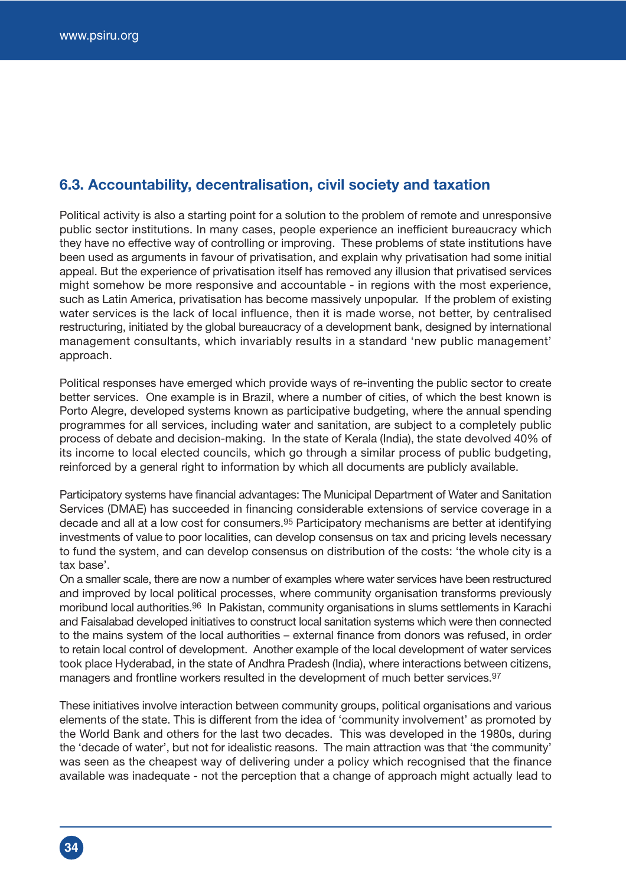### 6.3. Accountability, decentralisation, civil society and taxation

Political activity is also a starting point for a solution to the problem of remote and unresponsive public sector institutions. In many cases, people experience an inefficient bureaucracy which they have no effective way of controlling or improving. These problems of state institutions have been used as arguments in favour of privatisation, and explain why privatisation had some initial appeal. But the experience of privatisation itself has removed any illusion that privatised services might somehow be more responsive and accountable - in regions with the most experience, such as Latin America, privatisation has become massively unpopular. If the problem of existing water services is the lack of local influence, then it is made worse, not better, by centralised restructuring, initiated by the global bureaucracy of a development bank, designed by international management consultants, which invariably results in a standard 'new public management' approach.

Political responses have emerged which provide ways of re-inventing the public sector to create better services. One example is in Brazil, where a number of cities, of which the best known is Porto Alegre, developed systems known as participative budgeting, where the annual spending programmes for all services, including water and sanitation, are subject to a completely public process of debate and decision-making. In the state of Kerala (India), the state devolved 40% of its income to local elected councils, which go through a similar process of public budgeting, reinforced by a general right to information by which all documents are publicly available.

Participatory systems have financial advantages: The Municipal Department of Water and Sanitation Services (DMAE) has succeeded in financing considerable extensions of service coverage in a decade and all at a low cost for consumers.[95] Participatory mechanisms are better at identifying investments of value to poor localities, can develop consensus on tax and pricing levels necessary to fund the system, and can develop consensus on distribution of the costs: 'the whole city is a tax base'.

On a smaller scale, there are now a number of examples where water services have been restructured and improved by local political processes, where community organisation transforms previously moribund local authorities.[96] In Pakistan, community organisations in slums settlements in Karachi and Faisalabad developed initiatives to construct local sanitation systems which were then connected to the mains system of the local authorities – external finance from donors was refused, in order to retain local control of development. Another example of the local development of water services took place Hyderabad, in the state of Andhra Pradesh (India), where interactions between citizens, managers and frontline workers resulted in the development of much better services.[97]

These initiatives involve interaction between community groups, political organisations and various elements of the state. This is different from the idea of 'community involvement' as promoted by the World Bank and others for the last two decades. This was developed in the 1980s, during the 'decade of water', but not for idealistic reasons. The main attraction was that 'the community' was seen as the cheapest way of delivering under a policy which recognised that the finance available was inadequate - not the perception that a change of approach might actually lead to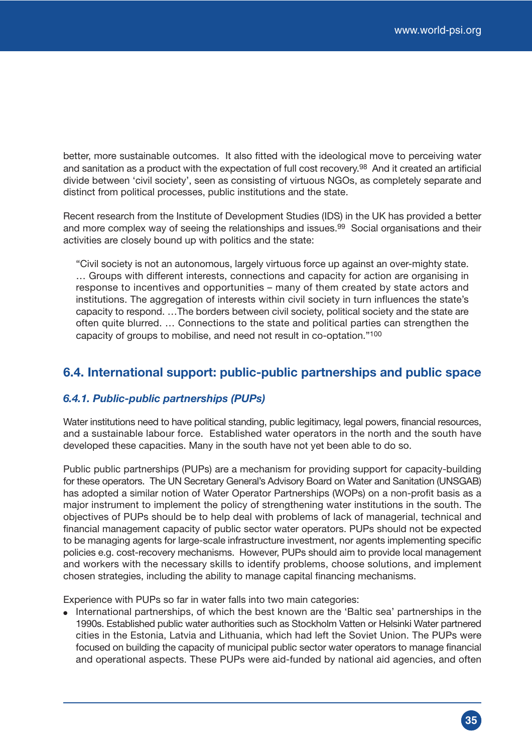better, more sustainable outcomes. It also fitted with the ideological move to perceiving water and sanitation as a product with the expectation of full cost recovery.[98] And it created an artificial divide between 'civil society', seen as consisting of virtuous NGOs, as completely separate and distinct from political processes, public institutions and the state.

Recent research from the Institute of Development Studies (IDS) in the UK has provided a better and more complex way of seeing the relationships and issues.[99] Social organisations and their activities are closely bound up with politics and the state:

> "Civil society is not an autonomous, largely virtuous force up against an over-mighty state. … Groups with different interests, connections and capacity for action are organising in response to incentives and opportunities – many of them created by state actors and institutions. The aggregation of interests within civil society in turn influences the state's capacity to respond. …The borders between civil society, political society and the state are often quite blurred. … Connections to the state and political parties can strengthen the capacity of groups to mobilise, and need not result in co-optation."[100]

## 6.4. International support: public-public partnerships and public space

### *6.4.1. Public-public partnerships (PUPs)*

Water institutions need to have political standing, public legitimacy, legal powers, financial resources, and a sustainable labour force. Established water operators in the north and the south have developed these capacities. Many in the south have not yet been able to do so.

Public public partnerships (PUPs) are a mechanism for providing support for capacity-building for these operators. The UN Secretary General's Advisory Board on Water and Sanitation (UNSGAB) has adopted a similar notion of Water Operator Partnerships (WOPs) on a non-profit basis as a major instrument to implement the policy of strengthening water institutions in the south. The objectives of PUPs should be to help deal with problems of lack of managerial, technical and financial management capacity of public sector water operators. PUPs should not be expected to be managing agents for large-scale infrastructure investment, nor agents implementing specific policies e.g. cost-recovery mechanisms. However, PUPs should aim to provide local management and workers with the necessary skills to identify problems, choose solutions, and implement chosen strategies, including the ability to manage capital financing mechanisms.

Experience with PUPs so far in water falls into two main categories:

- International partnerships, of which the best known are the 'Baltic sea' partnerships in the 1990s. Established public water authorities such as Stockholm Vatten or Helsinki Water partnered cities in the Estonia, Latvia and Lithuania, which had left the Soviet Union. The PUPs were focused on building the capacity of municipal public sector water operators to manage financial and operational aspects. These PUPs were aid-funded by national aid agencies, and often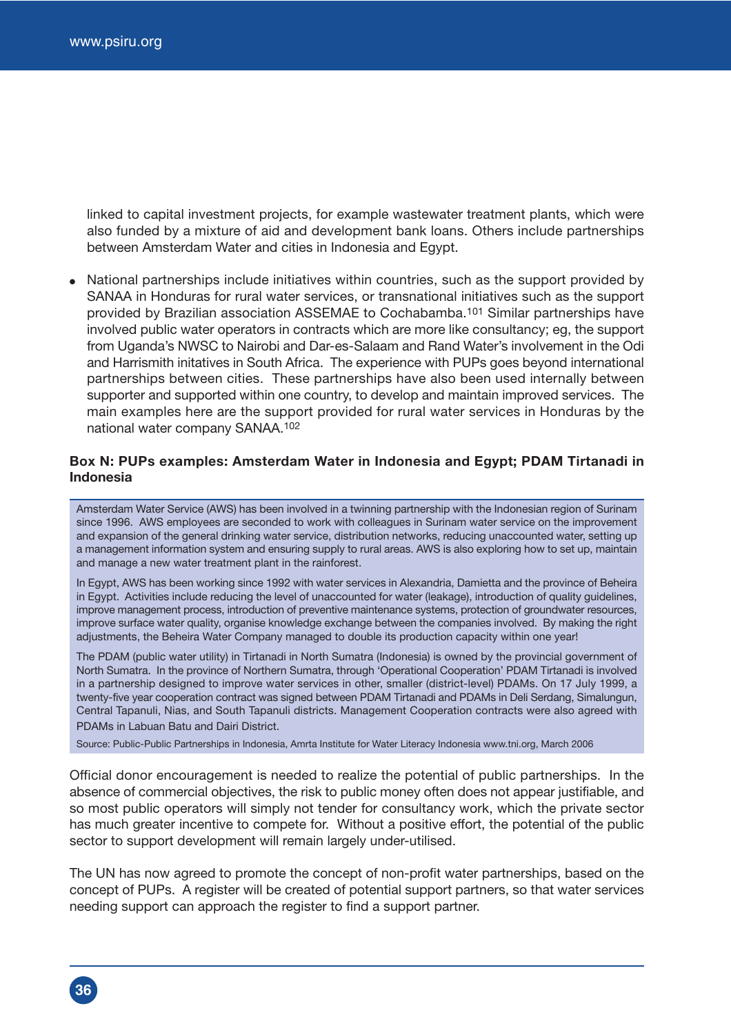linked to capital investment projects, for example wastewater treatment plants, which were also funded by a mixture of aid and development bank loans. Others include partnerships between Amsterdam Water and cities in Indonesia and Egypt.

- National partnerships include initiatives within countries, such as the support provided by SANAA in Honduras for rural water services, or transnational initiatives such as the support provided by Brazilian association ASSEMAE to Cochabamba.[101] Similar partnerships have involved public water operators in contracts which are more like consultancy; eg, the support from Uganda's NWSC to Nairobi and Dar-es-Salaam and Rand Water's involvement in the Odi and Harrismith initatives in South Africa. The experience with PUPs goes beyond international partnerships between cities. These partnerships have also been used internally between supporter and supported within one country, to develop and maintain improved services. The main examples here are the support provided for rural water services in Honduras by the national water company SANAA.[102]

**Box N: PUPs examples: Amsterdam Water in Indonesia and Egypt; PDAM Tirtanadi in Indonesia**

Amsterdam Water Service (AWS) has been involved in a twinning partnership with the Indonesian region of Surinam since 1996. AWS employees are seconded to work with colleagues in Surinam water service on the improvement and expansion of the general drinking water service, distribution networks, reducing unaccounted water, setting up a management information system and ensuring supply to rural areas. AWS is also exploring how to set up, maintain and manage a new water treatment plant in the rainforest.

In Egypt, AWS has been working since 1992 with water services in Alexandria, Damietta and the province of Beheira in Egypt. Activities include reducing the level of unaccounted for water (leakage), introduction of quality guidelines, improve management process, introduction of preventive maintenance systems, protection of groundwater resources, improve surface water quality, organise knowledge exchange between the companies involved. By making the right adjustments, the Beheira Water Company managed to double its production capacity within one year!

The PDAM (public water utility) in Tirtanadi in North Sumatra (Indonesia) is owned by the provincial government of North Sumatra. In the province of Northern Sumatra, through 'Operational Cooperation' PDAM Tirtanadi is involved in a partnership designed to improve water services in other, smaller (district-level) PDAMs. On 17 July 1999, a twenty-five year cooperation contract was signed between PDAM Tirtanadi and PDAMs in Deli Serdang, Simalungun, Central Tapanuli, Nias, and South Tapanuli districts. Management Cooperation contracts were also agreed with PDAMs in Labuan Batu and Dairi District.

Source: Public-Public Partnerships in Indonesia, Amrta Institute for Water Literacy Indonesia www.tni.org, March 2006

Official donor encouragement is needed to realize the potential of public partnerships. In the absence of commercial objectives, the risk to public money often does not appear justifiable, and so most public operators will simply not tender for consultancy work, which the private sector has much greater incentive to compete for. Without a positive effort, the potential of the public sector to support development will remain largely under-utilised.

The UN has now agreed to promote the concept of non-profit water partnerships, based on the concept of PUPs. A register will be created of potential support partners, so that water services needing support can approach the register to find a support partner.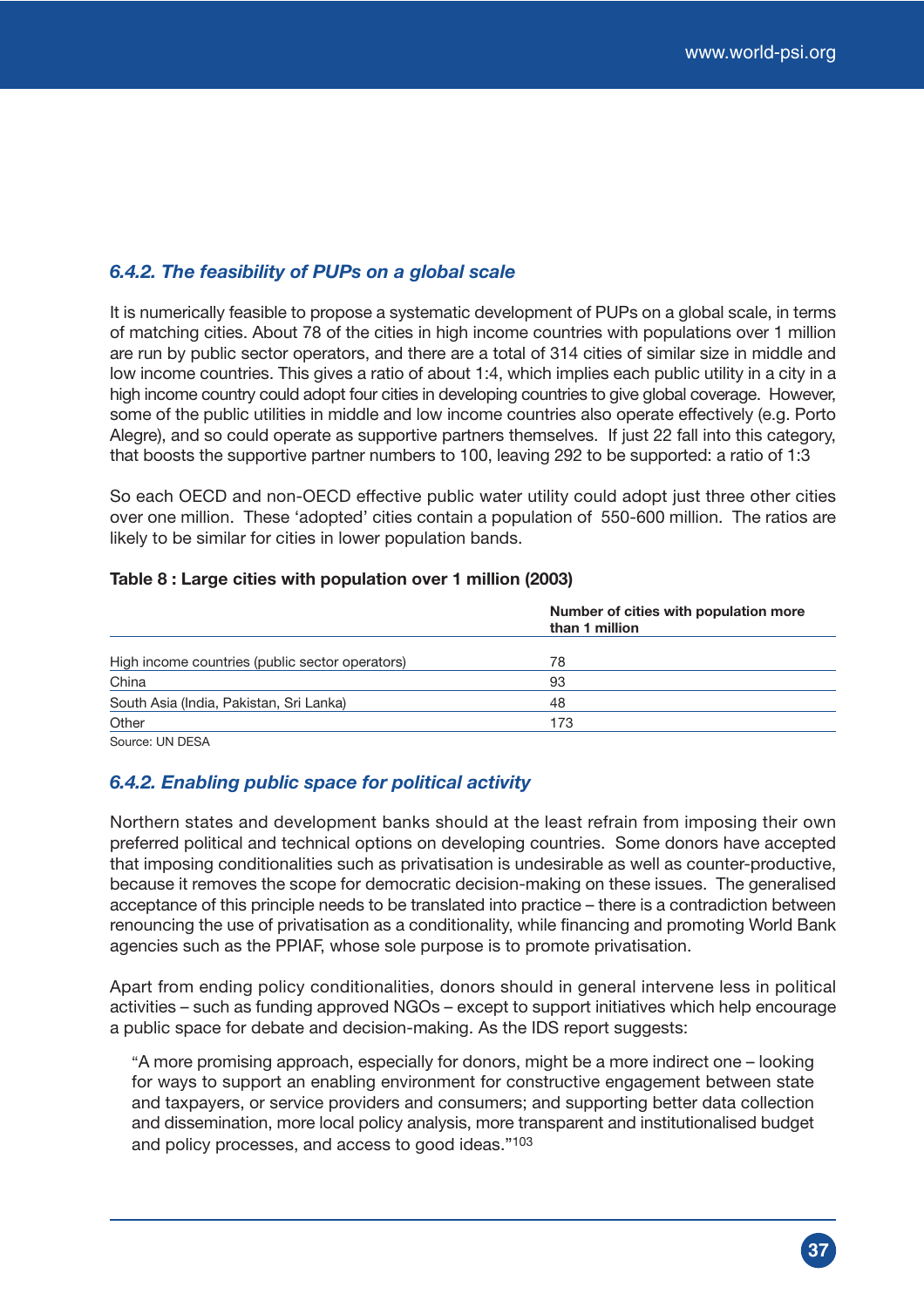### *6.4.2. The feasibility of PUPs on a global scale*

It is numerically feasible to propose a systematic development of PUPs on a global scale, in terms of matching cities. About 78 of the cities in high income countries with populations over 1 million are run by public sector operators, and there are a total of 314 cities of similar size in middle and low income countries. This gives a ratio of about 1:4, which implies each public utility in a city in a high income country could adopt four cities in developing countries to give global coverage. However, some of the public utilities in middle and low income countries also operate effectively (e.g. Porto Alegre), and so could operate as supportive partners themselves. If just 22 fall into this category, that boosts the supportive partner numbers to 100, leaving 292 to be supported: a ratio of 1:3

So each OECD and non-OECD effective public water utility could adopt just three other cities over one million. These 'adopted' cities contain a population of 550-600 million. The ratios are likely to be similar for cities in lower population bands.

**Table 8 : Large cities with population over 1 million (2003)**

| | Number of cities with population more than 1 million |
|---|---|
| High income countries (public sector operators) | 78 |
| China | 93 |
| South Asia (India, Pakistan, Sri Lanka) | 48 |
| Other | 173 |

Source: UN DESA

### *6.4.2. Enabling public space for political activity*

Northern states and development banks should at the least refrain from imposing their own preferred political and technical options on developing countries. Some donors have accepted that imposing conditionalities such as privatisation is undesirable as well as counter-productive, because it removes the scope for democratic decision-making on these issues. The generalised acceptance of this principle needs to be translated into practice – there is a contradiction between renouncing the use of privatisation as a conditionality, while financing and promoting World Bank agencies such as the PPIAF, whose sole purpose is to promote privatisation.

Apart from ending policy conditionalities, donors should in general intervene less in political activities – such as funding approved NGOs – except to support initiatives which help encourage a public space for debate and decision-making. As the IDS report suggests:

> "A more promising approach, especially for donors, might be a more indirect one – looking for ways to support an enabling environment for constructive engagement between state and taxpayers, or service providers and consumers; and supporting better data collection and dissemination, more local policy analysis, more transparent and institutionalised budget and policy processes, and access to good ideas."[103]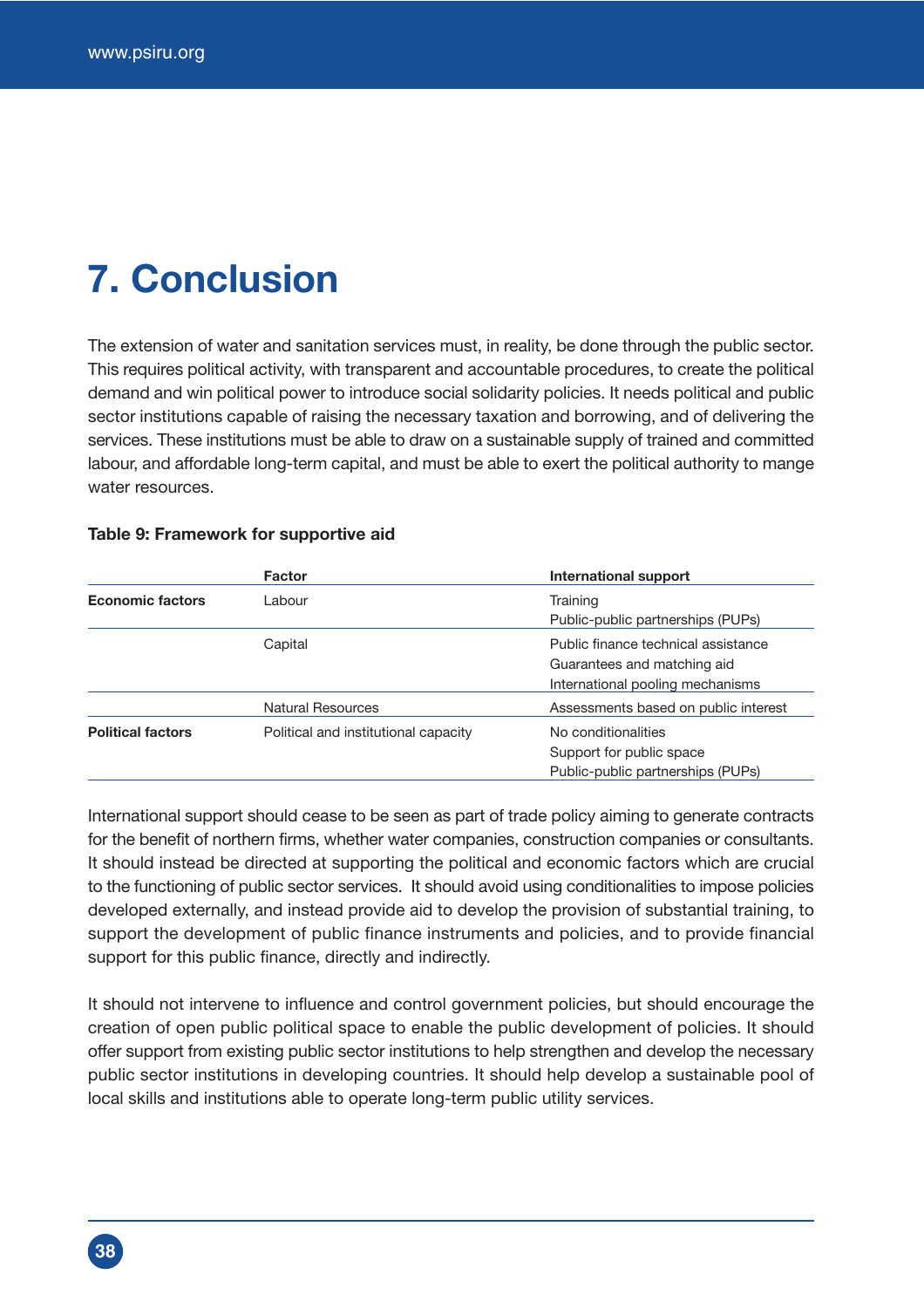# 7. Conclusion

The extension of water and sanitation services must, in reality, be done through the public sector. This requires political activity, with transparent and accountable procedures, to create the political demand and win political power to introduce social solidarity policies. It needs political and public sector institutions capable of raising the necessary taxation and borrowing, and of delivering the services. These institutions must be able to draw on a sustainable supply of trained and committed labour, and affordable long-term capital, and must be able to exert the political authority to mange water resources.

**Table 9: Framework for supportive aid**

| | Factor | International support |
|---|---|---|
| **Economic factors** | Labour | Training<br>Public-public partnerships (PUPs) |
| | Capital | Public finance technical assistance<br>Guarantees and matching aid<br>International pooling mechanisms |
| | Natural Resources | Assessments based on public interest |
| **Political factors** | Political and institutional capacity | No conditionalities<br>Support for public space<br>Public-public partnerships (PUPs) |

International support should cease to be seen as part of trade policy aiming to generate contracts for the benefit of northern firms, whether water companies, construction companies or consultants. It should instead be directed at supporting the political and economic factors which are crucial to the functioning of public sector services. It should avoid using conditionalities to impose policies developed externally, and instead provide aid to develop the provision of substantial training, to support the development of public finance instruments and policies, and to provide financial support for this public finance, directly and indirectly.

It should not intervene to influence and control government policies, but should encourage the creation of open public political space to enable the public development of policies. It should offer support from existing public sector institutions to help strengthen and develop the necessary public sector institutions in developing countries. It should help develop a sustainable pool of local skills and institutions able to operate long-term public utility services.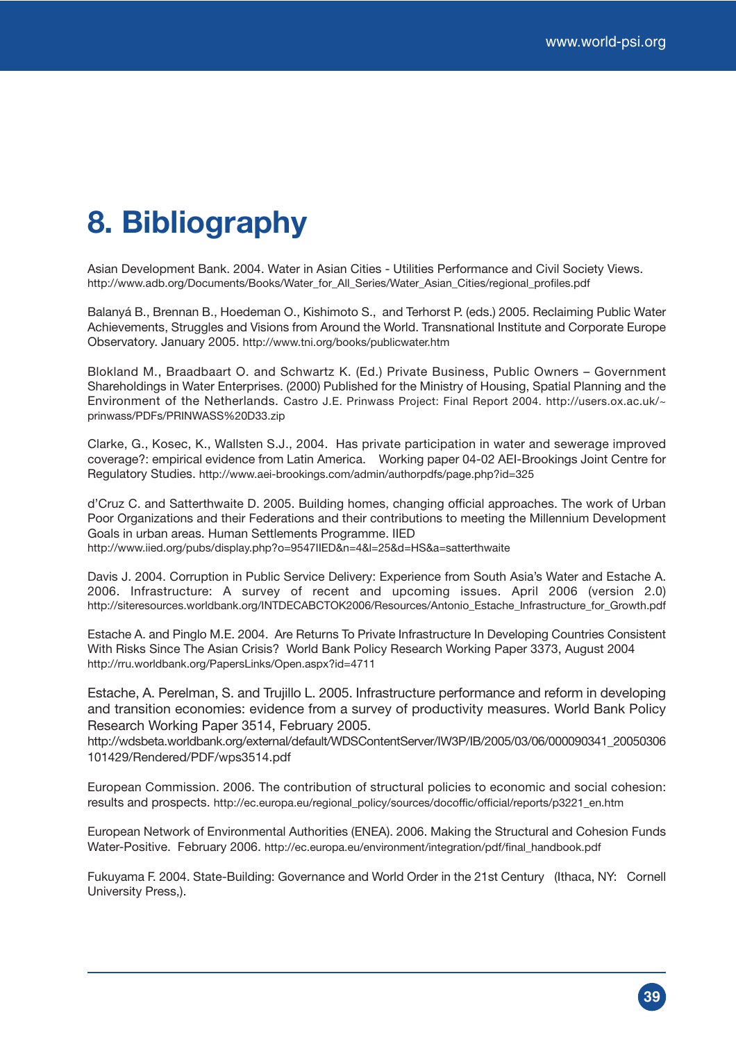# 8. Bibliography

Asian Development Bank. 2004. Water in Asian Cities - Utilities Performance and Civil Society Views. http://www.adb.org/Documents/Books/Water_for_All_Series/Water_Asian_Cities/regional_profiles.pdf

Balanyá B., Brennan B., Hoedeman O., Kishimoto S., and Terhorst P. (eds.) 2005. Reclaiming Public Water Achievements, Struggles and Visions from Around the World. Transnational Institute and Corporate Europe Observatory. January 2005. http://www.tni.org/books/publicwater.htm

Blokland M., Braadbaart O. and Schwartz K. (Ed.) Private Business, Public Owners – Government Shareholdings in Water Enterprises. (2000) Published for the Ministry of Housing, Spatial Planning and the Environment of the Netherlands. Castro J.E. Prinwass Project: Final Report 2004. http://users.ox.ac.uk/~prinwass/PDFs/PRINWASS%20D33.zip

Clarke, G., Kosec, K., Wallsten S.J., 2004. Has private participation in water and sewerage improved coverage?: empirical evidence from Latin America. Working paper 04-02 AEI-Brookings Joint Centre for Regulatory Studies. http://www.aei-brookings.com/admin/authorpdfs/page.php?id=325

d'Cruz C. and Satterthwaite D. 2005. Building homes, changing official approaches. The work of Urban Poor Organizations and their Federations and their contributions to meeting the Millennium Development Goals in urban areas. Human Settlements Programme. IIED http://www.iied.org/pubs/display.php?o=9547IIED&n=4&l=25&d=HS&a=satterthwaite

Davis J. 2004. Corruption in Public Service Delivery: Experience from South Asia's Water and Estache A. 2006. Infrastructure: A survey of recent and upcoming issues. April 2006 (version 2.0) http://siteresources.worldbank.org/INTDECABCTOK2006/Resources/Antonio_Estache_Infrastructure_for_Growth.pdf

Estache A. and Pinglo M.E. 2004. Are Returns To Private Infrastructure In Developing Countries Consistent With Risks Since The Asian Crisis? World Bank Policy Research Working Paper 3373, August 2004 http://rru.worldbank.org/PapersLinks/Open.aspx?id=4711

Estache, A. Perelman, S. and Trujillo L. 2005. Infrastructure performance and reform in developing and transition economies: evidence from a survey of productivity measures. World Bank Policy Research Working Paper 3514, February 2005.
http://wdsbeta.worldbank.org/external/default/WDSContentServer/IW3P/IB/2005/03/06/000090341_20050306101429/Rendered/PDF/wps3514.pdf

European Commission. 2006. The contribution of structural policies to economic and social cohesion: results and prospects. http://ec.europa.eu/regional_policy/sources/docoffic/official/reports/p3221_en.htm

European Network of Environmental Authorities (ENEA). 2006. Making the Structural and Cohesion Funds Water-Positive. February 2006. http://ec.europa.eu/environment/integration/pdf/final_handbook.pdf

Fukuyama F. 2004. State-Building: Governance and World Order in the 21st Century (Ithaca, NY: Cornell University Press,).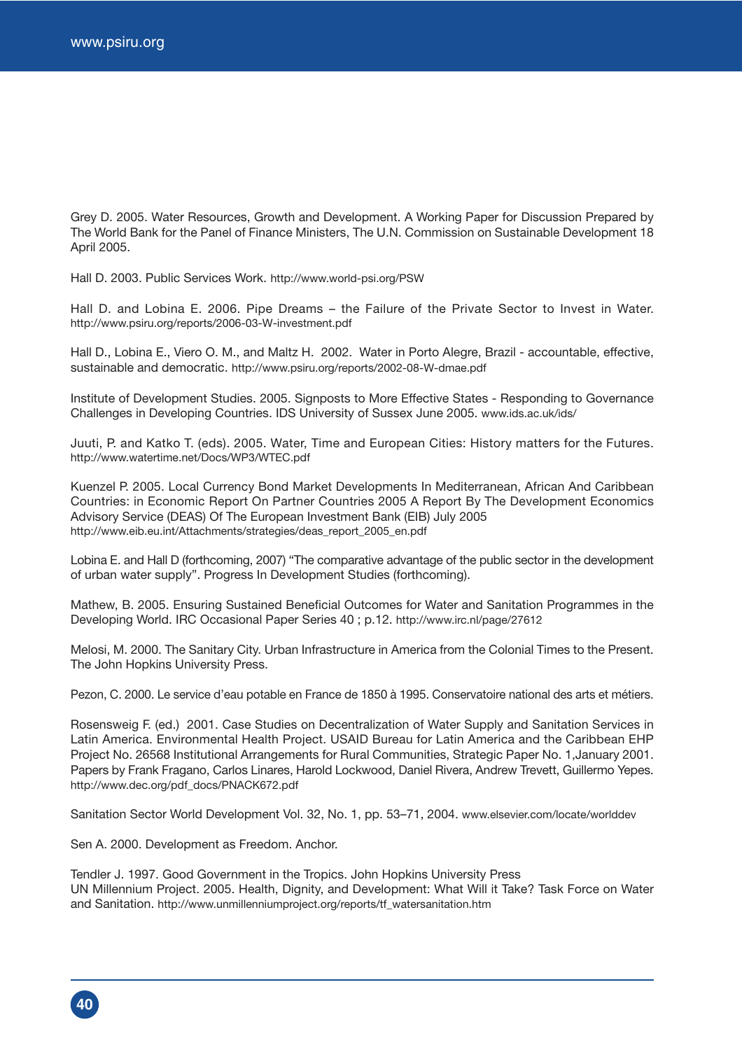Grey D. 2005. Water Resources, Growth and Development. A Working Paper for Discussion Prepared by The World Bank for the Panel of Finance Ministers, The U.N. Commission on Sustainable Development 18 April 2005.

Hall D. 2003. Public Services Work. http://www.world-psi.org/PSW

Hall D. and Lobina E. 2006. Pipe Dreams – the Failure of the Private Sector to Invest in Water. http://www.psiru.org/reports/2006-03-W-investment.pdf

Hall D., Lobina E., Viero O. M., and Maltz H. 2002. Water in Porto Alegre, Brazil - accountable, effective, sustainable and democratic. http://www.psiru.org/reports/2002-08-W-dmae.pdf

Institute of Development Studies. 2005. Signposts to More Effective States - Responding to Governance Challenges in Developing Countries. IDS University of Sussex June 2005. www.ids.ac.uk/ids/

Juuti, P. and Katko T. (eds). 2005. Water, Time and European Cities: History matters for the Futures. http://www.watertime.net/Docs/WP3/WTEC.pdf

Kuenzel P. 2005. Local Currency Bond Market Developments In Mediterranean, African And Caribbean Countries: in Economic Report On Partner Countries 2005 A Report By The Development Economics Advisory Service (DEAS) Of The European Investment Bank (EIB) July 2005 http://www.eib.eu.int/Attachments/strategies/deas_report_2005_en.pdf

Lobina E. and Hall D (forthcoming, 2007) "The comparative advantage of the public sector in the development of urban water supply". Progress In Development Studies (forthcoming).

Mathew, B. 2005. Ensuring Sustained Beneficial Outcomes for Water and Sanitation Programmes in the Developing World. IRC Occasional Paper Series 40 ; p.12. http://www.irc.nl/page/27612

Melosi, M. 2000. The Sanitary City. Urban Infrastructure in America from the Colonial Times to the Present. The John Hopkins University Press.

Pezon, C. 2000. Le service d'eau potable en France de 1850 à 1995. Conservatoire national des arts et métiers.

Rosensweig F. (ed.) 2001. Case Studies on Decentralization of Water Supply and Sanitation Services in Latin America. Environmental Health Project. USAID Bureau for Latin America and the Caribbean EHP Project No. 26568 Institutional Arrangements for Rural Communities, Strategic Paper No. 1,January 2001. Papers by Frank Fragano, Carlos Linares, Harold Lockwood, Daniel Rivera, Andrew Trevett, Guillermo Yepes. http://www.dec.org/pdf_docs/PNACK672.pdf

Sanitation Sector World Development Vol. 32, No. 1, pp. 53–71, 2004. www.elsevier.com/locate/worlddev

Sen A. 2000. Development as Freedom. Anchor.

Tendler J. 1997. Good Government in the Tropics. John Hopkins University Press

UN Millennium Project. 2005. Health, Dignity, and Development: What Will it Take? Task Force on Water and Sanitation. http://www.unmillenniumproject.org/reports/tf_watersanitation.htm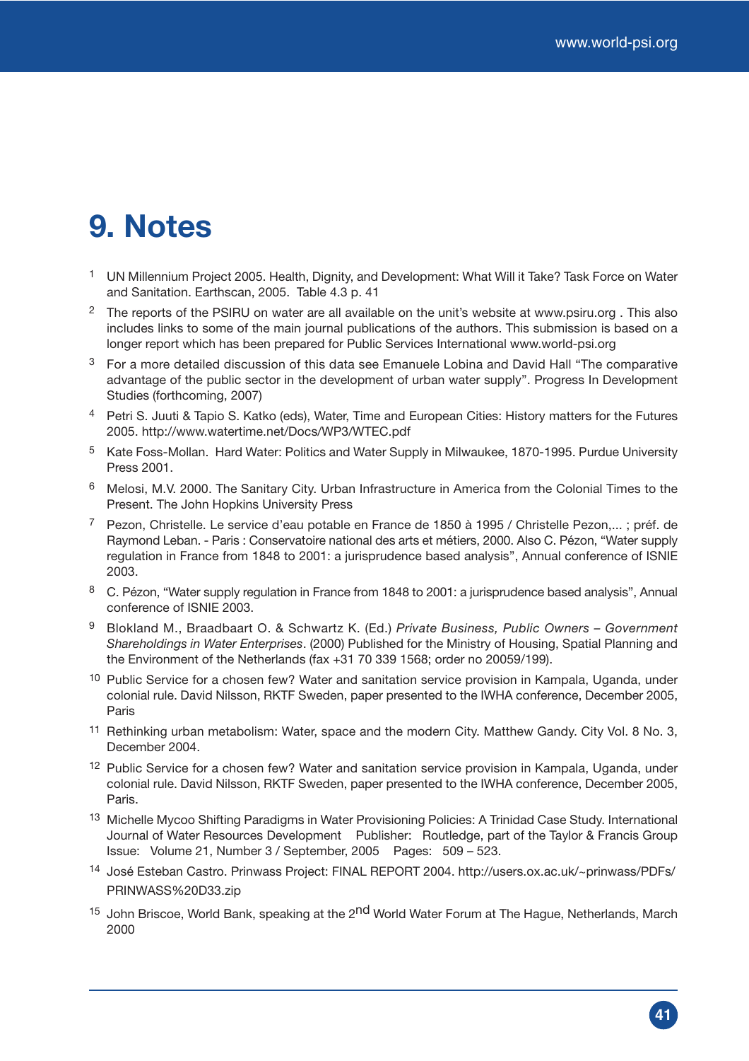# 9. Notes

1. UN Millennium Project 2005. Health, Dignity, and Development: What Will it Take? Task Force on Water and Sanitation. Earthscan, 2005. Table 4.3 p. 41
2. The reports of the PSIRU on water are all available on the unit's website at www.psiru.org . This also includes links to some of the main journal publications of the authors. This submission is based on a longer report which has been prepared for Public Services International www.world-psi.org
3. For a more detailed discussion of this data see Emanuele Lobina and David Hall "The comparative advantage of the public sector in the development of urban water supply". Progress In Development Studies (forthcoming, 2007)
4. Petri S. Juuti & Tapio S. Katko (eds), Water, Time and European Cities: History matters for the Futures 2005. http://www.watertime.net/Docs/WP3/WTEC.pdf
5. Kate Foss-Mollan. Hard Water: Politics and Water Supply in Milwaukee, 1870-1995. Purdue University Press 2001.
6. Melosi, M.V. 2000. The Sanitary City. Urban Infrastructure in America from the Colonial Times to the Present. The John Hopkins University Press
7. Pezon, Christelle. Le service d'eau potable en France de 1850 à 1995 / Christelle Pezon,... ; préf. de Raymond Leban. - Paris : Conservatoire national des arts et métiers, 2000. Also C. Pézon, "Water supply regulation in France from 1848 to 2001: a jurisprudence based analysis", Annual conference of ISNIE 2003.
8. C. Pézon, "Water supply regulation in France from 1848 to 2001: a jurisprudence based analysis", Annual conference of ISNIE 2003.
9. Blokland M., Braadbaart O. & Schwartz K. (Ed.) *Private Business, Public Owners – Government Shareholdings in Water Enterprises*. (2000) Published for the Ministry of Housing, Spatial Planning and the Environment of the Netherlands (fax +31 70 339 1568; order no 20059/199).
10. Public Service for a chosen few? Water and sanitation service provision in Kampala, Uganda, under colonial rule. David Nilsson, RKTF Sweden, paper presented to the IWHA conference, December 2005, Paris
11. Rethinking urban metabolism: Water, space and the modern City. Matthew Gandy. City Vol. 8 No. 3, December 2004.
12. Public Service for a chosen few? Water and sanitation service provision in Kampala, Uganda, under colonial rule. David Nilsson, RKTF Sweden, paper presented to the IWHA conference, December 2005, Paris.
13. Michelle Mycoo Shifting Paradigms in Water Provisioning Policies: A Trinidad Case Study. International Journal of Water Resources Development Publisher: Routledge, part of the Taylor & Francis Group Issue: Volume 21, Number 3 / September, 2005 Pages: 509 – 523.
14. José Esteban Castro. Prinwass Project: FINAL REPORT 2004. http://users.ox.ac.uk/~prinwass/PDFs/PRINWASS%20D33.zip
15. John Briscoe, World Bank, speaking at the 2nd World Water Forum at The Hague, Netherlands, March 2000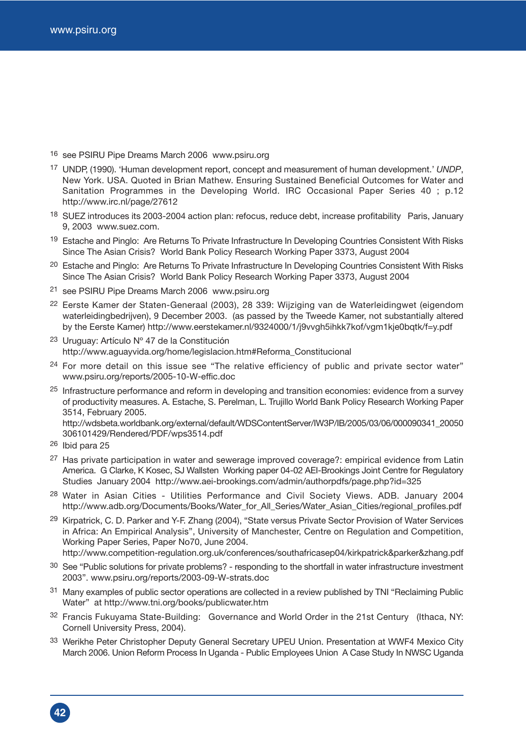[16] see PSIRU Pipe Dreams March 2006 www.psiru.org

[17] UNDP, (1990). 'Human development report, concept and measurement of human development.' *UNDP*, New York. USA. Quoted in Brian Mathew. Ensuring Sustained Beneficial Outcomes for Water and Sanitation Programmes in the Developing World. IRC Occasional Paper Series 40 ; p.12 http://www.irc.nl/page/27612

[18] SUEZ introduces its 2003-2004 action plan: refocus, reduce debt, increase profitability Paris, January 9, 2003 www.suez.com.

[19] Estache and Pinglo: Are Returns To Private Infrastructure In Developing Countries Consistent With Risks Since The Asian Crisis? World Bank Policy Research Working Paper 3373, August 2004

[20] Estache and Pinglo: Are Returns To Private Infrastructure In Developing Countries Consistent With Risks Since The Asian Crisis? World Bank Policy Research Working Paper 3373, August 2004

[21] see PSIRU Pipe Dreams March 2006 www.psiru.org

[22] Eerste Kamer der Staten-Generaal (2003), 28 339: Wijziging van de Waterleidingwet (eigendom waterleidingbedrijven), 9 December 2003. (as passed by the Tweede Kamer, not substantially altered by the Eerste Kamer) http://www.eerstekamer.nl/9324000/1/j9vvgh5ihkk7kof/vgm1kje0bqtk/f=y.pdf

[23] Uruguay: Artículo Nº 47 de la Constitución http://www.aguayvida.org/home/legislacion.htm#Reforma_Constitucional

[24] For more detail on this issue see "The relative efficiency of public and private sector water" www.psiru.org/reports/2005-10-W-effic.doc

[25] Infrastructure performance and reform in developing and transition economies: evidence from a survey of productivity measures. A. Estache, S. Perelman, L. Trujillo World Bank Policy Research Working Paper 3514, February 2005. http://wdsbeta.worldbank.org/external/default/WDSContentServer/IW3P/IB/2005/03/06/000090341_20050306101429/Rendered/PDF/wps3514.pdf

[26] Ibid para 25

[27] Has private participation in water and sewerage improved coverage?: empirical evidence from Latin America. G Clarke, K Kosec, SJ Wallsten Working paper 04-02 AEI-Brookings Joint Centre for Regulatory Studies January 2004 http://www.aei-brookings.com/admin/authorpdfs/page.php?id=325

[28] Water in Asian Cities - Utilities Performance and Civil Society Views. ADB. January 2004 http://www.adb.org/Documents/Books/Water_for_All_Series/Water_Asian_Cities/regional_profiles.pdf

[29] Kirpatrick, C. D. Parker and Y-F. Zhang (2004), "State versus Private Sector Provision of Water Services in Africa: An Empirical Analysis", University of Manchester, Centre on Regulation and Competition, Working Paper Series, Paper No70, June 2004. http://www.competition-regulation.org.uk/conferences/southafricasep04/kirkpatrick&parker&zhang.pdf

[30] See "Public solutions for private problems? - responding to the shortfall in water infrastructure investment 2003". www.psiru.org/reports/2003-09-W-strats.doc

[31] Many examples of public sector operations are collected in a review published by TNI "Reclaiming Public Water" at http://www.tni.org/books/publicwater.htm

[32] Francis Fukuyama State-Building: Governance and World Order in the 21st Century (Ithaca, NY: Cornell University Press, 2004).

[33] Werikhe Peter Christopher Deputy General Secretary UPEU Union. Presentation at WWF4 Mexico City March 2006. Union Reform Process In Uganda - Public Employees Union A Case Study In NWSC Uganda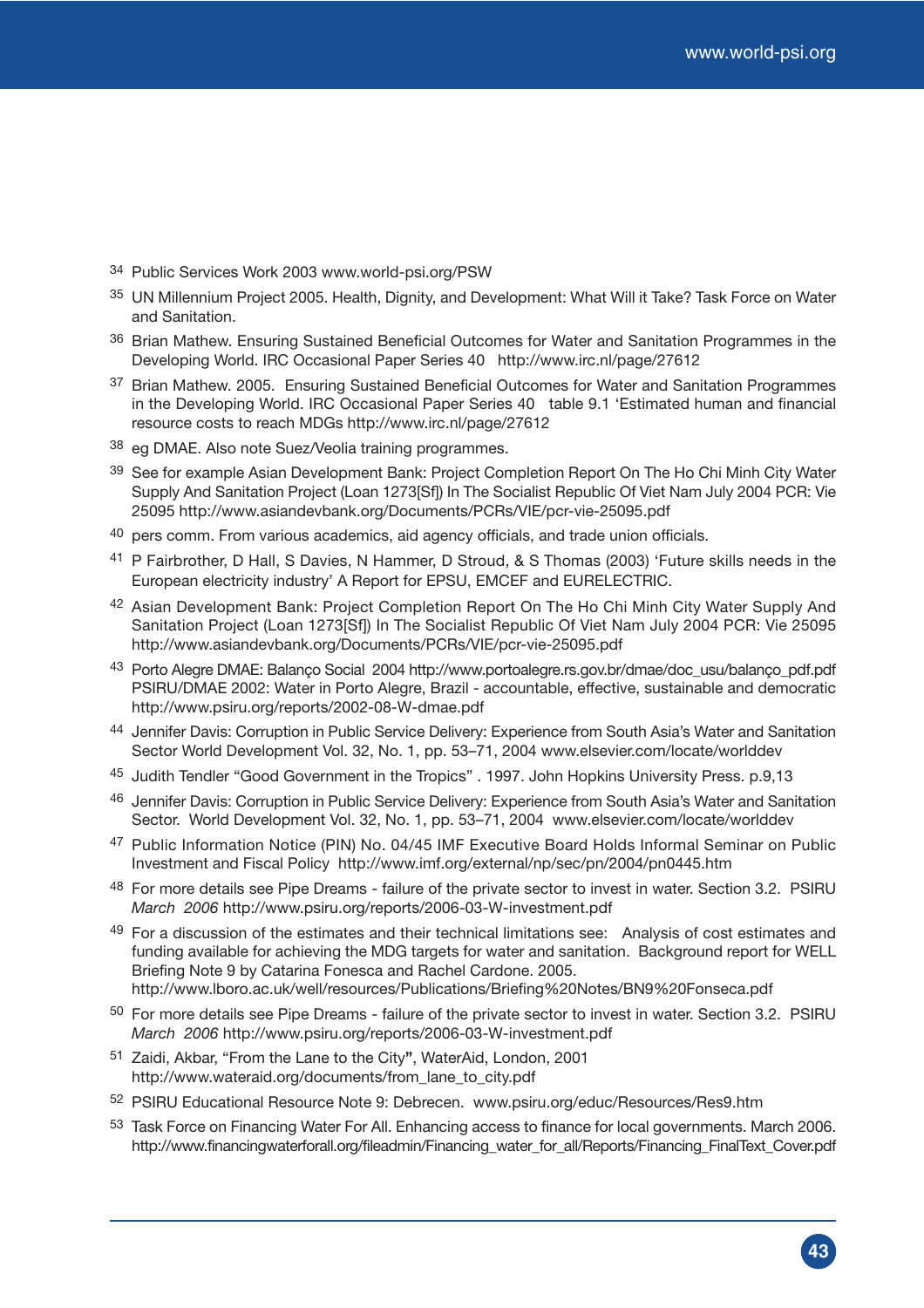34 Public Services Work 2003 www.world-psi.org/PSW

35 UN Millennium Project 2005. Health, Dignity, and Development: What Will it Take? Task Force on Water and Sanitation.

36 Brian Mathew. Ensuring Sustained Beneficial Outcomes for Water and Sanitation Programmes in the Developing World. IRC Occasional Paper Series 40 http://www.irc.nl/page/27612

37 Brian Mathew. 2005. Ensuring Sustained Beneficial Outcomes for Water and Sanitation Programmes in the Developing World. IRC Occasional Paper Series 40 table 9.1 'Estimated human and financial resource costs to reach MDGs http://www.irc.nl/page/27612

38 eg DMAE. Also note Suez/Veolia training programmes.

39 See for example Asian Development Bank: Project Completion Report On The Ho Chi Minh City Water Supply And Sanitation Project (Loan 1273[Sf]) In The Socialist Republic Of Viet Nam July 2004 PCR: Vie 25095 http://www.asiandevbank.org/Documents/PCRs/VIE/pcr-vie-25095.pdf

40 pers comm. From various academics, aid agency officials, and trade union officials.

41 P Fairbrother, D Hall, S Davies, N Hammer, D Stroud, & S Thomas (2003) 'Future skills needs in the European electricity industry' A Report for EPSU, EMCEF and EURELECTRIC.

42 Asian Development Bank: Project Completion Report On The Ho Chi Minh City Water Supply And Sanitation Project (Loan 1273[Sf]) In The Socialist Republic Of Viet Nam July 2004 PCR: Vie 25095 http://www.asiandevbank.org/Documents/PCRs/VIE/pcr-vie-25095.pdf

43 Porto Alegre DMAE: Balanço Social 2004 http://www.portoalegre.rs.gov.br/dmae/doc_usu/balanço_pdf.pdf PSIRU/DMAE 2002: Water in Porto Alegre, Brazil - accountable, effective, sustainable and democratic http://www.psiru.org/reports/2002-08-W-dmae.pdf

44 Jennifer Davis: Corruption in Public Service Delivery: Experience from South Asia's Water and Sanitation Sector World Development Vol. 32, No. 1, pp. 53–71, 2004 www.elsevier.com/locate/worlddev

45 Judith Tendler "Good Government in the Tropics" . 1997. John Hopkins University Press. p.9,13

46 Jennifer Davis: Corruption in Public Service Delivery: Experience from South Asia's Water and Sanitation Sector. World Development Vol. 32, No. 1, pp. 53–71, 2004 www.elsevier.com/locate/worlddev

47 Public Information Notice (PIN) No. 04/45 IMF Executive Board Holds Informal Seminar on Public Investment and Fiscal Policy http://www.imf.org/external/np/sec/pn/2004/pn0445.htm

48 For more details see Pipe Dreams - failure of the private sector to invest in water. Section 3.2. PSIRU *March 2006* http://www.psiru.org/reports/2006-03-W-investment.pdf

49 For a discussion of the estimates and their technical limitations see: Analysis of cost estimates and funding available for achieving the MDG targets for water and sanitation. Background report for WELL Briefing Note 9 by Catarina Fonesca and Rachel Cardone. 2005. http://www.lboro.ac.uk/well/resources/Publications/Briefing%20Notes/BN9%20Fonseca.pdf

50 For more details see Pipe Dreams - failure of the private sector to invest in water. Section 3.2. PSIRU *March 2006* http://www.psiru.org/reports/2006-03-W-investment.pdf

51 Zaidi, Akbar, "From the Lane to the City", WaterAid, London, 2001 http://www.wateraid.org/documents/from_lane_to_city.pdf

52 PSIRU Educational Resource Note 9: Debrecen. www.psiru.org/educ/Resources/Res9.htm

53 Task Force on Financing Water For All. Enhancing access to finance for local governments. March 2006. http://www.financingwaterforall.org/fileadmin/Financing_water_for_all/Reports/Financing_FinalText_Cover.pdf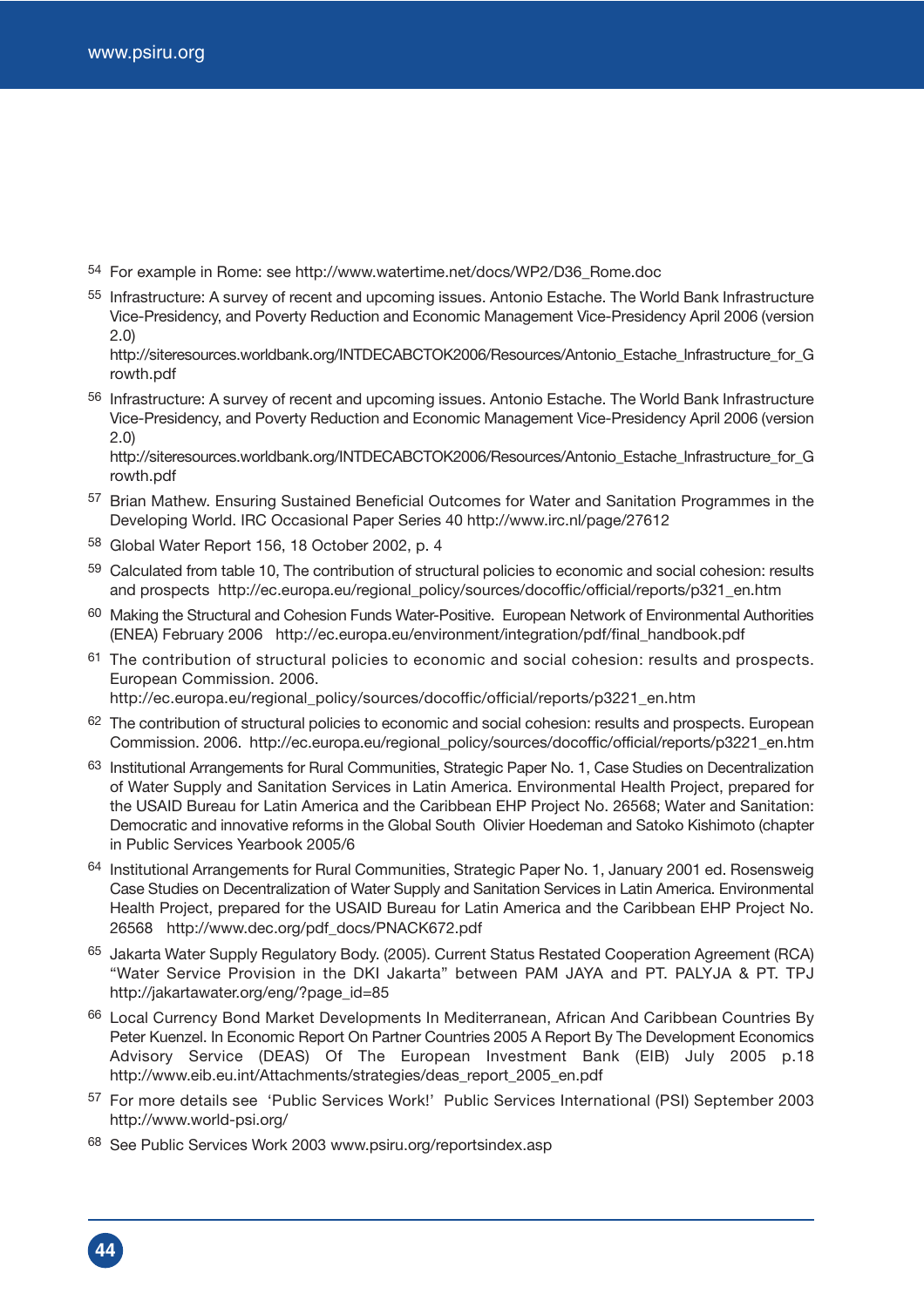54 For example in Rome: see http://www.watertime.net/docs/WP2/D36_Rome.doc

55 Infrastructure: A survey of recent and upcoming issues. Antonio Estache. The World Bank Infrastructure Vice-Presidency, and Poverty Reduction and Economic Management Vice-Presidency April 2006 (version 2.0) http://siteresources.worldbank.org/INTDECABCTOK2006/Resources/Antonio_Estache_Infrastructure_for_Growth.pdf

56 Infrastructure: A survey of recent and upcoming issues. Antonio Estache. The World Bank Infrastructure Vice-Presidency, and Poverty Reduction and Economic Management Vice-Presidency April 2006 (version 2.0) http://siteresources.worldbank.org/INTDECABCTOK2006/Resources/Antonio_Estache_Infrastructure_for_Growth.pdf

57 Brian Mathew. Ensuring Sustained Beneficial Outcomes for Water and Sanitation Programmes in the Developing World. IRC Occasional Paper Series 40 http://www.irc.nl/page/27612

58 Global Water Report 156, 18 October 2002, p. 4

59 Calculated from table 10, The contribution of structural policies to economic and social cohesion: results and prospects http://ec.europa.eu/regional_policy/sources/docoffic/official/reports/p321_en.htm

60 Making the Structural and Cohesion Funds Water-Positive. European Network of Environmental Authorities (ENEA) February 2006 http://ec.europa.eu/environment/integration/pdf/final_handbook.pdf

61 The contribution of structural policies to economic and social cohesion: results and prospects. European Commission. 2006. http://ec.europa.eu/regional_policy/sources/docoffic/official/reports/p3221_en.htm

62 The contribution of structural policies to economic and social cohesion: results and prospects. European Commission. 2006. http://ec.europa.eu/regional_policy/sources/docoffic/official/reports/p3221_en.htm

63 Institutional Arrangements for Rural Communities, Strategic Paper No. 1, Case Studies on Decentralization of Water Supply and Sanitation Services in Latin America. Environmental Health Project, prepared for the USAID Bureau for Latin America and the Caribbean EHP Project No. 26568; Water and Sanitation: Democratic and innovative reforms in the Global South Olivier Hoedeman and Satoko Kishimoto (chapter in Public Services Yearbook 2005/6

64 Institutional Arrangements for Rural Communities, Strategic Paper No. 1, January 2001 ed. Rosensweig Case Studies on Decentralization of Water Supply and Sanitation Services in Latin America. Environmental Health Project, prepared for the USAID Bureau for Latin America and the Caribbean EHP Project No. 26568 http://www.dec.org/pdf_docs/PNACK672.pdf

65 Jakarta Water Supply Regulatory Body. (2005). Current Status Restated Cooperation Agreement (RCA) "Water Service Provision in the DKI Jakarta" between PAM JAYA and PT. PALYJA & PT. TPJ http://jakartawater.org/eng/?page_id=85

66 Local Currency Bond Market Developments In Mediterranean, African And Caribbean Countries By Peter Kuenzel. In Economic Report On Partner Countries 2005 A Report By The Development Economics Advisory Service (DEAS) Of The European Investment Bank (EIB) July 2005 p.18 http://www.eib.eu.int/Attachments/strategies/deas_report_2005_en.pdf

57 For more details see 'Public Services Work!' Public Services International (PSI) September 2003 http://www.world-psi.org/

68 See Public Services Work 2003 www.psiru.org/reportsindex.asp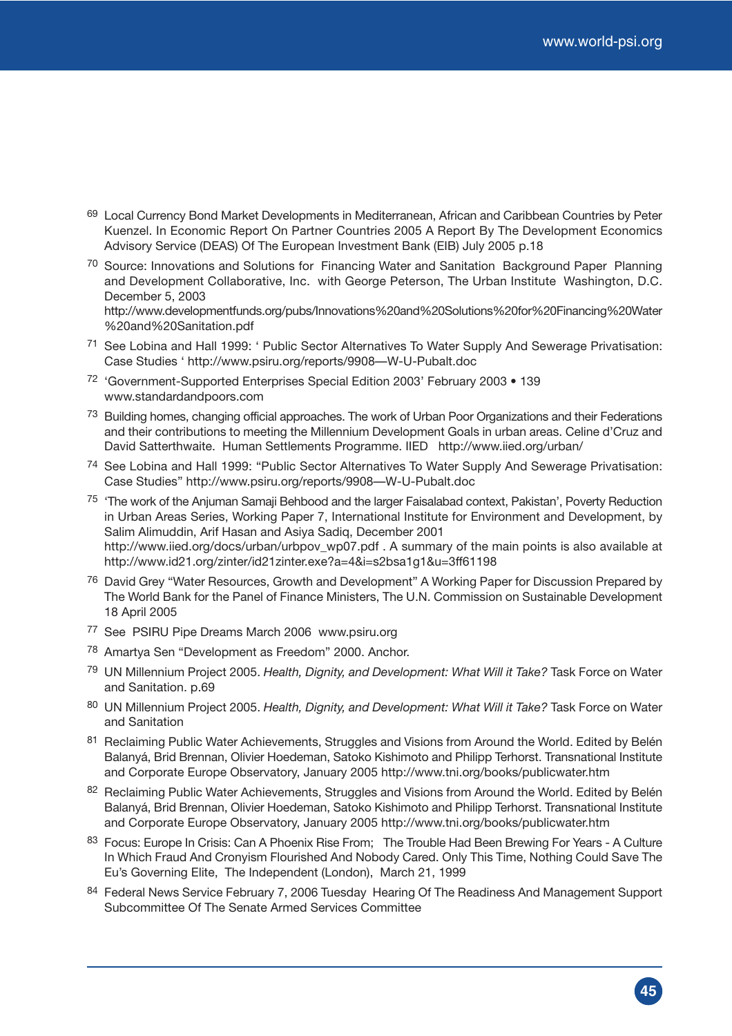[69] Local Currency Bond Market Developments in Mediterranean, African and Caribbean Countries by Peter Kuenzel. In Economic Report On Partner Countries 2005 A Report By The Development Economics Advisory Service (DEAS) Of The European Investment Bank (EIB) July 2005 p.18

[70] Source: Innovations and Solutions for Financing Water and Sanitation Background Paper Planning and Development Collaborative, Inc. with George Peterson, The Urban Institute Washington, D.C. December 5, 2003
http://www.developmentfunds.org/pubs/Innovations%20and%20Solutions%20for%20Financing%20Water%20and%20Sanitation.pdf

[71] See Lobina and Hall 1999: ' Public Sector Alternatives To Water Supply And Sewerage Privatisation: Case Studies ' http://www.psiru.org/reports/9908—W-U-Pubalt.doc

[72] 'Government-Supported Enterprises Special Edition 2003' February 2003 • 139 www.standardandpoors.com

[73] Building homes, changing official approaches. The work of Urban Poor Organizations and their Federations and their contributions to meeting the Millennium Development Goals in urban areas. Celine d'Cruz and David Satterthwaite. Human Settlements Programme. IIED http://www.iied.org/urban/

[74] See Lobina and Hall 1999: "Public Sector Alternatives To Water Supply And Sewerage Privatisation: Case Studies" http://www.psiru.org/reports/9908—W-U-Pubalt.doc

[75] 'The work of the Anjuman Samaji Behbood and the larger Faisalabad context, Pakistan', Poverty Reduction in Urban Areas Series, Working Paper 7, International Institute for Environment and Development, by Salim Alimuddin, Arif Hasan and Asiya Sadiq, December 2001
http://www.iied.org/docs/urban/urbpov_wp07.pdf . A summary of the main points is also available at http://www.id21.org/zinter/id21zinter.exe?a=4&i=s2bsa1g1&u=3ff61198

[76] David Grey "Water Resources, Growth and Development" A Working Paper for Discussion Prepared by The World Bank for the Panel of Finance Ministers, The U.N. Commission on Sustainable Development 18 April 2005

[77] See PSIRU Pipe Dreams March 2006 www.psiru.org

[78] Amartya Sen "Development as Freedom" 2000. Anchor.

[79] UN Millennium Project 2005. *Health, Dignity, and Development: What Will it Take?* Task Force on Water and Sanitation. p.69

[80] UN Millennium Project 2005. *Health, Dignity, and Development: What Will it Take?* Task Force on Water and Sanitation

[81] Reclaiming Public Water Achievements, Struggles and Visions from Around the World. Edited by Belén Balanyá, Brid Brennan, Olivier Hoedeman, Satoko Kishimoto and Philipp Terhorst. Transnational Institute and Corporate Europe Observatory, January 2005 http://www.tni.org/books/publicwater.htm

[82] Reclaiming Public Water Achievements, Struggles and Visions from Around the World. Edited by Belén Balanyá, Brid Brennan, Olivier Hoedeman, Satoko Kishimoto and Philipp Terhorst. Transnational Institute and Corporate Europe Observatory, January 2005 http://www.tni.org/books/publicwater.htm

[83] Focus: Europe In Crisis: Can A Phoenix Rise From; The Trouble Had Been Brewing For Years - A Culture In Which Fraud And Cronyism Flourished And Nobody Cared. Only This Time, Nothing Could Save The Eu's Governing Elite, The Independent (London), March 21, 1999

[84] Federal News Service February 7, 2006 Tuesday Hearing Of The Readiness And Management Support Subcommittee Of The Senate Armed Services Committee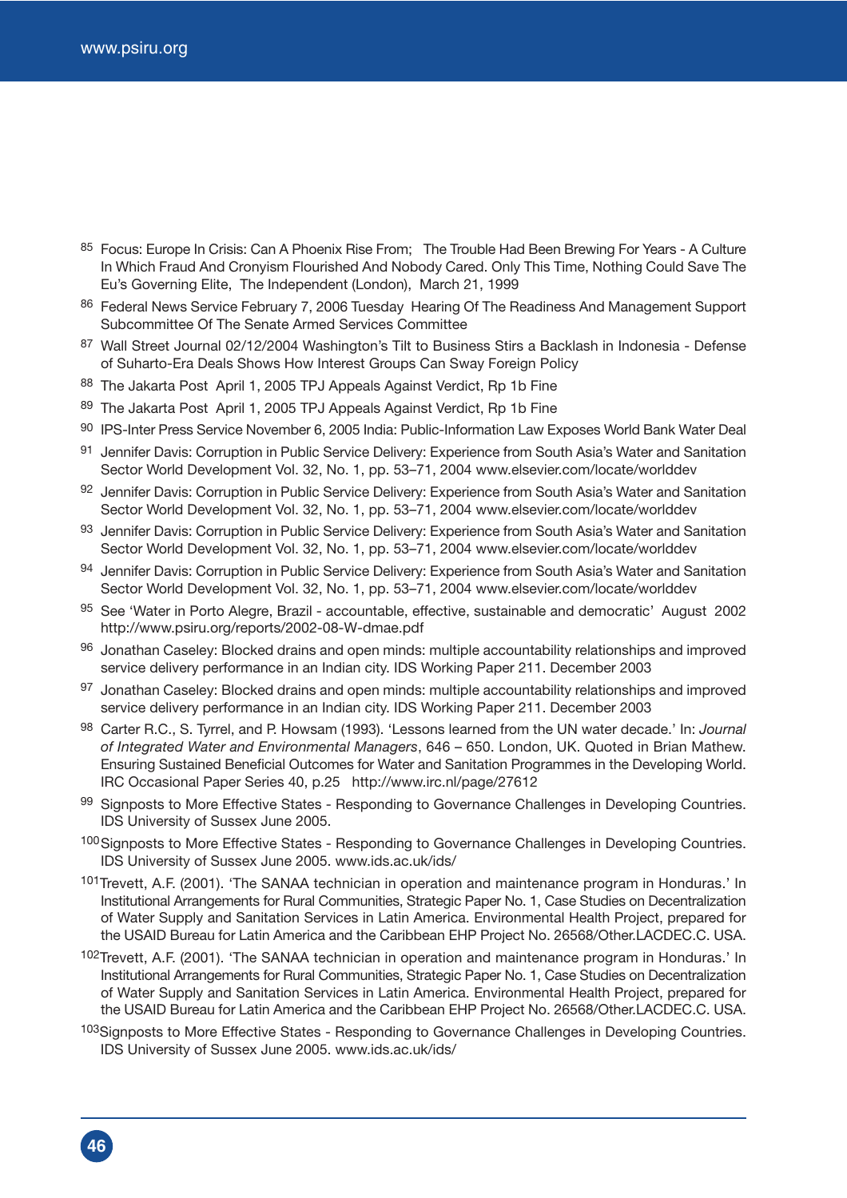[85] Focus: Europe In Crisis: Can A Phoenix Rise From; The Trouble Had Been Brewing For Years - A Culture In Which Fraud And Cronyism Flourished And Nobody Cared. Only This Time, Nothing Could Save The Eu's Governing Elite, The Independent (London), March 21, 1999

[86] Federal News Service February 7, 2006 Tuesday Hearing Of The Readiness And Management Support Subcommittee Of The Senate Armed Services Committee

[87] Wall Street Journal 02/12/2004 Washington's Tilt to Business Stirs a Backlash in Indonesia - Defense of Suharto-Era Deals Shows How Interest Groups Can Sway Foreign Policy

[88] The Jakarta Post April 1, 2005 TPJ Appeals Against Verdict, Rp 1b Fine

[89] The Jakarta Post April 1, 2005 TPJ Appeals Against Verdict, Rp 1b Fine

[90] IPS-Inter Press Service November 6, 2005 India: Public-Information Law Exposes World Bank Water Deal

[91] Jennifer Davis: Corruption in Public Service Delivery: Experience from South Asia's Water and Sanitation Sector World Development Vol. 32, No. 1, pp. 53–71, 2004 www.elsevier.com/locate/worlddev

[92] Jennifer Davis: Corruption in Public Service Delivery: Experience from South Asia's Water and Sanitation Sector World Development Vol. 32, No. 1, pp. 53–71, 2004 www.elsevier.com/locate/worlddev

[93] Jennifer Davis: Corruption in Public Service Delivery: Experience from South Asia's Water and Sanitation Sector World Development Vol. 32, No. 1, pp. 53–71, 2004 www.elsevier.com/locate/worlddev

[94] Jennifer Davis: Corruption in Public Service Delivery: Experience from South Asia's Water and Sanitation Sector World Development Vol. 32, No. 1, pp. 53–71, 2004 www.elsevier.com/locate/worlddev

[95] See 'Water in Porto Alegre, Brazil - accountable, effective, sustainable and democratic' August 2002 http://www.psiru.org/reports/2002-08-W-dmae.pdf

[96] Jonathan Caseley: Blocked drains and open minds: multiple accountability relationships and improved service delivery performance in an Indian city. IDS Working Paper 211. December 2003

[97] Jonathan Caseley: Blocked drains and open minds: multiple accountability relationships and improved service delivery performance in an Indian city. IDS Working Paper 211. December 2003

[98] Carter R.C., S. Tyrrel, and P. Howsam (1993). 'Lessons learned from the UN water decade.' In: *Journal of Integrated Water and Environmental Managers*, 646 – 650. London, UK. Quoted in Brian Mathew. Ensuring Sustained Beneficial Outcomes for Water and Sanitation Programmes in the Developing World. IRC Occasional Paper Series 40, p.25 http://www.irc.nl/page/27612

[99] Signposts to More Effective States - Responding to Governance Challenges in Developing Countries. IDS University of Sussex June 2005.

[100] Signposts to More Effective States - Responding to Governance Challenges in Developing Countries. IDS University of Sussex June 2005. www.ids.ac.uk/ids/

[101] Trevett, A.F. (2001). 'The SANAA technician in operation and maintenance program in Honduras.' In Institutional Arrangements for Rural Communities, Strategic Paper No. 1, Case Studies on Decentralization of Water Supply and Sanitation Services in Latin America. Environmental Health Project, prepared for the USAID Bureau for Latin America and the Caribbean EHP Project No. 26568/Other.LACDEC.C. USA.

[102] Trevett, A.F. (2001). 'The SANAA technician in operation and maintenance program in Honduras.' In Institutional Arrangements for Rural Communities, Strategic Paper No. 1, Case Studies on Decentralization of Water Supply and Sanitation Services in Latin America. Environmental Health Project, prepared for the USAID Bureau for Latin America and the Caribbean EHP Project No. 26568/Other.LACDEC.C. USA.

[103] Signposts to More Effective States - Responding to Governance Challenges in Developing Countries. IDS University of Sussex June 2005. www.ids.ac.uk/ids/